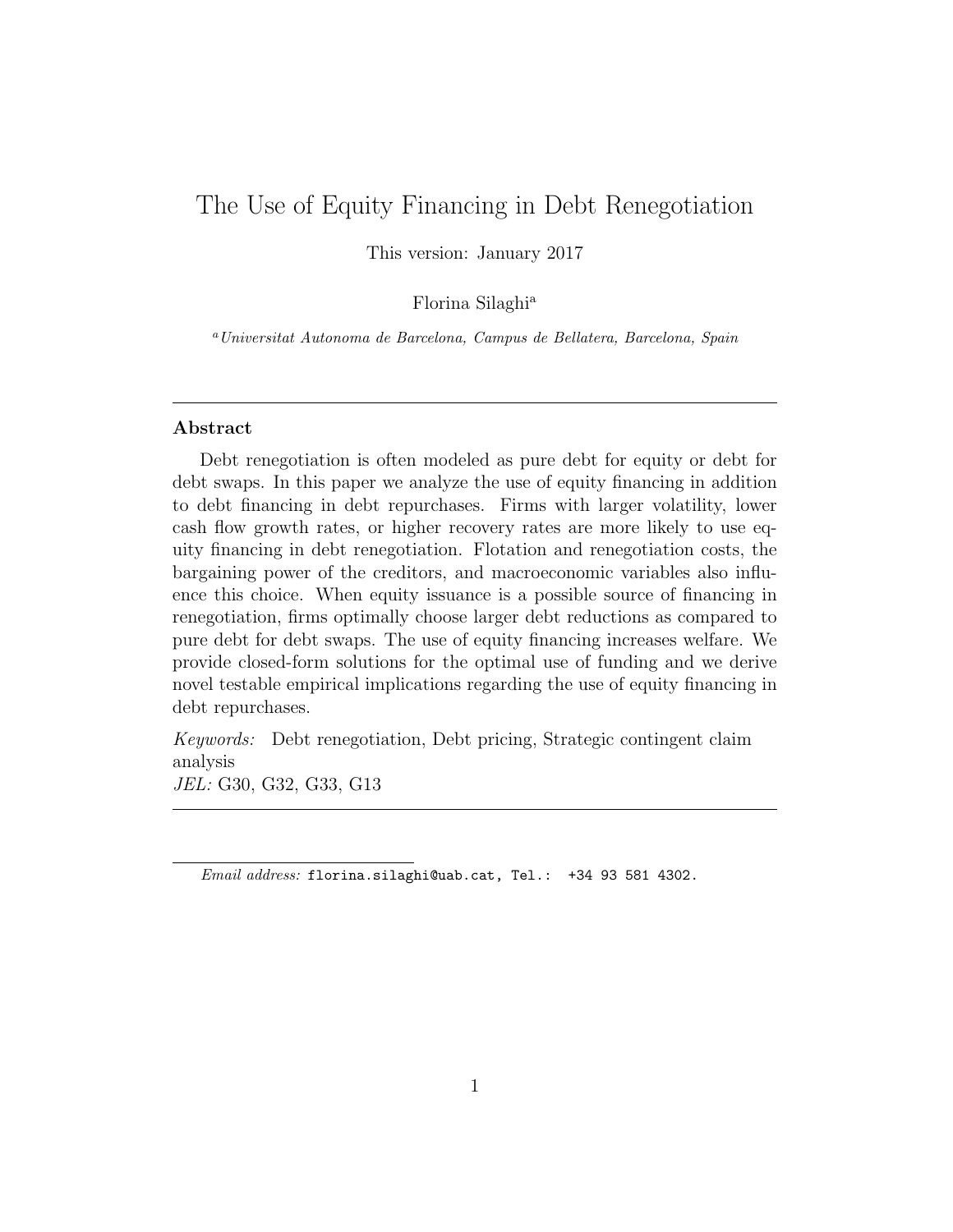# The Use of Equity Financing in Debt Renegotiation

This version: January 2017

Florina Silaghi[a]

[a] *Universitat Autonoma de Barcelona, Campus de Bellatera, Barcelona, Spain*

---

## Abstract

Debt renegotiation is often modeled as pure debt for equity or debt for debt swaps. In this paper we analyze the use of equity financing in addition to debt financing in debt repurchases. Firms with larger volatility, lower cash flow growth rates, or higher recovery rates are more likely to use equity financing in debt renegotiation. Flotation and renegotiation costs, the bargaining power of the creditors, and macroeconomic variables also influence this choice. When equity issuance is a possible source of financing in renegotiation, firms optimally choose larger debt reductions as compared to pure debt for debt swaps. The use of equity financing increases welfare. We provide closed-form solutions for the optimal use of funding and we derive novel testable empirical implications regarding the use of equity financing in debt repurchases.

*Keywords:* Debt renegotiation, Debt pricing, Strategic contingent claim analysis

*JEL:* G30, G32, G33, G13

---

*Email address:* florina.silaghi@uab.cat, Tel.: +34 93 581 4302.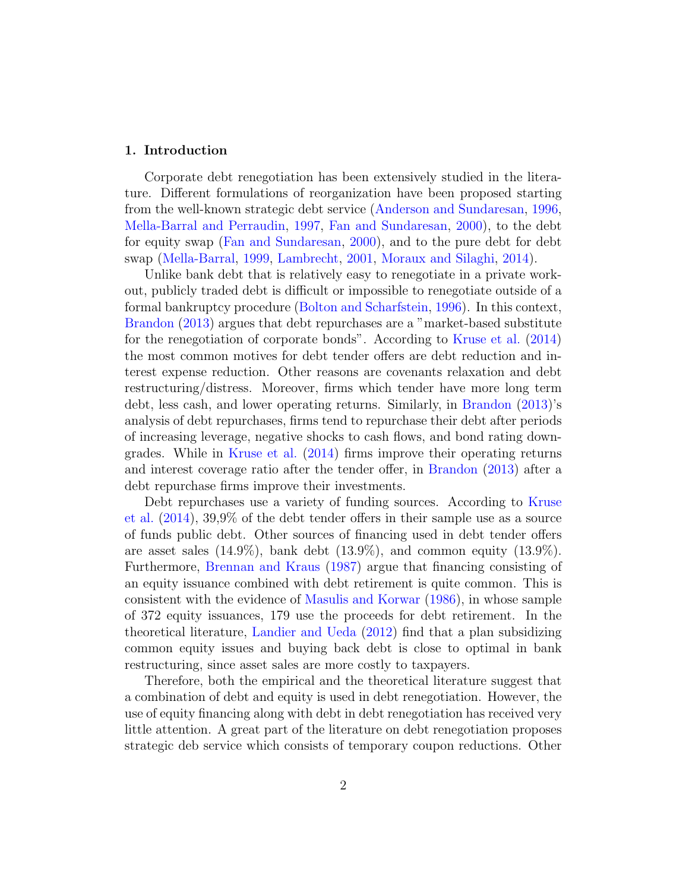## 1. Introduction

Corporate debt renegotiation has been extensively studied in the literature. Different formulations of reorganization have been proposed starting from the well-known strategic debt service (Anderson and Sundaresan, 1996, Mella-Barral and Perraudin, 1997, Fan and Sundaresan, 2000), to the debt for equity swap (Fan and Sundaresan, 2000), and to the pure debt for debt swap (Mella-Barral, 1999, Lambrecht, 2001, Moraux and Silaghi, 2014).

Unlike bank debt that is relatively easy to renegotiate in a private workout, publicly traded debt is difficult or impossible to renegotiate outside of a formal bankruptcy procedure (Bolton and Scharfstein, 1996). In this context, Brandon (2013) argues that debt repurchases are a "market-based substitute for the renegotiation of corporate bonds". According to Kruse et al. (2014) the most common motives for debt tender offers are debt reduction and interest expense reduction. Other reasons are covenants relaxation and debt restructuring/distress. Moreover, firms which tender have more long term debt, less cash, and lower operating returns. Similarly, in Brandon (2013)'s analysis of debt repurchases, firms tend to repurchase their debt after periods of increasing leverage, negative shocks to cash flows, and bond rating downgrades. While in Kruse et al. (2014) firms improve their operating returns and interest coverage ratio after the tender offer, in Brandon (2013) after a debt repurchase firms improve their investments.

Debt repurchases use a variety of funding sources. According to Kruse et al. (2014), 39,9% of the debt tender offers in their sample use as a source of funds public debt. Other sources of financing used in debt tender offers are asset sales (14.9%), bank debt (13.9%), and common equity (13.9%). Furthermore, Brennan and Kraus (1987) argue that financing consisting of an equity issuance combined with debt retirement is quite common. This is consistent with the evidence of Masulis and Korwar (1986), in whose sample of 372 equity issuances, 179 use the proceeds for debt retirement. In the theoretical literature, Landier and Ueda (2012) find that a plan subsidizing common equity issues and buying back debt is close to optimal in bank restructuring, since asset sales are more costly to taxpayers.

Therefore, both the empirical and the theoretical literature suggest that a combination of debt and equity is used in debt renegotiation. However, the use of equity financing along with debt in debt renegotiation has received very little attention. A great part of the literature on debt renegotiation proposes strategic deb service which consists of temporary coupon reductions. Other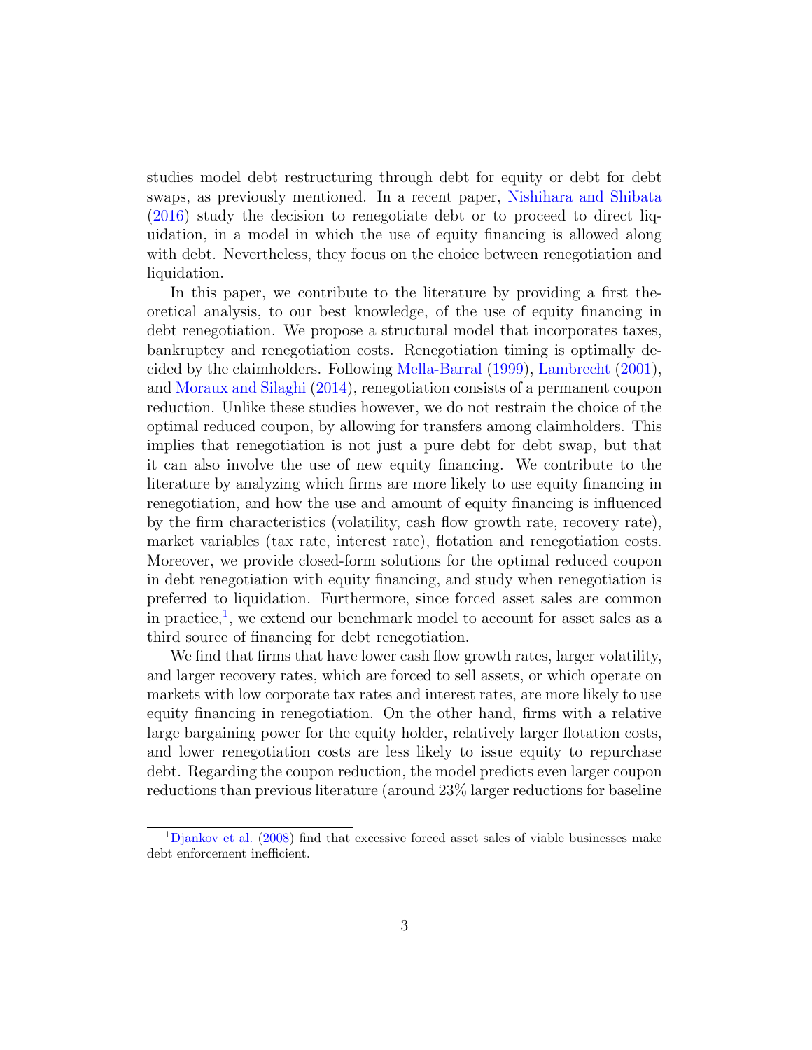studies model debt restructuring through debt for equity or debt for debt swaps, as previously mentioned. In a recent paper, Nishihara and Shibata (2016) study the decision to renegotiate debt or to proceed to direct liquidation, in a model in which the use of equity financing is allowed along with debt. Nevertheless, they focus on the choice between renegotiation and liquidation.

In this paper, we contribute to the literature by providing a first theoretical analysis, to our best knowledge, of the use of equity financing in debt renegotiation. We propose a structural model that incorporates taxes, bankruptcy and renegotiation costs. Renegotiation timing is optimally decided by the claimholders. Following Mella-Barral (1999), Lambrecht (2001), and Moraux and Silaghi (2014), renegotiation consists of a permanent coupon reduction. Unlike these studies however, we do not restrain the choice of the optimal reduced coupon, by allowing for transfers among claimholders. This implies that renegotiation is not just a pure debt for debt swap, but that it can also involve the use of new equity financing. We contribute to the literature by analyzing which firms are more likely to use equity financing in renegotiation, and how the use and amount of equity financing is influenced by the firm characteristics (volatility, cash flow growth rate, recovery rate), market variables (tax rate, interest rate), flotation and renegotiation costs. Moreover, we provide closed-form solutions for the optimal reduced coupon in debt renegotiation with equity financing, and study when renegotiation is preferred to liquidation. Furthermore, since forced asset sales are common in practice,[1], we extend our benchmark model to account for asset sales as a third source of financing for debt renegotiation.

We find that firms that have lower cash flow growth rates, larger volatility, and larger recovery rates, which are forced to sell assets, or which operate on markets with low corporate tax rates and interest rates, are more likely to use equity financing in renegotiation. On the other hand, firms with a relative large bargaining power for the equity holder, relatively larger flotation costs, and lower renegotiation costs are less likely to issue equity to repurchase debt. Regarding the coupon reduction, the model predicts even larger coupon reductions than previous literature (around 23% larger reductions for baseline

[1] Djankov et al. (2008) find that excessive forced asset sales of viable businesses make debt enforcement inefficient.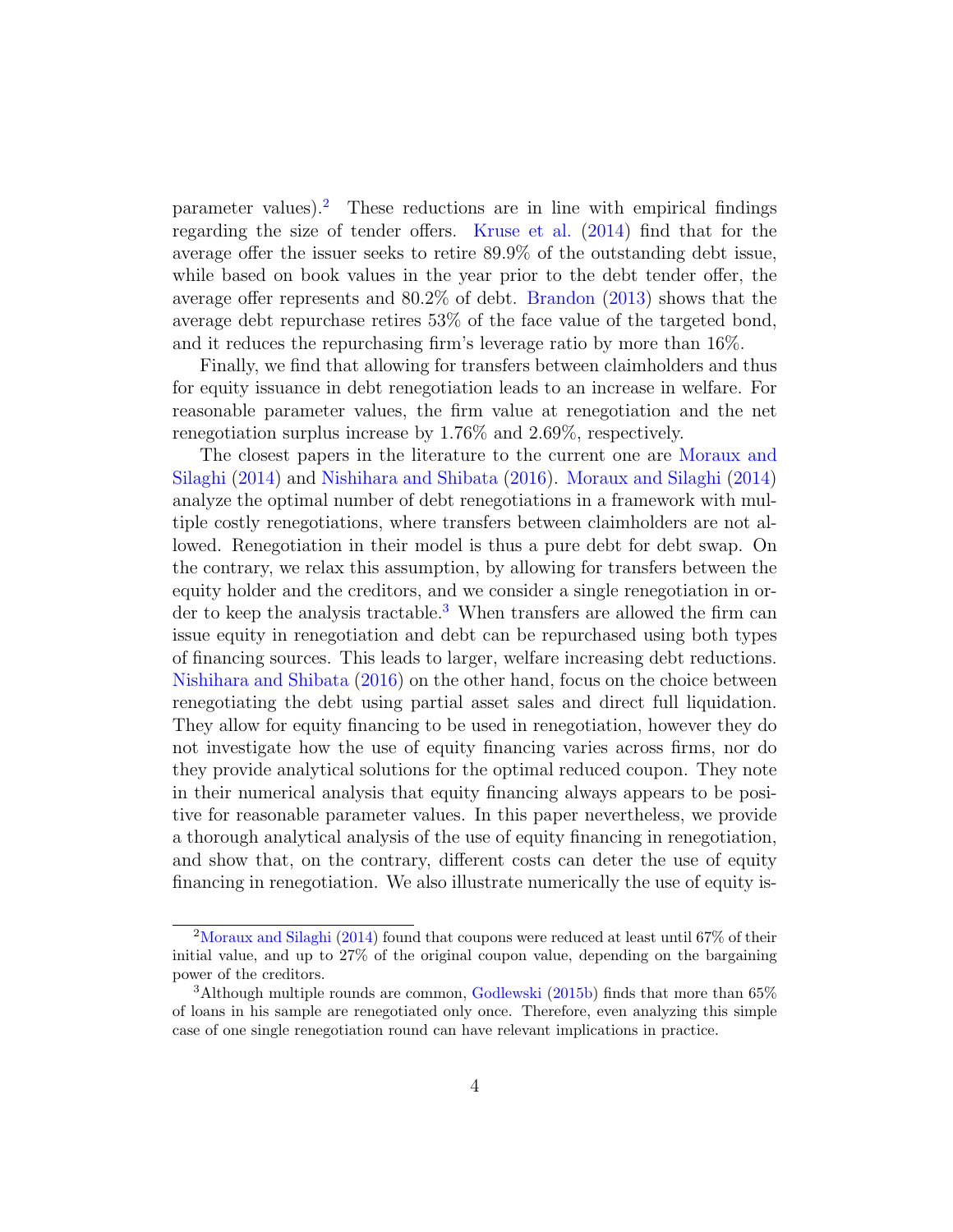parameter values).[2] These reductions are in line with empirical findings regarding the size of tender offers. Kruse et al. (2014) find that for the average offer the issuer seeks to retire 89.9% of the outstanding debt issue, while based on book values in the year prior to the debt tender offer, the average offer represents and 80.2% of debt. Brandon (2013) shows that the average debt repurchase retires 53% of the face value of the targeted bond, and it reduces the repurchasing firm's leverage ratio by more than 16%.

Finally, we find that allowing for transfers between claimholders and thus for equity issuance in debt renegotiation leads to an increase in welfare. For reasonable parameter values, the firm value at renegotiation and the net renegotiation surplus increase by 1.76% and 2.69%, respectively.

The closest papers in the literature to the current one are Moraux and Silaghi (2014) and Nishihara and Shibata (2016). Moraux and Silaghi (2014) analyze the optimal number of debt renegotiations in a framework with multiple costly renegotiations, where transfers between claimholders are not allowed. Renegotiation in their model is thus a pure debt for debt swap. On the contrary, we relax this assumption, by allowing for transfers between the equity holder and the creditors, and we consider a single renegotiation in order to keep the analysis tractable.[3] When transfers are allowed the firm can issue equity in renegotiation and debt can be repurchased using both types of financing sources. This leads to larger, welfare increasing debt reductions. Nishihara and Shibata (2016) on the other hand, focus on the choice between renegotiating the debt using partial asset sales and direct full liquidation. They allow for equity financing to be used in renegotiation, however they do not investigate how the use of equity financing varies across firms, nor do they provide analytical solutions for the optimal reduced coupon. They note in their numerical analysis that equity financing always appears to be positive for reasonable parameter values. In this paper nevertheless, we provide a thorough analytical analysis of the use of equity financing in renegotiation, and show that, on the contrary, different costs can deter the use of equity financing in renegotiation. We also illustrate numerically the use of equity is-

[2] Moraux and Silaghi (2014) found that coupons were reduced at least until 67% of their initial value, and up to 27% of the original coupon value, depending on the bargaining power of the creditors.

[3] Although multiple rounds are common, Godlewski (2015b) finds that more than 65% of loans in his sample are renegotiated only once. Therefore, even analyzing this simple case of one single renegotiation round can have relevant implications in practice.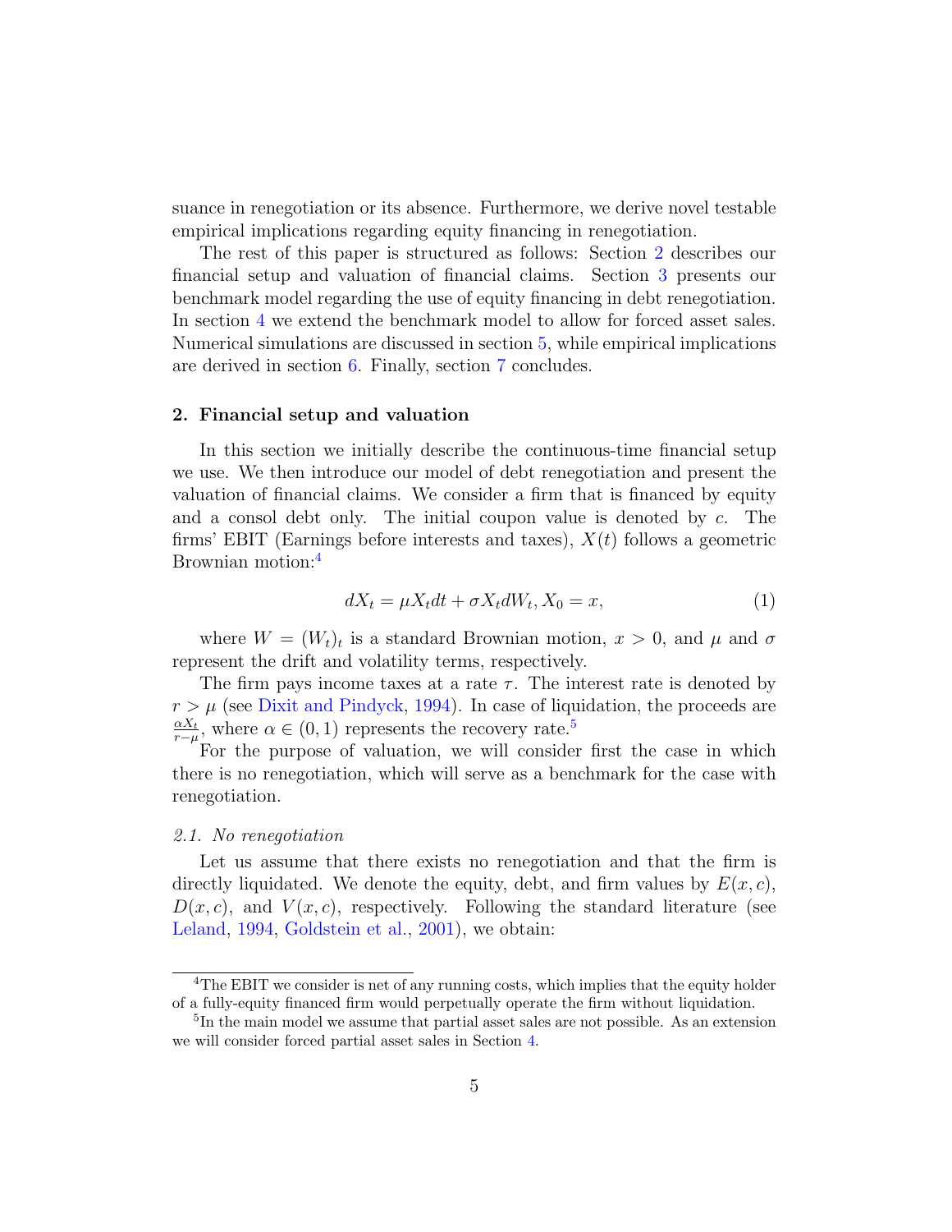suance in renegotiation or its absence. Furthermore, we derive novel testable empirical implications regarding equity financing in renegotiation.

The rest of this paper is structured as follows: Section 2 describes our financial setup and valuation of financial claims. Section 3 presents our benchmark model regarding the use of equity financing in debt renegotiation. In section 4 we extend the benchmark model to allow for forced asset sales. Numerical simulations are discussed in section 5, while empirical implications are derived in section 6. Finally, section 7 concludes.

## 2. Financial setup and valuation

In this section we initially describe the continuous-time financial setup we use. We then introduce our model of debt renegotiation and present the valuation of financial claims. We consider a firm that is financed by equity and a consol debt only. The initial coupon value is denoted by $c$. The firms' EBIT (Earnings before interests and taxes), $X(t)$ follows a geometric Brownian motion:[4]

$$dX_t = \mu X_t dt + \sigma X_t dW_t, X_0 = x, \tag{1}$$

where $W = (W_t)_t$ is a standard Brownian motion, $x > 0$, and $\mu$ and $\sigma$ represent the drift and volatility terms, respectively.

The firm pays income taxes at a rate $\tau$. The interest rate is denoted by $r > \mu$ (see Dixit and Pindyck, 1994). In case of liquidation, the proceeds are $\frac{\alpha X_t}{r-\mu}$, where $\alpha \in (0, 1)$ represents the recovery rate.[5]

For the purpose of valuation, we will consider first the case in which there is no renegotiation, which will serve as a benchmark for the case with renegotiation.

### *2.1. No renegotiation*

Let us assume that there exists no renegotiation and that the firm is directly liquidated. We denote the equity, debt, and firm values by $E(x, c)$, $D(x, c)$, and $V(x, c)$, respectively. Following the standard literature (see Leland, 1994, Goldstein et al., 2001), we obtain:

---

[4] The EBIT we consider is net of any running costs, which implies that the equity holder of a fully-equity financed firm would perpetually operate the firm without liquidation.

[5] In the main model we assume that partial asset sales are not possible. As an extension we will consider forced partial asset sales in Section 4.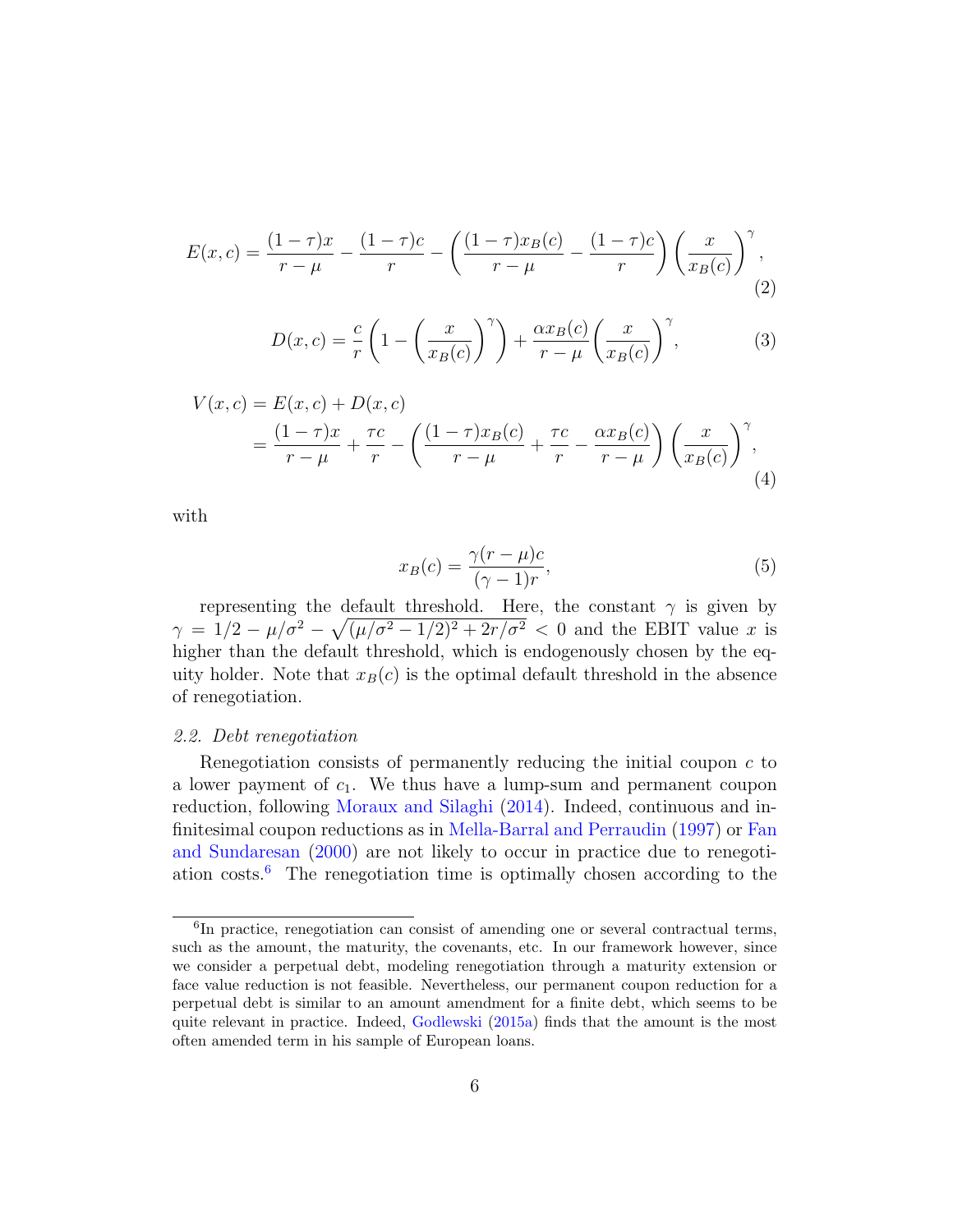$$E(x,c) = \frac{(1-\tau)x}{r-\mu} - \frac{(1-\tau)c}{r} - \left(\frac{(1-\tau)x_B(c)}{r-\mu} - \frac{(1-\tau)c}{r}\right)\left(\frac{x}{x_B(c)}\right)^{\gamma}, \tag{2}$$

$$D(x,c) = \frac{c}{r}\left(1 - \left(\frac{x}{x_B(c)}\right)^{\gamma}\right) + \frac{\alpha x_B(c)}{r-\mu}\left(\frac{x}{x_B(c)}\right)^{\gamma}, \tag{3}$$

$$\begin{aligned} V(x,c) &= E(x,c) + D(x,c) \\ &= \frac{(1-\tau)x}{r-\mu} + \frac{\tau c}{r} - \left(\frac{(1-\tau)x_B(c)}{r-\mu} + \frac{\tau c}{r} - \frac{\alpha x_B(c)}{r-\mu}\right)\left(\frac{x}{x_B(c)}\right)^{\gamma}, \end{aligned} \tag{4}$$

with

$$x_B(c) = \frac{\gamma(r-\mu)c}{(\gamma-1)r}, \tag{5}$$

representing the default threshold. Here, the constant $\gamma$ is given by $\gamma = 1/2 - \mu/\sigma^2 - \sqrt{(\mu/\sigma^2 - 1/2)^2 + 2r/\sigma^2} < 0$ and the EBIT value $x$ is higher than the default threshold, which is endogenously chosen by the equity holder. Note that $x_B(c)$ is the optimal default threshold in the absence of renegotiation.

### *2.2. Debt renegotiation*

Renegotiation consists of permanently reducing the initial coupon $c$ to a lower payment of $c_1$. We thus have a lump-sum and permanent coupon reduction, following Moraux and Silaghi (2014). Indeed, continuous and infinitesimal coupon reductions as in Mella-Barral and Perraudin (1997) or Fan and Sundaresan (2000) are not likely to occur in practice due to renegotiation costs.[6] The renegotiation time is optimally chosen according to the

[6] In practice, renegotiation can consist of amending one or several contractual terms, such as the amount, the maturity, the covenants, etc. In our framework however, since we consider a perpetual debt, modeling renegotiation through a maturity extension or face value reduction is not feasible. Nevertheless, our permanent coupon reduction for a perpetual debt is similar to an amount amendment for a finite debt, which seems to be quite relevant in practice. Indeed, Godlewski (2015a) finds that the amount is the most often amended term in his sample of European loans.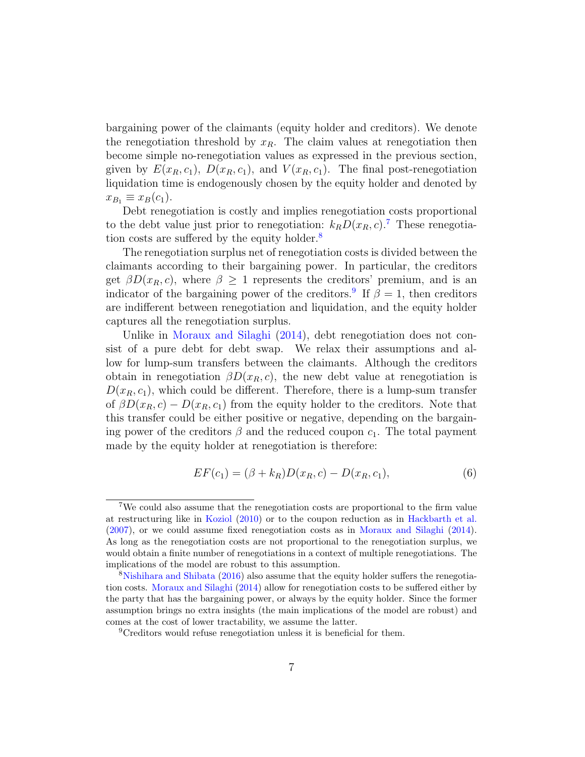bargaining power of the claimants (equity holder and creditors). We denote the renegotiation threshold by $x_R$. The claim values at renegotiation then become simple no-renegotiation values as expressed in the previous section, given by $E(x_R, c_1)$, $D(x_R, c_1)$, and $V(x_R, c_1)$. The final post-renegotiation liquidation time is endogenously chosen by the equity holder and denoted by $x_{B_1} \equiv x_B(c_1)$.

Debt renegotiation is costly and implies renegotiation costs proportional to the debt value just prior to renegotiation: $k_R D(x_R, c)$.[7] These renegotiation costs are suffered by the equity holder.[8]

The renegotiation surplus net of renegotiation costs is divided between the claimants according to their bargaining power. In particular, the creditors get $\beta D(x_R, c)$, where $\beta \geq 1$ represents the creditors' premium, and is an indicator of the bargaining power of the creditors.[9] If $\beta = 1$, then creditors are indifferent between renegotiation and liquidation, and the equity holder captures all the renegotiation surplus.

Unlike in Moraux and Silaghi (2014), debt renegotiation does not consist of a pure debt for debt swap. We relax their assumptions and allow for lump-sum transfers between the claimants. Although the creditors obtain in renegotiation $\beta D(x_R, c)$, the new debt value at renegotiation is $D(x_R, c_1)$, which could be different. Therefore, there is a lump-sum transfer of $\beta D(x_R, c) - D(x_R, c_1)$ from the equity holder to the creditors. Note that this transfer could be either positive or negative, depending on the bargaining power of the creditors $\beta$ and the reduced coupon $c_1$. The total payment made by the equity holder at renegotiation is therefore:

$$EF(c_1) = (\beta + k_R) D(x_R, c) - D(x_R, c_1), \tag{6}$$

---

[7] We could also assume that the renegotiation costs are proportional to the firm value at restructuring like in Koziol (2010) or to the coupon reduction as in Hackbarth et al. (2007), or we could assume fixed renegotiation costs as in Moraux and Silaghi (2014). As long as the renegotiation costs are not proportional to the renegotiation surplus, we would obtain a finite number of renegotiations in a context of multiple renegotiations. The implications of the model are robust to this assumption.

[8] Nishihara and Shibata (2016) also assume that the equity holder suffers the renegotiation costs. Moraux and Silaghi (2014) allow for renegotiation costs to be suffered either by the party that has the bargaining power, or always by the equity holder. Since the former assumption brings no extra insights (the main implications of the model are robust) and comes at the cost of lower tractability, we assume the latter.

[9] Creditors would refuse renegotiation unless it is beneficial for them.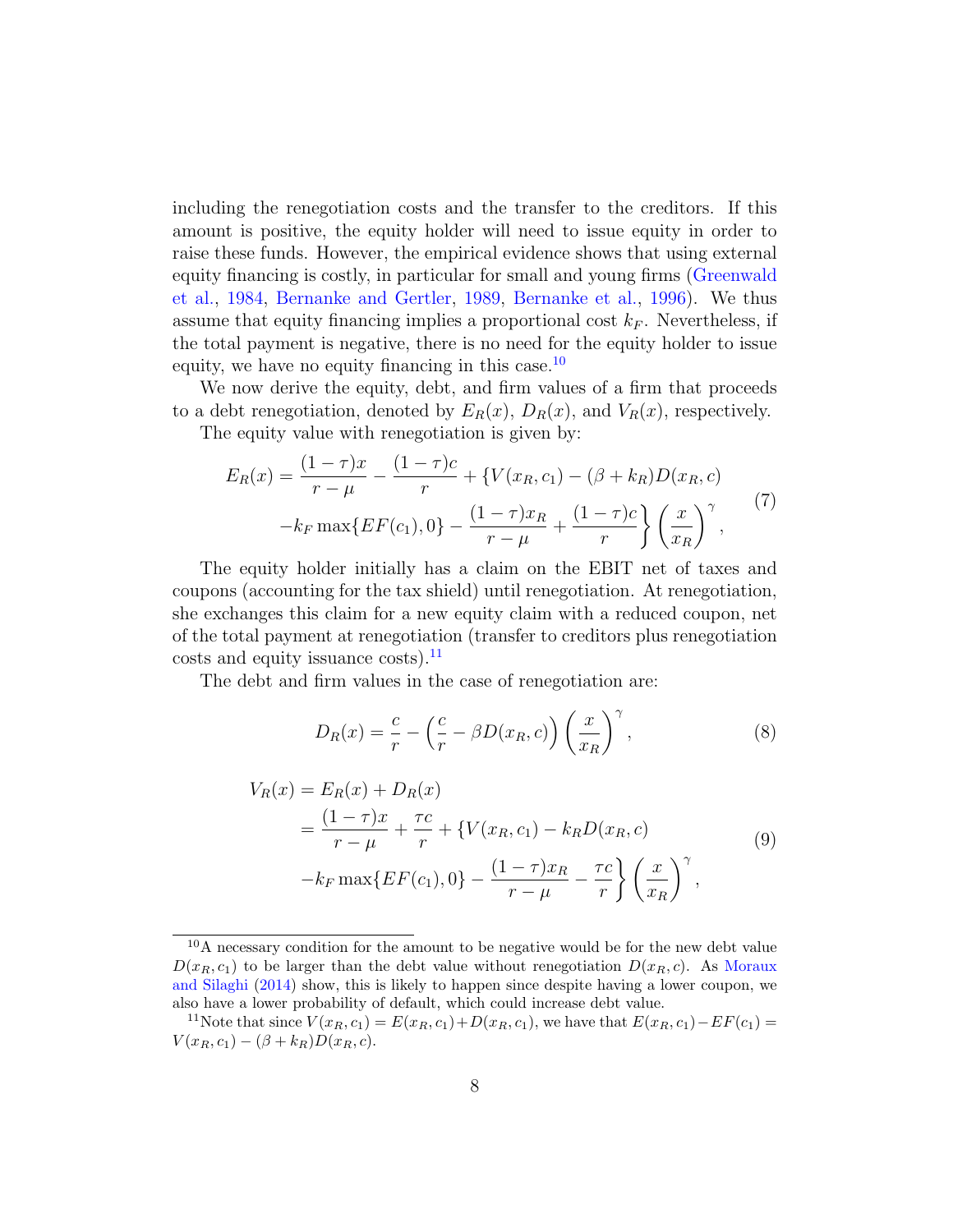including the renegotiation costs and the transfer to the creditors. If this amount is positive, the equity holder will need to issue equity in order to raise these funds. However, the empirical evidence shows that using external equity financing is costly, in particular for small and young firms (Greenwald et al., 1984, Bernanke and Gertler, 1989, Bernanke et al., 1996). We thus assume that equity financing implies a proportional cost $k_F$. Nevertheless, if the total payment is negative, there is no need for the equity holder to issue equity, we have no equity financing in this case.[10]

We now derive the equity, debt, and firm values of a firm that proceeds to a debt renegotiation, denoted by $E_R(x)$, $D_R(x)$, and $V_R(x)$, respectively.

The equity value with renegotiation is given by:

$$
\begin{aligned}
E_R(x) = \frac{(1-\tau)x}{r-\mu} - \frac{(1-\tau)c}{r} + \Big\{ V(x_R, c_1) - (\beta + k_R) D(x_R, c) \\
- k_F \max\{EF(c_1), 0\} - \frac{(1-\tau)x_R}{r-\mu} + \frac{(1-\tau)c}{r} \Big\} \left( \frac{x}{x_R} \right)^{\gamma},
\end{aligned}
\tag{7}
$$

The equity holder initially has a claim on the EBIT net of taxes and coupons (accounting for the tax shield) until renegotiation. At renegotiation, she exchanges this claim for a new equity claim with a reduced coupon, net of the total payment at renegotiation (transfer to creditors plus renegotiation costs and equity issuance costs).[11]

The debt and firm values in the case of renegotiation are:

$$
D_R(x) = \frac{c}{r} - \left( \frac{c}{r} - \beta D(x_R, c) \right) \left( \frac{x}{x_R} \right)^{\gamma},
\tag{8}
$$

$$
\begin{aligned}
V_R(x) &= E_R(x) + D_R(x) \\
&= \frac{(1-\tau)x}{r-\mu} + \frac{\tau c}{r} + \Big\{ V(x_R, c_1) - k_R D(x_R, c) \\
&\quad - k_F \max\{EF(c_1), 0\} - \frac{(1-\tau)x_R}{r-\mu} - \frac{\tau c}{r} \Big\} \left( \frac{x}{x_R} \right)^{\gamma},
\end{aligned}
\tag{9}
$$

---

[10] A necessary condition for the amount to be negative would be for the new debt value $D(x_R, c_1)$ to be larger than the debt value without renegotiation $D(x_R, c)$. As Moraux and Silaghi (2014) show, this is likely to happen since despite having a lower coupon, we also have a lower probability of default, which could increase debt value.

[11] Note that since $V(x_R, c_1) = E(x_R, c_1) + D(x_R, c_1)$, we have that $E(x_R, c_1) - EF(c_1) = V(x_R, c_1) - (\beta + k_R) D(x_R, c)$.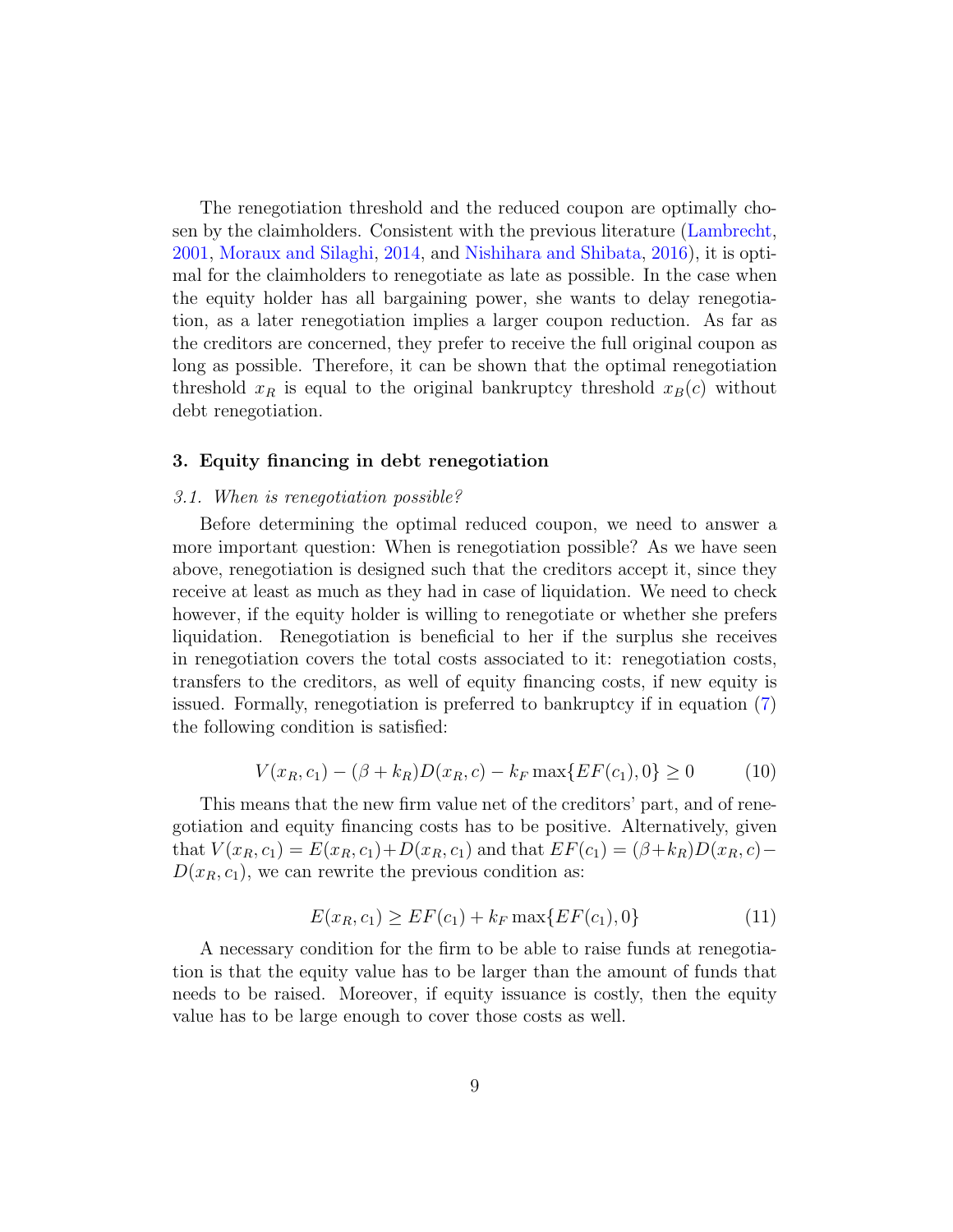The renegotiation threshold and the reduced coupon are optimally chosen by the claimholders. Consistent with the previous literature (Lambrecht, 2001, Moraux and Silaghi, 2014, and Nishihara and Shibata, 2016), it is optimal for the claimholders to renegotiate as late as possible. In the case when the equity holder has all bargaining power, she wants to delay renegotiation, as a later renegotiation implies a larger coupon reduction. As far as the creditors are concerned, they prefer to receive the full original coupon as long as possible. Therefore, it can be shown that the optimal renegotiation threshold $x_R$ is equal to the original bankruptcy threshold $x_B(c)$ without debt renegotiation.

## 3. Equity financing in debt renegotiation

### 3.1. When is renegotiation possible?

Before determining the optimal reduced coupon, we need to answer a more important question: When is renegotiation possible? As we have seen above, renegotiation is designed such that the creditors accept it, since they receive at least as much as they had in case of liquidation. We need to check however, if the equity holder is willing to renegotiate or whether she prefers liquidation. Renegotiation is beneficial to her if the surplus she receives in renegotiation covers the total costs associated to it: renegotiation costs, transfers to the creditors, as well of equity financing costs, if new equity is issued. Formally, renegotiation is preferred to bankruptcy if in equation (7) the following condition is satisfied:

$$V(x_R, c_1) - (\beta + k_R)D(x_R, c) - k_F \max\{EF(c_1), 0\} \geq 0 \tag{10}$$

This means that the new firm value net of the creditors' part, and of renegotiation and equity financing costs has to be positive. Alternatively, given that $V(x_R, c_1) = E(x_R, c_1) + D(x_R, c_1)$ and that $EF(c_1) = (\beta + k_R)D(x_R, c) - D(x_R, c_1)$, we can rewrite the previous condition as:

$$E(x_R, c_1) \geq EF(c_1) + k_F \max\{EF(c_1), 0\} \tag{11}$$

A necessary condition for the firm to be able to raise funds at renegotiation is that the equity value has to be larger than the amount of funds that needs to be raised. Moreover, if equity issuance is costly, then the equity value has to be large enough to cover those costs as well.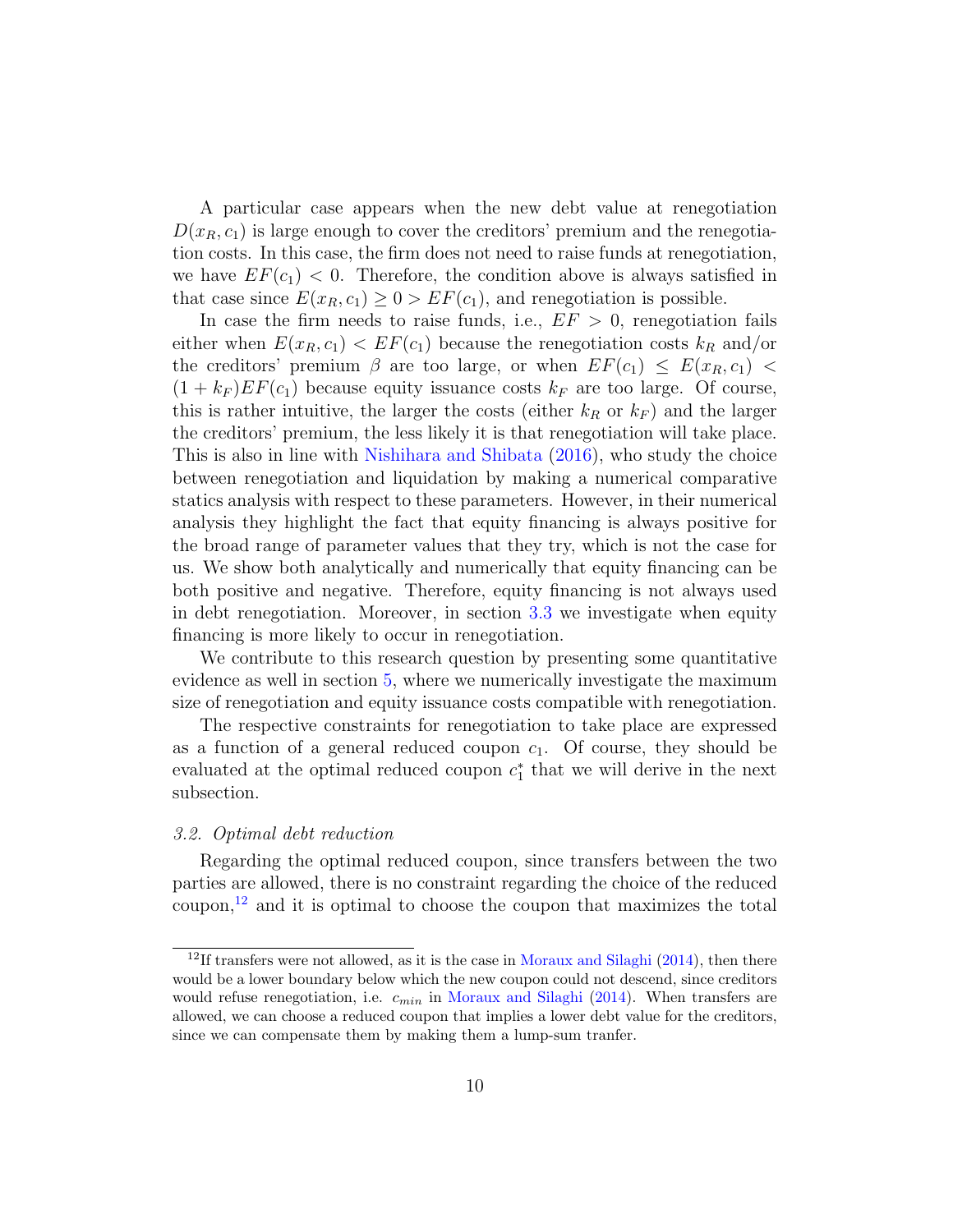A particular case appears when the new debt value at renegotiation $D(x_R, c_1)$ is large enough to cover the creditors' premium and the renegotiation costs. In this case, the firm does not need to raise funds at renegotiation, we have $EF(c_1) < 0$. Therefore, the condition above is always satisfied in that case since $E(x_R, c_1) \geq 0 > EF(c_1)$, and renegotiation is possible.

In case the firm needs to raise funds, i.e., $EF > 0$, renegotiation fails either when $E(x_R, c_1) < EF(c_1)$ because the renegotiation costs $k_R$ and/or the creditors' premium $\beta$ are too large, or when $EF(c_1) \leq E(x_R, c_1) < (1 + k_F)EF(c_1)$ because equity issuance costs $k_F$ are too large. Of course, this is rather intuitive, the larger the costs (either $k_R$ or $k_F$) and the larger the creditors' premium, the less likely it is that renegotiation will take place. This is also in line with Nishihara and Shibata (2016), who study the choice between renegotiation and liquidation by making a numerical comparative statics analysis with respect to these parameters. However, in their numerical analysis they highlight the fact that equity financing is always positive for the broad range of parameter values that they try, which is not the case for us. We show both analytically and numerically that equity financing can be both positive and negative. Therefore, equity financing is not always used in debt renegotiation. Moreover, in section 3.3 we investigate when equity financing is more likely to occur in renegotiation.

We contribute to this research question by presenting some quantitative evidence as well in section 5, where we numerically investigate the maximum size of renegotiation and equity issuance costs compatible with renegotiation.

The respective constraints for renegotiation to take place are expressed as a function of a general reduced coupon $c_1$. Of course, they should be evaluated at the optimal reduced coupon $c_1^*$ that we will derive in the next subsection.

### *3.2. Optimal debt reduction*

Regarding the optimal reduced coupon, since transfers between the two parties are allowed, there is no constraint regarding the choice of the reduced coupon,[12] and it is optimal to choose the coupon that maximizes the total

[12] If transfers were not allowed, as it is the case in Moraux and Silaghi (2014), then there would be a lower boundary below which the new coupon could not descend, since creditors would refuse renegotiation, i.e. $c_{min}$ in Moraux and Silaghi (2014). When transfers are allowed, we can choose a reduced coupon that implies a lower debt value for the creditors, since we can compensate them by making them a lump-sum tranfer.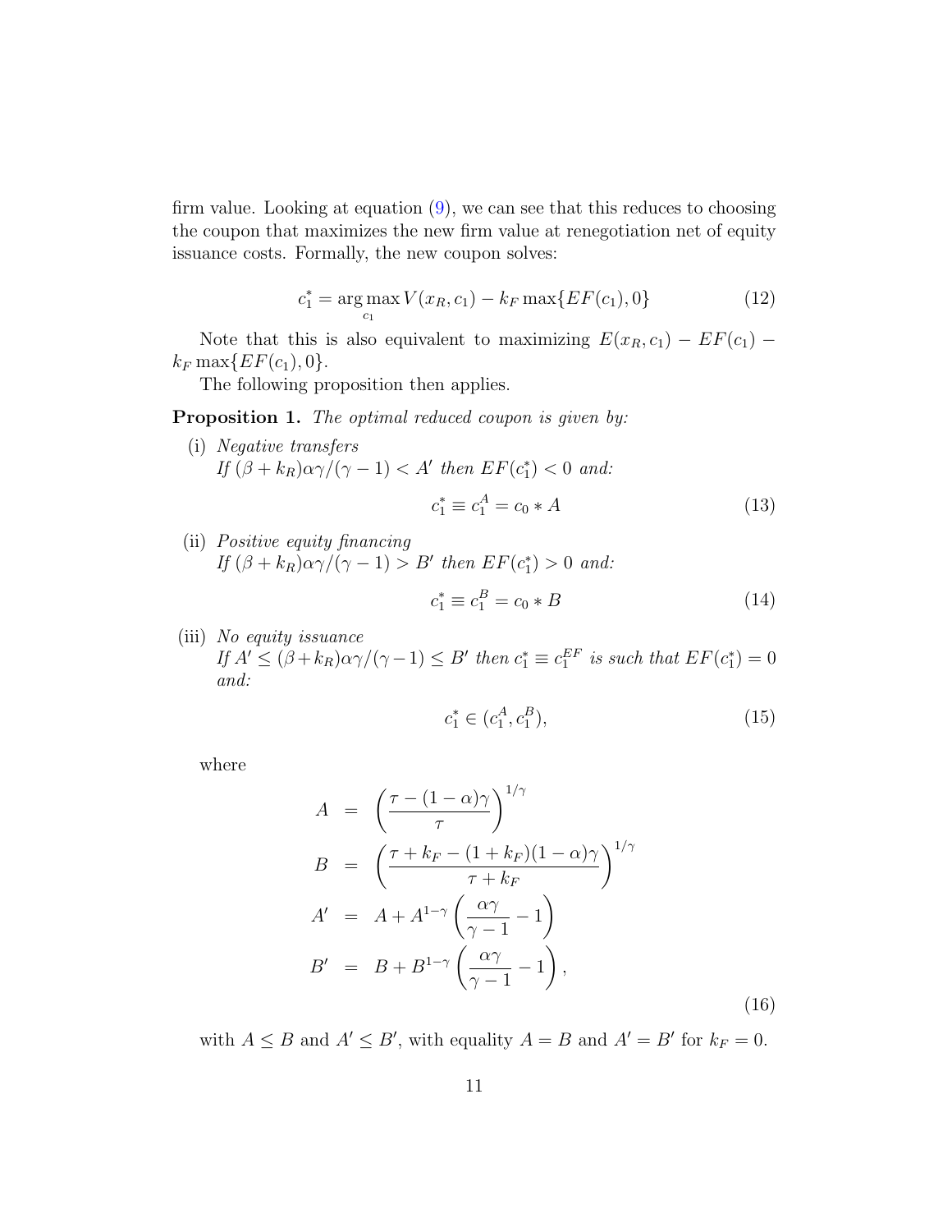firm value. Looking at equation (9), we can see that this reduces to choosing the coupon that maximizes the new firm value at renegotiation net of equity issuance costs. Formally, the new coupon solves:

$$c_1^* = \arg\max_{c_1} V(x_R, c_1) - k_F \max\{EF(c_1), 0\} \tag{12}$$

Note that this is also equivalent to maximizing $E(x_R, c_1) - EF(c_1) - k_F \max\{EF(c_1), 0\}$.

The following proposition then applies.

**Proposition 1.** *The optimal reduced coupon is given by:*

(i) *Negative transfers*
*If* $(\beta + k_R)\alpha\gamma/(\gamma - 1) < A'$ *then* $EF(c_1^*) < 0$ *and:*

$$c_1^* \equiv c_1^A = c_0 * A \tag{13}$$

(ii) *Positive equity financing*
*If* $(\beta + k_R)\alpha\gamma/(\gamma - 1) > B'$ *then* $EF(c_1^*) > 0$ *and:*

$$c_1^* \equiv c_1^B = c_0 * B \tag{14}$$

(iii) *No equity issuance*
*If* $A' \leq (\beta + k_R)\alpha\gamma/(\gamma - 1) \leq B'$ *then* $c_1^* \equiv c_1^{EF}$ *is such that* $EF(c_1^*) = 0$ *and:*

$$c_1^* \in (c_1^A, c_1^B), \tag{15}$$

where

$$\begin{aligned}
A &= \left(\frac{\tau - (1-\alpha)\gamma}{\tau}\right)^{1/\gamma} \\
B &= \left(\frac{\tau + k_F - (1 + k_F)(1-\alpha)\gamma}{\tau + k_F}\right)^{1/\gamma} \\
A' &= A + A^{1-\gamma}\left(\frac{\alpha\gamma}{\gamma - 1} - 1\right) \\
B' &= B + B^{1-\gamma}\left(\frac{\alpha\gamma}{\gamma - 1} - 1\right),
\end{aligned} \tag{16}$$

with $A \leq B$ and $A' \leq B'$, with equality $A = B$ and $A' = B'$ for $k_F = 0$.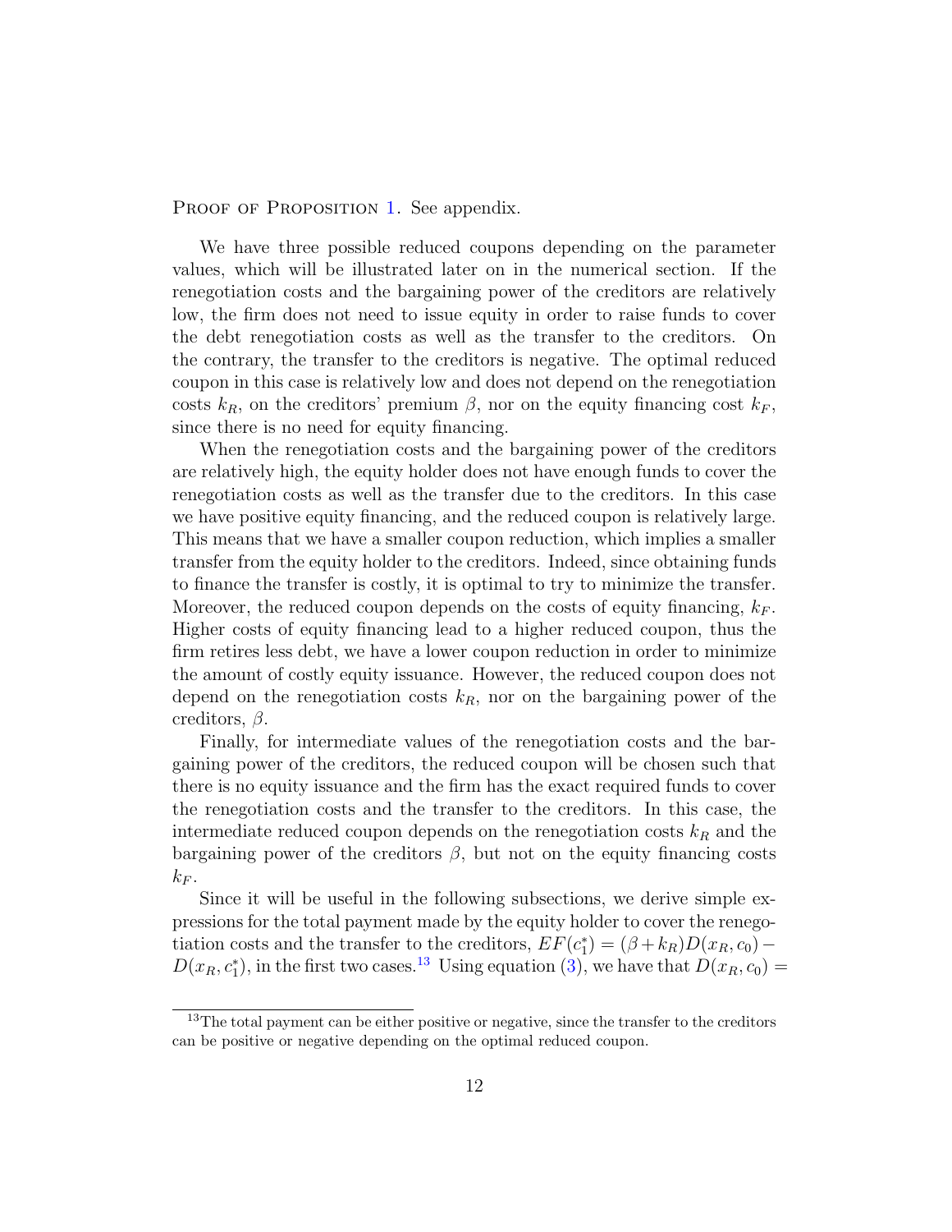Proof of Proposition 1. See appendix.

We have three possible reduced coupons depending on the parameter values, which will be illustrated later on in the numerical section. If the renegotiation costs and the bargaining power of the creditors are relatively low, the firm does not need to issue equity in order to raise funds to cover the debt renegotiation costs as well as the transfer to the creditors. On the contrary, the transfer to the creditors is negative. The optimal reduced coupon in this case is relatively low and does not depend on the renegotiation costs $k_R$, on the creditors' premium $\beta$, nor on the equity financing cost $k_F$, since there is no need for equity financing.

When the renegotiation costs and the bargaining power of the creditors are relatively high, the equity holder does not have enough funds to cover the renegotiation costs as well as the transfer due to the creditors. In this case we have positive equity financing, and the reduced coupon is relatively large. This means that we have a smaller coupon reduction, which implies a smaller transfer from the equity holder to the creditors. Indeed, since obtaining funds to finance the transfer is costly, it is optimal to try to minimize the transfer. Moreover, the reduced coupon depends on the costs of equity financing, $k_F$. Higher costs of equity financing lead to a higher reduced coupon, thus the firm retires less debt, we have a lower coupon reduction in order to minimize the amount of costly equity issuance. However, the reduced coupon does not depend on the renegotiation costs $k_R$, nor on the bargaining power of the creditors, $\beta$.

Finally, for intermediate values of the renegotiation costs and the bargaining power of the creditors, the reduced coupon will be chosen such that there is no equity issuance and the firm has the exact required funds to cover the renegotiation costs and the transfer to the creditors. In this case, the intermediate reduced coupon depends on the renegotiation costs $k_R$ and the bargaining power of the creditors $\beta$, but not on the equity financing costs $k_F$.

Since it will be useful in the following subsections, we derive simple expressions for the total payment made by the equity holder to cover the renegotiation costs and the transfer to the creditors, $EF(c_1^*) = (\beta + k_R)D(x_R, c_0) - D(x_R, c_1^*)$, in the first two cases.[13] Using equation (3), we have that $D(x_R, c_0) =$

[13] The total payment can be either positive or negative, since the transfer to the creditors can be positive or negative depending on the optimal reduced coupon.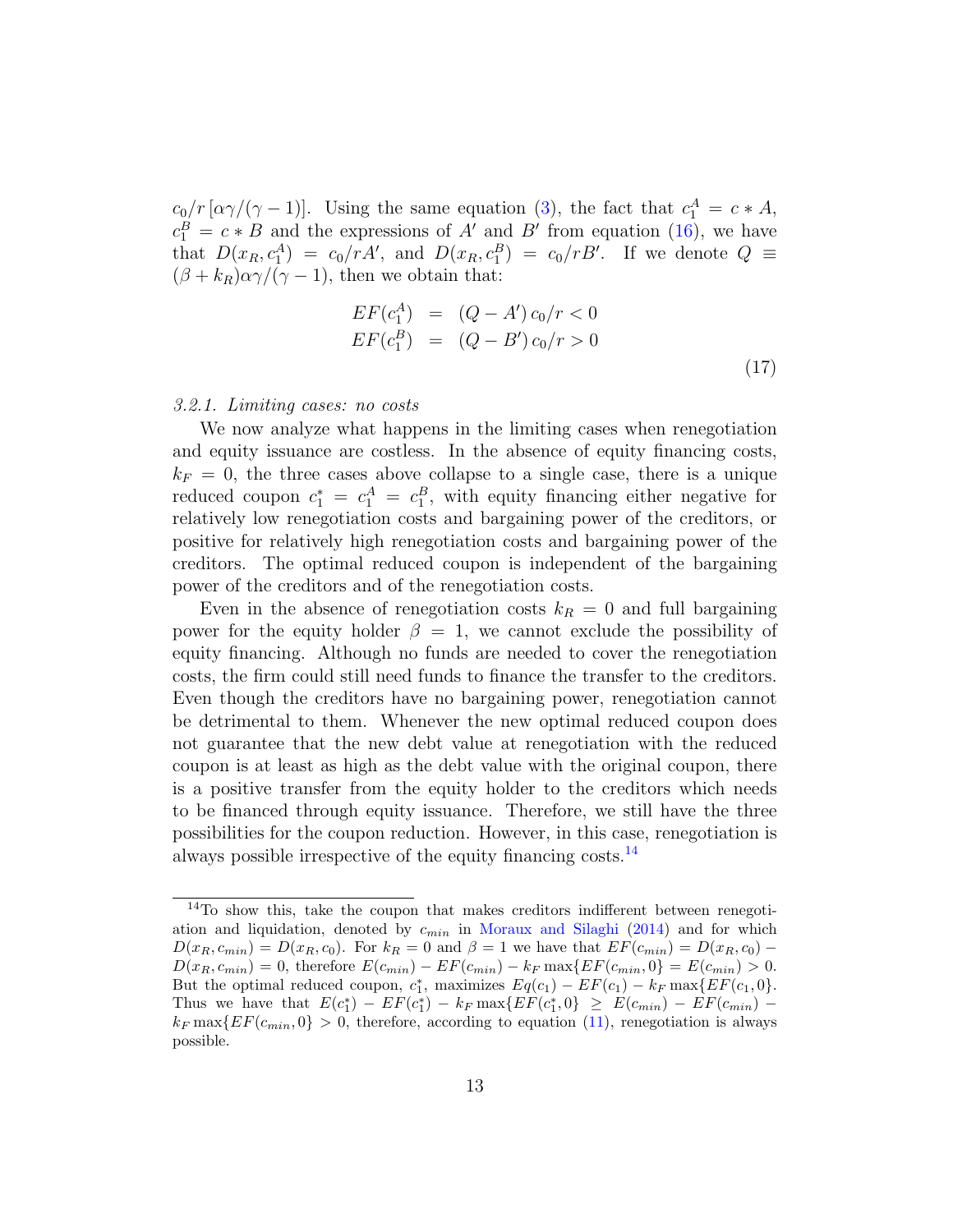$c_0/r\,[\alpha\gamma/(\gamma-1)]$. Using the same equation (3), the fact that $c_1^A = c * A$, $c_1^B = c * B$ and the expressions of $A'$ and $B'$ from equation (16), we have that $D(x_R, c_1^A) = c_0/rA'$, and $D(x_R, c_1^B) = c_0/rB'$. If we denote $Q \equiv (\beta + k_R)\alpha\gamma/(\gamma-1)$, then we obtain that:

$$
\begin{aligned}
EF(c_1^A) &= (Q - A')\, c_0/r < 0 \\
EF(c_1^B) &= (Q - B')\, c_0/r > 0
\end{aligned}
\tag{17}
$$

*3.2.1. Limiting cases: no costs*

We now analyze what happens in the limiting cases when renegotiation and equity issuance are costless. In the absence of equity financing costs, $k_F = 0$, the three cases above collapse to a single case, there is a unique reduced coupon $c_1^* = c_1^A = c_1^B$, with equity financing either negative for relatively low renegotiation costs and bargaining power of the creditors, or positive for relatively high renegotiation costs and bargaining power of the creditors. The optimal reduced coupon is independent of the bargaining power of the creditors and of the renegotiation costs.

Even in the absence of renegotiation costs $k_R = 0$ and full bargaining power for the equity holder $\beta = 1$, we cannot exclude the possibility of equity financing. Although no funds are needed to cover the renegotiation costs, the firm could still need funds to finance the transfer to the creditors. Even though the creditors have no bargaining power, renegotiation cannot be detrimental to them. Whenever the new optimal reduced coupon does not guarantee that the new debt value at renegotiation with the reduced coupon is at least as high as the debt value with the original coupon, there is a positive transfer from the equity holder to the creditors which needs to be financed through equity issuance. Therefore, we still have the three possibilities for the coupon reduction. However, in this case, renegotiation is always possible irrespective of the equity financing costs.[14]

[14] To show this, take the coupon that makes creditors indifferent between renegotiation and liquidation, denoted by $c_{min}$ in Moraux and Silaghi (2014) and for which $D(x_R, c_{min}) = D(x_R, c_0)$. For $k_R = 0$ and $\beta = 1$ we have that $EF(c_{min}) = D(x_R, c_0) - D(x_R, c_{min}) = 0$, therefore $E(c_{min}) - EF(c_{min}) - k_F \max\{EF(c_{min}, 0\} = E(c_{min}) > 0$. But the optimal reduced coupon, $c_1^*$, maximizes $Eq(c_1) - EF(c_1) - k_F \max\{EF(c_1, 0\}$. Thus we have that $E(c_1^*) - EF(c_1^*) - k_F \max\{EF(c_1^*, 0\} \geq E(c_{min}) - EF(c_{min}) - k_F \max\{EF(c_{min}, 0\} > 0$, therefore, according to equation (11), renegotiation is always possible.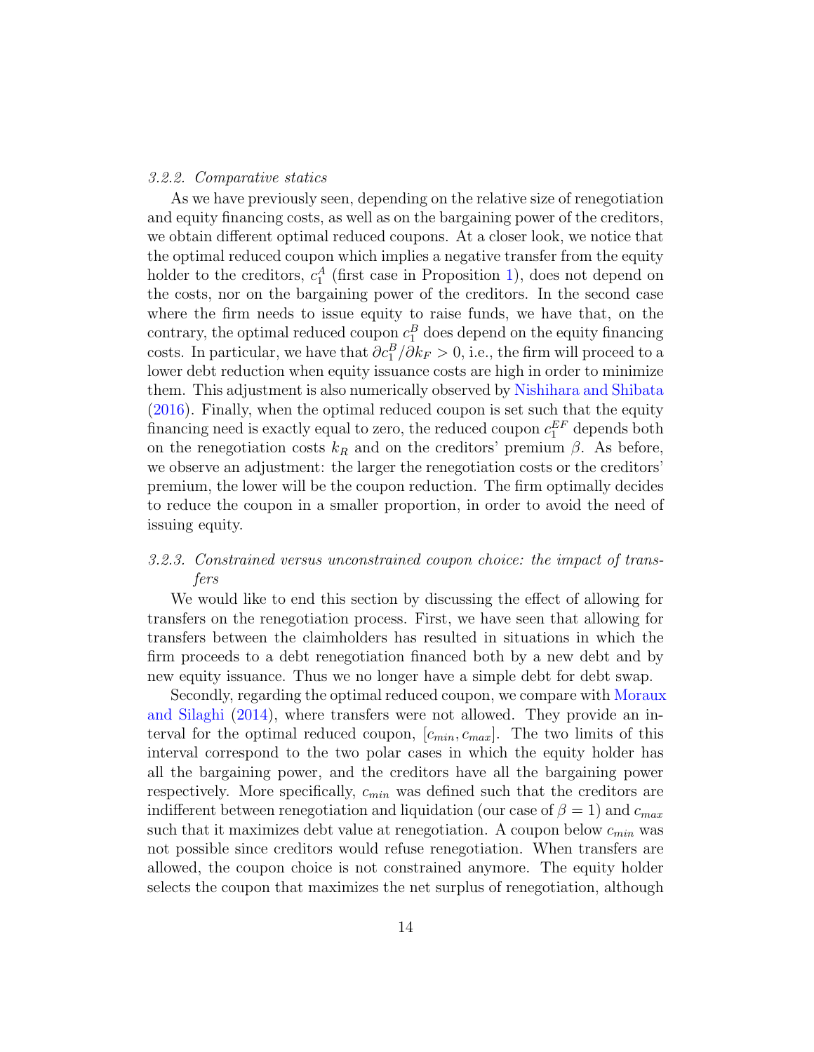### 3.2.2. Comparative statics

As we have previously seen, depending on the relative size of renegotiation and equity financing costs, as well as on the bargaining power of the creditors, we obtain different optimal reduced coupons. At a closer look, we notice that the optimal reduced coupon which implies a negative transfer from the equity holder to the creditors, $c_1^A$ (first case in Proposition 1), does not depend on the costs, nor on the bargaining power of the creditors. In the second case where the firm needs to issue equity to raise funds, we have that, on the contrary, the optimal reduced coupon $c_1^B$ does depend on the equity financing costs. In particular, we have that $\partial c_1^B / \partial k_F > 0$, i.e., the firm will proceed to a lower debt reduction when equity issuance costs are high in order to minimize them. This adjustment is also numerically observed by Nishihara and Shibata (2016). Finally, when the optimal reduced coupon is set such that the equity financing need is exactly equal to zero, the reduced coupon $c_1^{EF}$ depends both on the renegotiation costs $k_R$ and on the creditors' premium $\beta$. As before, we observe an adjustment: the larger the renegotiation costs or the creditors' premium, the lower will be the coupon reduction. The firm optimally decides to reduce the coupon in a smaller proportion, in order to avoid the need of issuing equity.

### 3.2.3. Constrained versus unconstrained coupon choice: the impact of transfers

We would like to end this section by discussing the effect of allowing for transfers on the renegotiation process. First, we have seen that allowing for transfers between the claimholders has resulted in situations in which the firm proceeds to a debt renegotiation financed both by a new debt and by new equity issuance. Thus we no longer have a simple debt for debt swap.

Secondly, regarding the optimal reduced coupon, we compare with Moraux and Silaghi (2014), where transfers were not allowed. They provide an interval for the optimal reduced coupon, $[c_{min}, c_{max}]$. The two limits of this interval correspond to the two polar cases in which the equity holder has all the bargaining power, and the creditors have all the bargaining power respectively. More specifically, $c_{min}$ was defined such that the creditors are indifferent between renegotiation and liquidation (our case of $\beta = 1$) and $c_{max}$ such that it maximizes debt value at renegotiation. A coupon below $c_{min}$ was not possible since creditors would refuse renegotiation. When transfers are allowed, the coupon choice is not constrained anymore. The equity holder selects the coupon that maximizes the net surplus of renegotiation, although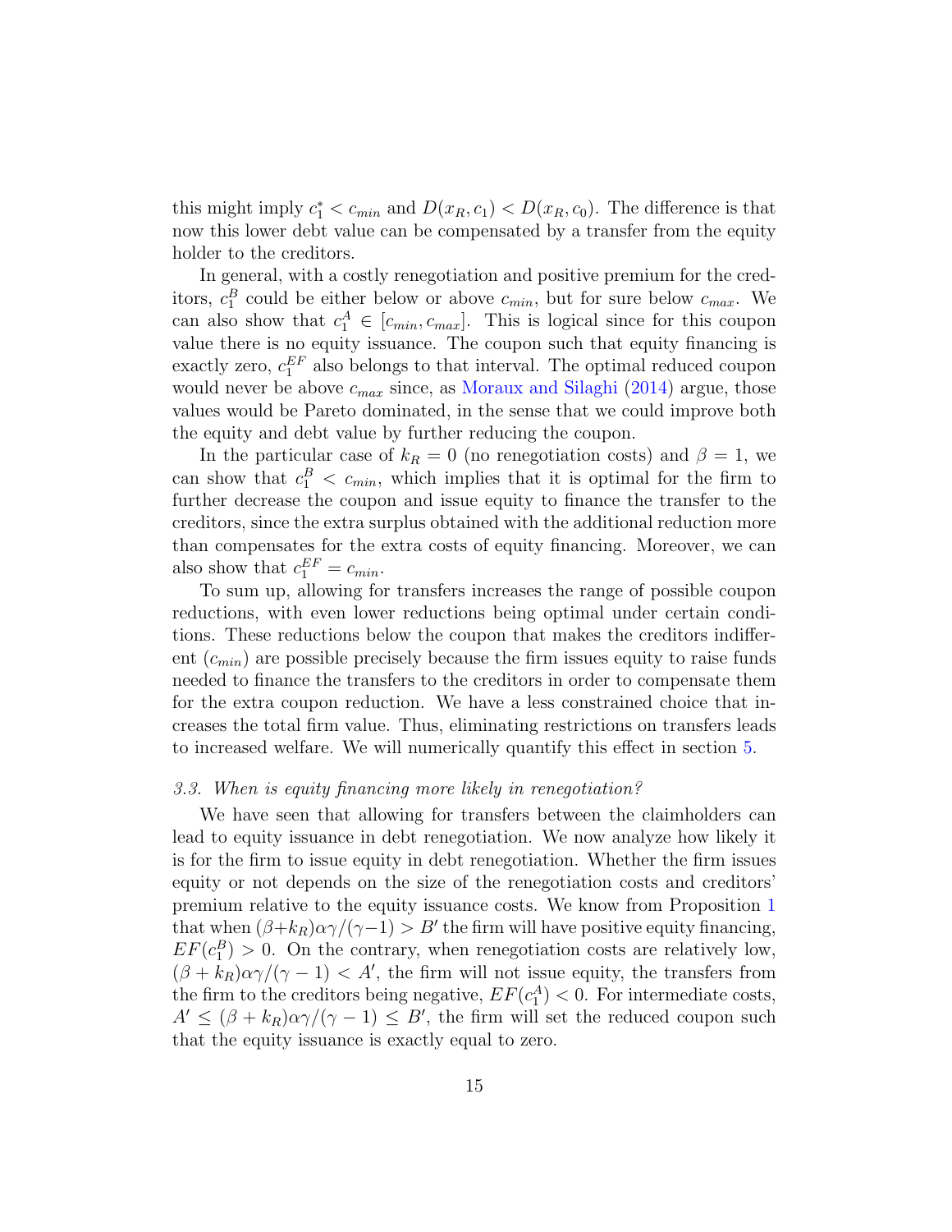this might imply $c_1^* < c_{min}$ and $D(x_R, c_1) < D(x_R, c_0)$. The difference is that now this lower debt value can be compensated by a transfer from the equity holder to the creditors.

In general, with a costly renegotiation and positive premium for the creditors, $c_1^B$ could be either below or above $c_{min}$, but for sure below $c_{max}$. We can also show that $c_1^A \in [c_{min}, c_{max}]$. This is logical since for this coupon value there is no equity issuance. The coupon such that equity financing is exactly zero, $c_1^{EF}$ also belongs to that interval. The optimal reduced coupon would never be above $c_{max}$ since, as Moraux and Silaghi (2014) argue, those values would be Pareto dominated, in the sense that we could improve both the equity and debt value by further reducing the coupon.

In the particular case of $k_R = 0$ (no renegotiation costs) and $\beta = 1$, we can show that $c_1^B < c_{min}$, which implies that it is optimal for the firm to further decrease the coupon and issue equity to finance the transfer to the creditors, since the extra surplus obtained with the additional reduction more than compensates for the extra costs of equity financing. Moreover, we can also show that $c_1^{EF} = c_{min}$.

To sum up, allowing for transfers increases the range of possible coupon reductions, with even lower reductions being optimal under certain conditions. These reductions below the coupon that makes the creditors indifferent ($c_{min}$) are possible precisely because the firm issues equity to raise funds needed to finance the transfers to the creditors in order to compensate them for the extra coupon reduction. We have a less constrained choice that increases the total firm value. Thus, eliminating restrictions on transfers leads to increased welfare. We will numerically quantify this effect in section 5.

### *3.3. When is equity financing more likely in renegotiation?*

We have seen that allowing for transfers between the claimholders can lead to equity issuance in debt renegotiation. We now analyze how likely it is for the firm to issue equity in debt renegotiation. Whether the firm issues equity or not depends on the size of the renegotiation costs and creditors' premium relative to the equity issuance costs. We know from Proposition 1 that when $(\beta+k_R)\alpha\gamma/(\gamma-1) > B'$ the firm will have positive equity financing, $EF(c_1^B) > 0$. On the contrary, when renegotiation costs are relatively low, $(\beta + k_R)\alpha\gamma/(\gamma - 1) < A'$, the firm will not issue equity, the transfers from the firm to the creditors being negative, $EF(c_1^A) < 0$. For intermediate costs, $A' \leq (\beta + k_R)\alpha\gamma/(\gamma - 1) \leq B'$, the firm will set the reduced coupon such that the equity issuance is exactly equal to zero.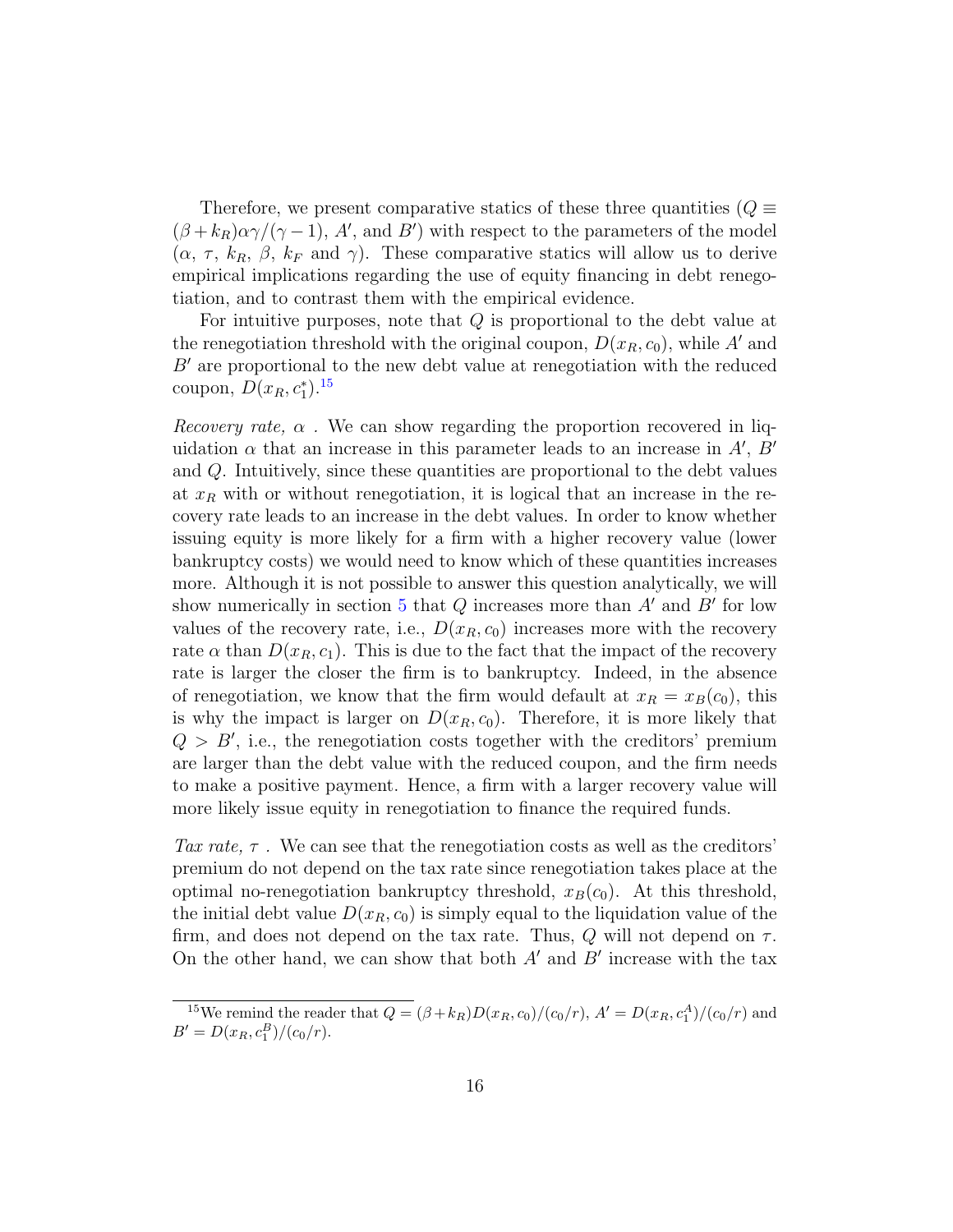Therefore, we present comparative statics of these three quantities ($Q \equiv (\beta + k_R)\alpha\gamma/(\gamma - 1)$, $A'$, and $B'$) with respect to the parameters of the model ($\alpha$, $\tau$, $k_R$, $\beta$, $k_F$ and $\gamma$). These comparative statics will allow us to derive empirical implications regarding the use of equity financing in debt renegotiation, and to contrast them with the empirical evidence.

For intuitive purposes, note that $Q$ is proportional to the debt value at the renegotiation threshold with the original coupon, $D(x_R, c_0)$, while $A'$ and $B'$ are proportional to the new debt value at renegotiation with the reduced coupon, $D(x_R, c_1^*)$.[15]

*Recovery rate, $\alpha$* . We can show regarding the proportion recovered in liquidation $\alpha$ that an increase in this parameter leads to an increase in $A'$, $B'$ and $Q$. Intuitively, since these quantities are proportional to the debt values at $x_R$ with or without renegotiation, it is logical that an increase in the recovery rate leads to an increase in the debt values. In order to know whether issuing equity is more likely for a firm with a higher recovery value (lower bankruptcy costs) we would need to know which of these quantities increases more. Although it is not possible to answer this question analytically, we will show numerically in section 5 that $Q$ increases more than $A'$ and $B'$ for low values of the recovery rate, i.e., $D(x_R, c_0)$ increases more with the recovery rate $\alpha$ than $D(x_R, c_1)$. This is due to the fact that the impact of the recovery rate is larger the closer the firm is to bankruptcy. Indeed, in the absence of renegotiation, we know that the firm would default at $x_R = x_B(c_0)$, this is why the impact is larger on $D(x_R, c_0)$. Therefore, it is more likely that $Q > B'$, i.e., the renegotiation costs together with the creditors' premium are larger than the debt value with the reduced coupon, and the firm needs to make a positive payment. Hence, a firm with a larger recovery value will more likely issue equity in renegotiation to finance the required funds.

*Tax rate, $\tau$* . We can see that the renegotiation costs as well as the creditors' premium do not depend on the tax rate since renegotiation takes place at the optimal no-renegotiation bankruptcy threshold, $x_B(c_0)$. At this threshold, the initial debt value $D(x_R, c_0)$ is simply equal to the liquidation value of the firm, and does not depend on the tax rate. Thus, $Q$ will not depend on $\tau$. On the other hand, we can show that both $A'$ and $B'$ increase with the tax

[15] We remind the reader that $Q = (\beta + k_R)D(x_R, c_0)/(c_0/r)$, $A' = D(x_R, c_1^A)/(c_0/r)$ and $B' = D(x_R, c_1^B)/(c_0/r)$.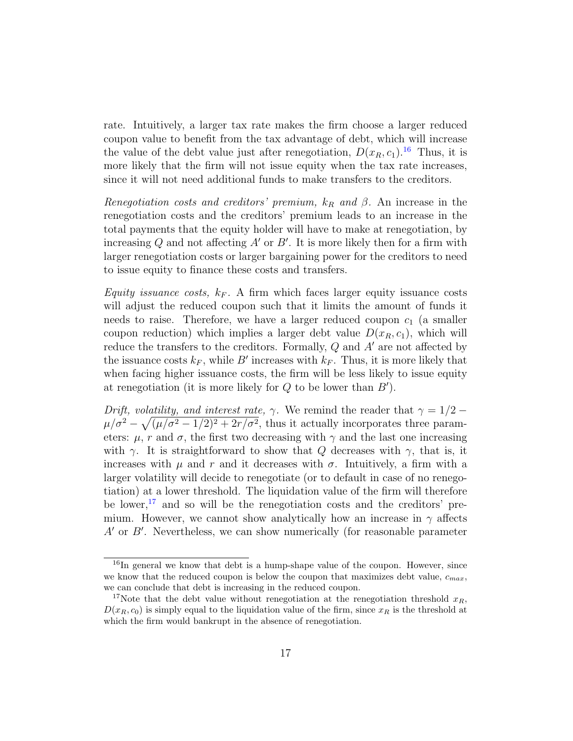rate. Intuitively, a larger tax rate makes the firm choose a larger reduced coupon value to benefit from the tax advantage of debt, which will increase the value of the debt value just after renegotiation, $D(x_R, c_1)$.[16] Thus, it is more likely that the firm will not issue equity when the tax rate increases, since it will not need additional funds to make transfers to the creditors.

*Renegotiation costs and creditors' premium, $k_R$ and $\beta$.* An increase in the renegotiation costs and the creditors' premium leads to an increase in the total payments that the equity holder will have to make at renegotiation, by increasing $Q$ and not affecting $A'$ or $B'$. It is more likely then for a firm with larger renegotiation costs or larger bargaining power for the creditors to need to issue equity to finance these costs and transfers.

*Equity issuance costs, $k_F$.* A firm which faces larger equity issuance costs will adjust the reduced coupon such that it limits the amount of funds it needs to raise. Therefore, we have a larger reduced coupon $c_1$ (a smaller coupon reduction) which implies a larger debt value $D(x_R, c_1)$, which will reduce the transfers to the creditors. Formally, $Q$ and $A'$ are not affected by the issuance costs $k_F$, while $B'$ increases with $k_F$. Thus, it is more likely that when facing higher issuance costs, the firm will be less likely to issue equity at renegotiation (it is more likely for $Q$ to be lower than $B'$).

*Drift, volatility, and interest rate, $\gamma$.* We remind the reader that $\gamma = 1/2 - \mu/\sigma^2 - \sqrt{(\mu/\sigma^2 - 1/2)^2 + 2r/\sigma^2}$, thus it actually incorporates three parameters: $\mu$, $r$ and $\sigma$, the first two decreasing with $\gamma$ and the last one increasing with $\gamma$. It is straightforward to show that $Q$ decreases with $\gamma$, that is, it increases with $\mu$ and $r$ and it decreases with $\sigma$. Intuitively, a firm with a larger volatility will decide to renegotiate (or to default in case of no renegotiation) at a lower threshold. The liquidation value of the firm will therefore be lower,[17] and so will be the renegotiation costs and the creditors' premium. However, we cannot show analytically how an increase in $\gamma$ affects $A'$ or $B'$. Nevertheless, we can show numerically (for reasonable parameter

[16] In general we know that debt is a hump-shape value of the coupon. However, since we know that the reduced coupon is below the coupon that maximizes debt value, $c_{max}$, we can conclude that debt is increasing in the reduced coupon.

[17] Note that the debt value without renegotiation at the renegotiation threshold $x_R$, $D(x_R, c_0)$ is simply equal to the liquidation value of the firm, since $x_R$ is the threshold at which the firm would bankrupt in the absence of renegotiation.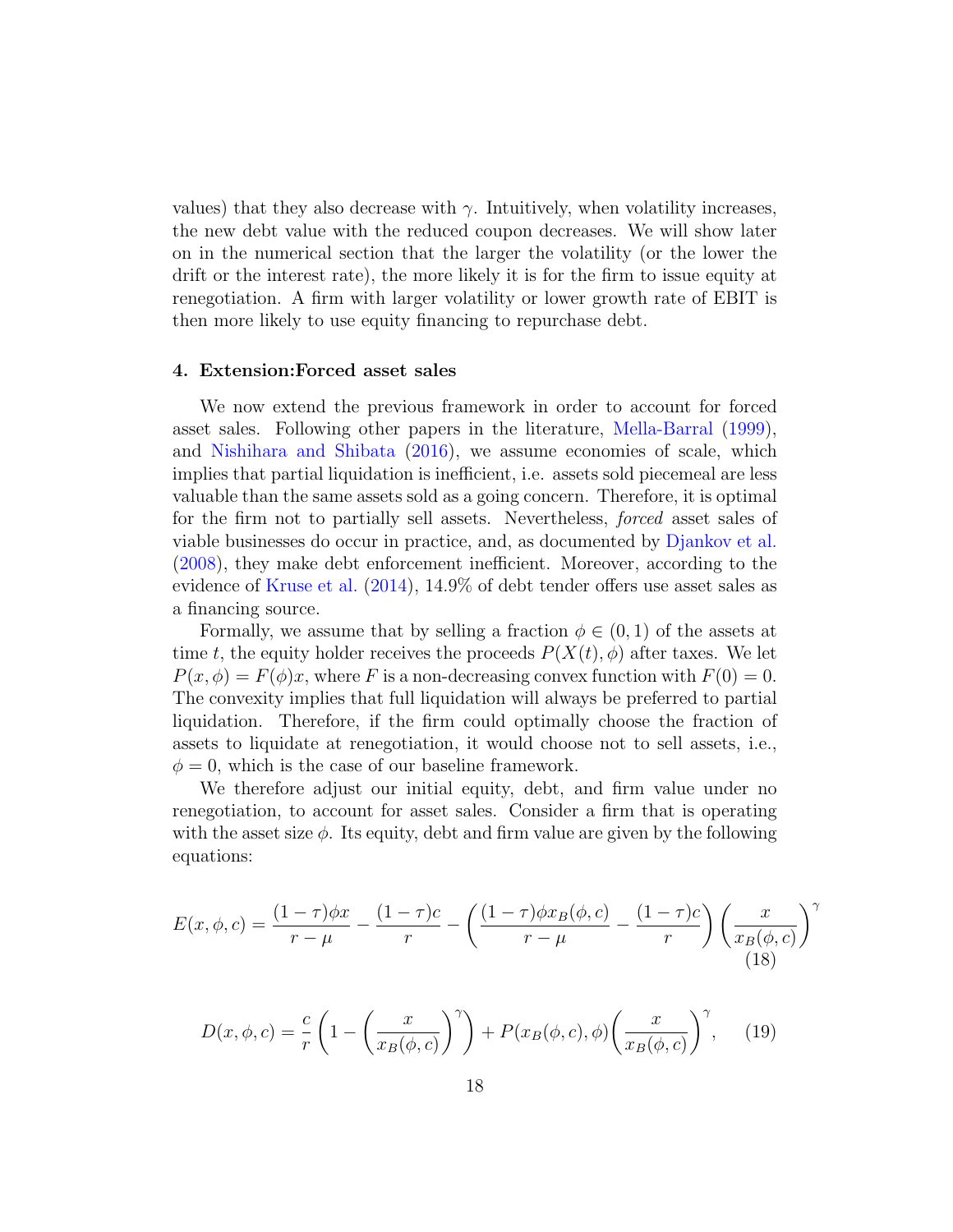values) that they also decrease with $\gamma$. Intuitively, when volatility increases, the new debt value with the reduced coupon decreases. We will show later on in the numerical section that the larger the volatility (or the lower the drift or the interest rate), the more likely it is for the firm to issue equity at renegotiation. A firm with larger volatility or lower growth rate of EBIT is then more likely to use equity financing to repurchase debt.

## 4. Extension:Forced asset sales

We now extend the previous framework in order to account for forced asset sales. Following other papers in the literature, Mella-Barral (1999), and Nishihara and Shibata (2016), we assume economies of scale, which implies that partial liquidation is inefficient, i.e. assets sold piecemeal are less valuable than the same assets sold as a going concern. Therefore, it is optimal for the firm not to partially sell assets. Nevertheless, *forced* asset sales of viable businesses do occur in practice, and, as documented by Djankov et al. (2008), they make debt enforcement inefficient. Moreover, according to the evidence of Kruse et al. (2014), 14.9% of debt tender offers use asset sales as a financing source.

Formally, we assume that by selling a fraction $\phi \in (0, 1)$ of the assets at time $t$, the equity holder receives the proceeds $P(X(t), \phi)$ after taxes. We let $P(x, \phi) = F(\phi)x$, where $F$ is a non-decreasing convex function with $F(0) = 0$. The convexity implies that full liquidation will always be preferred to partial liquidation. Therefore, if the firm could optimally choose the fraction of assets to liquidate at renegotiation, it would choose not to sell assets, i.e., $\phi = 0$, which is the case of our baseline framework.

We therefore adjust our initial equity, debt, and firm value under no renegotiation, to account for asset sales. Consider a firm that is operating with the asset size $\phi$. Its equity, debt and firm value are given by the following equations:

$$E(x, \phi, c) = \frac{(1-\tau)\phi x}{r-\mu} - \frac{(1-\tau)c}{r} - \left(\frac{(1-\tau)\phi x_B(\phi, c)}{r-\mu} - \frac{(1-\tau)c}{r}\right)\left(\frac{x}{x_B(\phi, c)}\right)^{\gamma} \tag{18}$$

$$D(x, \phi, c) = \frac{c}{r}\left(1 - \left(\frac{x}{x_B(\phi, c)}\right)^{\gamma}\right) + P(x_B(\phi, c), \phi)\left(\frac{x}{x_B(\phi, c)}\right)^{\gamma}, \tag{19}$$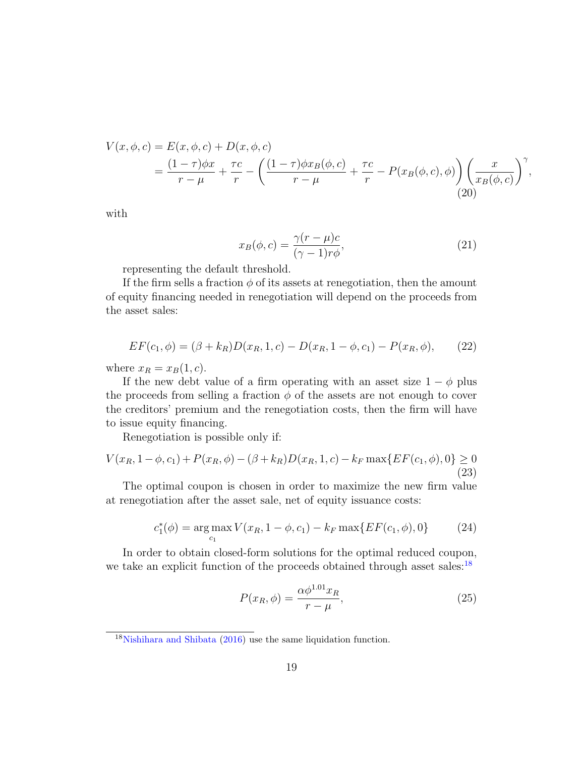$$
\begin{aligned}
V(x, \phi, c) &= E(x, \phi, c) + D(x, \phi, c) \\
&= \frac{(1-\tau)\phi x}{r-\mu} + \frac{\tau c}{r} - \left( \frac{(1-\tau)\phi x_B(\phi, c)}{r-\mu} + \frac{\tau c}{r} - P(x_B(\phi, c), \phi) \right) \left( \frac{x}{x_B(\phi, c)} \right)^{\gamma},
\end{aligned} \tag{20}
$$

with

$$
x_B(\phi, c) = \frac{\gamma(r-\mu)c}{(\gamma-1)r\phi}, \tag{21}
$$

representing the default threshold.

If the firm sells a fraction $\phi$ of its assets at renegotiation, then the amount of equity financing needed in renegotiation will depend on the proceeds from the asset sales:

$$
EF(c_1, \phi) = (\beta + k_R)D(x_R, 1, c) - D(x_R, 1-\phi, c_1) - P(x_R, \phi), \tag{22}
$$

where $x_R = x_B(1, c)$.

If the new debt value of a firm operating with an asset size $1-\phi$ plus the proceeds from selling a fraction $\phi$ of the assets are not enough to cover the creditors' premium and the renegotiation costs, then the firm will have to issue equity financing.

Renegotiation is possible only if:

$$
V(x_R, 1-\phi, c_1) + P(x_R, \phi) - (\beta + k_R)D(x_R, 1, c) - k_F \max\{EF(c_1, \phi), 0\} \geq 0 \tag{23}
$$

The optimal coupon is chosen in order to maximize the new firm value at renegotiation after the asset sale, net of equity issuance costs:

$$
c_1^*(\phi) = \arg\max_{c_1} V(x_R, 1-\phi, c_1) - k_F \max\{EF(c_1, \phi), 0\} \tag{24}
$$

In order to obtain closed-form solutions for the optimal reduced coupon, we take an explicit function of the proceeds obtained through asset sales:[18]

$$
P(x_R, \phi) = \frac{\alpha \phi^{1.01} x_R}{r-\mu}, \tag{25}
$$

[18] Nishihara and Shibata (2016) use the same liquidation function.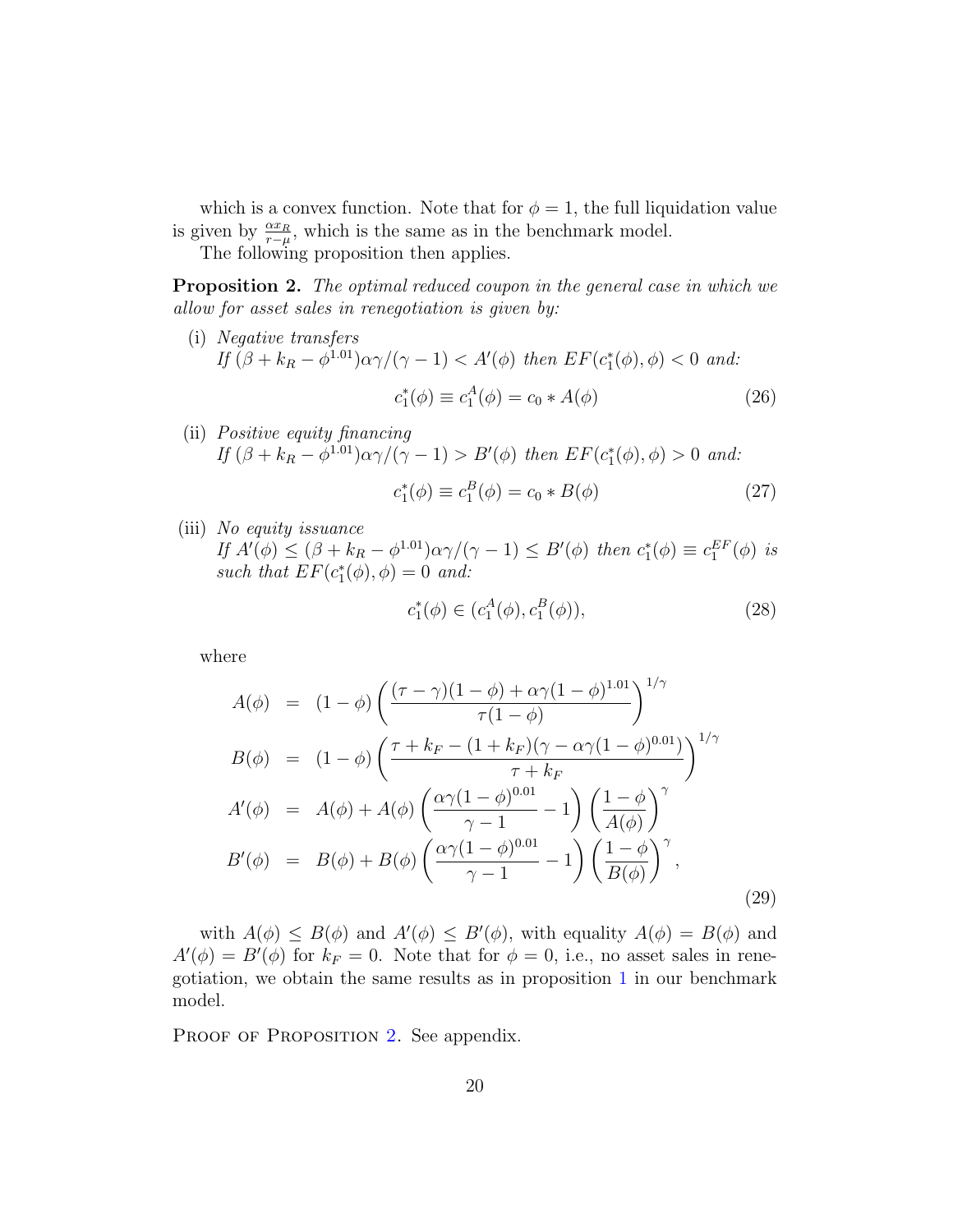which is a convex function. Note that for $\phi = 1$, the full liquidation value is given by $\frac{\alpha x_R}{r-\mu}$, which is the same as in the benchmark model.

The following proposition then applies.

**Proposition 2.** *The optimal reduced coupon in the general case in which we allow for asset sales in renegotiation is given by:*

(i) *Negative transfers*
*If* $(\beta + k_R - \phi^{1.01})\alpha\gamma/(\gamma - 1) < A'(\phi)$ *then* $EF(c_1^*(\phi), \phi) < 0$ *and:*

$$c_1^*(\phi) \equiv c_1^A(\phi) = c_0 * A(\phi) \tag{26}$$

(ii) *Positive equity financing*
*If* $(\beta + k_R - \phi^{1.01})\alpha\gamma/(\gamma - 1) > B'(\phi)$ *then* $EF(c_1^*(\phi), \phi) > 0$ *and:*

$$c_1^*(\phi) \equiv c_1^B(\phi) = c_0 * B(\phi) \tag{27}$$

(iii) *No equity issuance*
*If* $A'(\phi) \leq (\beta + k_R - \phi^{1.01})\alpha\gamma/(\gamma - 1) \leq B'(\phi)$ *then* $c_1^*(\phi) \equiv c_1^{EF}(\phi)$ *is such that* $EF(c_1^*(\phi), \phi) = 0$ *and:*

$$c_1^*(\phi) \in (c_1^A(\phi), c_1^B(\phi)), \tag{28}$$

where

$$\begin{aligned}
A(\phi) &= (1-\phi)\left(\frac{(\tau-\gamma)(1-\phi) + \alpha\gamma(1-\phi)^{1.01}}{\tau(1-\phi)}\right)^{1/\gamma} \\
B(\phi) &= (1-\phi)\left(\frac{\tau + k_F - (1+k_F)(\gamma - \alpha\gamma(1-\phi)^{0.01})}{\tau + k_F}\right)^{1/\gamma} \\
A'(\phi) &= A(\phi) + A(\phi)\left(\frac{\alpha\gamma(1-\phi)^{0.01}}{\gamma - 1} - 1\right)\left(\frac{1-\phi}{A(\phi)}\right)^{\gamma} \\
B'(\phi) &= B(\phi) + B(\phi)\left(\frac{\alpha\gamma(1-\phi)^{0.01}}{\gamma - 1} - 1\right)\left(\frac{1-\phi}{B(\phi)}\right)^{\gamma},
\end{aligned} \tag{29}$$

with $A(\phi) \leq B(\phi)$ and $A'(\phi) \leq B'(\phi)$, with equality $A(\phi) = B(\phi)$ and $A'(\phi) = B'(\phi)$ for $k_F = 0$. Note that for $\phi = 0$, i.e., no asset sales in renegotiation, we obtain the same results as in proposition 1 in our benchmark model.

Proof of Proposition 2. See appendix.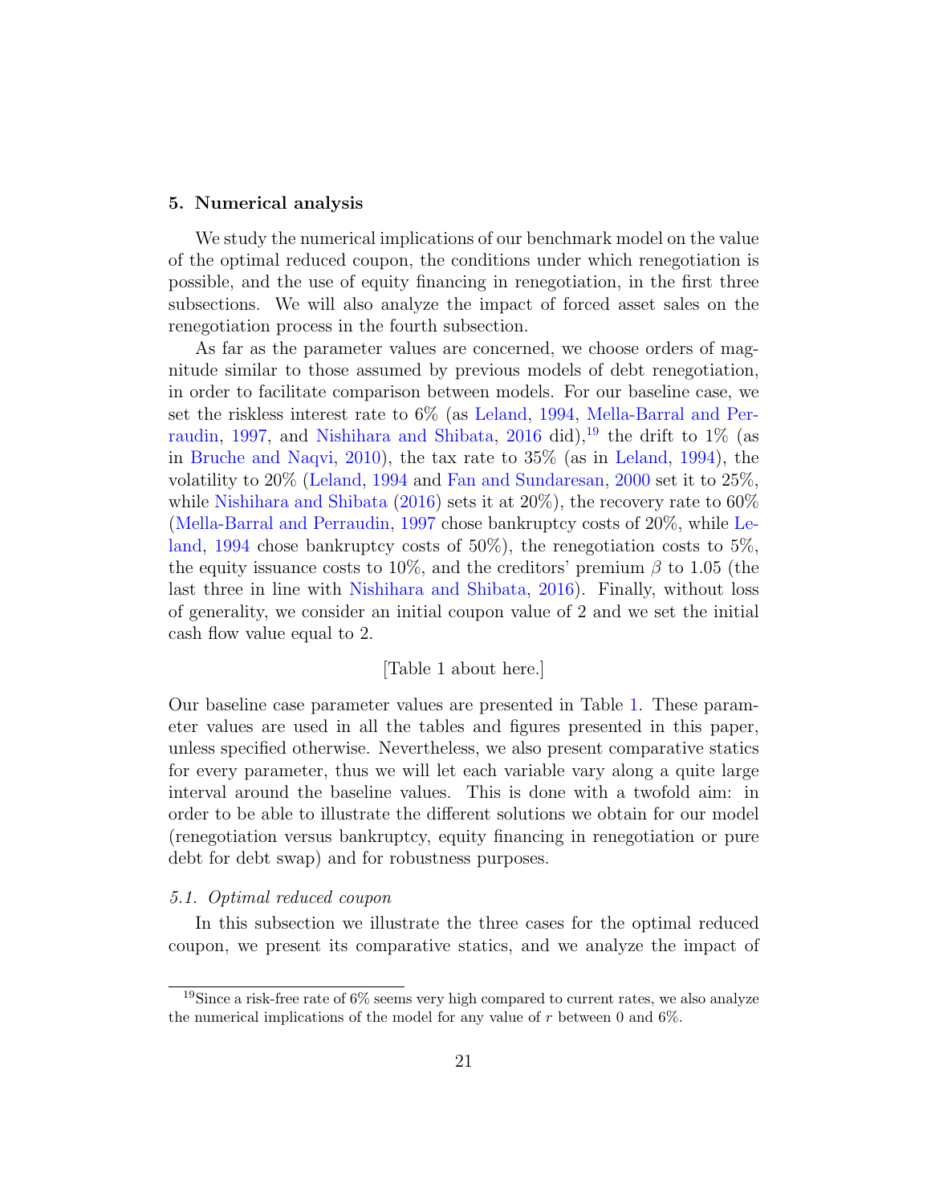## 5. Numerical analysis

We study the numerical implications of our benchmark model on the value of the optimal reduced coupon, the conditions under which renegotiation is possible, and the use of equity financing in renegotiation, in the first three subsections. We will also analyze the impact of forced asset sales on the renegotiation process in the fourth subsection.

As far as the parameter values are concerned, we choose orders of magnitude similar to those assumed by previous models of debt renegotiation, in order to facilitate comparison between models. For our baseline case, we set the riskless interest rate to 6% (as Leland, 1994, Mella-Barral and Perraudin, 1997, and Nishihara and Shibata, 2016 did),[19] the drift to 1% (as in Bruche and Naqvi, 2010), the tax rate to 35% (as in Leland, 1994), the volatility to 20% (Leland, 1994 and Fan and Sundaresan, 2000 set it to 25%, while Nishihara and Shibata (2016) sets it at 20%), the recovery rate to 60% (Mella-Barral and Perraudin, 1997 chose bankruptcy costs of 20%, while Leland, 1994 chose bankruptcy costs of 50%), the renegotiation costs to 5%, the equity issuance costs to 10%, and the creditors' premium $\beta$ to 1.05 (the last three in line with Nishihara and Shibata, 2016). Finally, without loss of generality, we consider an initial coupon value of 2 and we set the initial cash flow value equal to 2.

[Table 1 about here.]

Our baseline case parameter values are presented in Table 1. These parameter values are used in all the tables and figures presented in this paper, unless specified otherwise. Nevertheless, we also present comparative statics for every parameter, thus we will let each variable vary along a quite large interval around the baseline values. This is done with a twofold aim: in order to be able to illustrate the different solutions we obtain for our model (renegotiation versus bankruptcy, equity financing in renegotiation or pure debt for debt swap) and for robustness purposes.

### 5.1. Optimal reduced coupon

In this subsection we illustrate the three cases for the optimal reduced coupon, we present its comparative statics, and we analyze the impact of

[19] Since a risk-free rate of 6% seems very high compared to current rates, we also analyze the numerical implications of the model for any value of $r$ between 0 and 6%.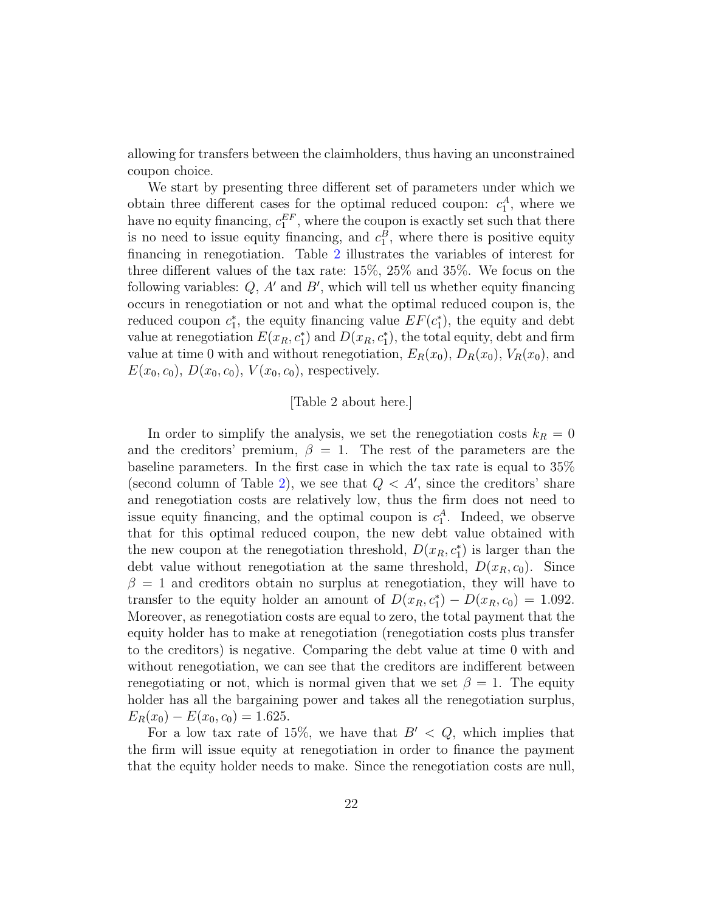allowing for transfers between the claimholders, thus having an unconstrained coupon choice.

We start by presenting three different set of parameters under which we obtain three different cases for the optimal reduced coupon: $c_1^A$, where we have no equity financing, $c_1^{EF}$, where the coupon is exactly set such that there is no need to issue equity financing, and $c_1^B$, where there is positive equity financing in renegotiation. Table 2 illustrates the variables of interest for three different values of the tax rate: 15%, 25% and 35%. We focus on the following variables: $Q$, $A'$ and $B'$, which will tell us whether equity financing occurs in renegotiation or not and what the optimal reduced coupon is, the reduced coupon $c_1^*$, the equity financing value $EF(c_1^*)$, the equity and debt value at renegotiation $E(x_R, c_1^*)$ and $D(x_R, c_1^*)$, the total equity, debt and firm value at time 0 with and without renegotiation, $E_R(x_0)$, $D_R(x_0)$, $V_R(x_0)$, and $E(x_0, c_0)$, $D(x_0, c_0)$, $V(x_0, c_0)$, respectively.

[Table 2 about here.]

In order to simplify the analysis, we set the renegotiation costs $k_R = 0$ and the creditors' premium, $\beta = 1$. The rest of the parameters are the baseline parameters. In the first case in which the tax rate is equal to 35% (second column of Table 2), we see that $Q < A'$, since the creditors' share and renegotiation costs are relatively low, thus the firm does not need to issue equity financing, and the optimal coupon is $c_1^A$. Indeed, we observe that for this optimal reduced coupon, the new debt value obtained with the new coupon at the renegotiation threshold, $D(x_R, c_1^*)$ is larger than the debt value without renegotiation at the same threshold, $D(x_R, c_0)$. Since $\beta = 1$ and creditors obtain no surplus at renegotiation, they will have to transfer to the equity holder an amount of $D(x_R, c_1^*) - D(x_R, c_0) = 1.092$. Moreover, as renegotiation costs are equal to zero, the total payment that the equity holder has to make at renegotiation (renegotiation costs plus transfer to the creditors) is negative. Comparing the debt value at time 0 with and without renegotiation, we can see that the creditors are indifferent between renegotiating or not, which is normal given that we set $\beta = 1$. The equity holder has all the bargaining power and takes all the renegotiation surplus, $E_R(x_0) - E(x_0, c_0) = 1.625$.

For a low tax rate of 15%, we have that $B' < Q$, which implies that the firm will issue equity at renegotiation in order to finance the payment that the equity holder needs to make. Since the renegotiation costs are null,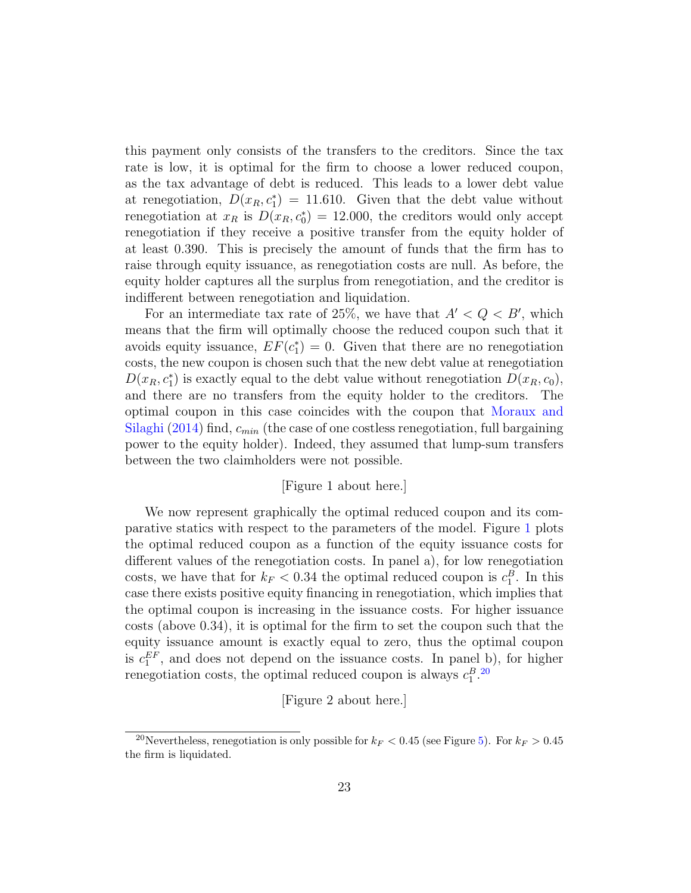this payment only consists of the transfers to the creditors. Since the tax rate is low, it is optimal for the firm to choose a lower reduced coupon, as the tax advantage of debt is reduced. This leads to a lower debt value at renegotiation, $D(x_R, c_1^*) = 11.610$. Given that the debt value without renegotiation at $x_R$ is $D(x_R, c_0^*) = 12.000$, the creditors would only accept renegotiation if they receive a positive transfer from the equity holder of at least 0.390. This is precisely the amount of funds that the firm has to raise through equity issuance, as renegotiation costs are null. As before, the equity holder captures all the surplus from renegotiation, and the creditor is indifferent between renegotiation and liquidation.

For an intermediate tax rate of 25%, we have that $A' < Q < B'$, which means that the firm will optimally choose the reduced coupon such that it avoids equity issuance, $EF(c_1^*) = 0$. Given that there are no renegotiation costs, the new coupon is chosen such that the new debt value at renegotiation $D(x_R, c_1^*)$ is exactly equal to the debt value without renegotiation $D(x_R, c_0)$, and there are no transfers from the equity holder to the creditors. The optimal coupon in this case coincides with the coupon that Moraux and Silaghi (2014) find, $c_{min}$ (the case of one costless renegotiation, full bargaining power to the equity holder). Indeed, they assumed that lump-sum transfers between the two claimholders were not possible.

[Figure 1 about here.]

We now represent graphically the optimal reduced coupon and its comparative statics with respect to the parameters of the model. Figure 1 plots the optimal reduced coupon as a function of the equity issuance costs for different values of the renegotiation costs. In panel a), for low renegotiation costs, we have that for $k_F < 0.34$ the optimal reduced coupon is $c_1^B$. In this case there exists positive equity financing in renegotiation, which implies that the optimal coupon is increasing in the issuance costs. For higher issuance costs (above 0.34), it is optimal for the firm to set the coupon such that the equity issuance amount is exactly equal to zero, thus the optimal coupon is $c_1^{EF}$, and does not depend on the issuance costs. In panel b), for higher renegotiation costs, the optimal reduced coupon is always $c_1^B$.[20]

[Figure 2 about here.]

[20]Nevertheless, renegotiation is only possible for $k_F < 0.45$ (see Figure 5). For $k_F > 0.45$ the firm is liquidated.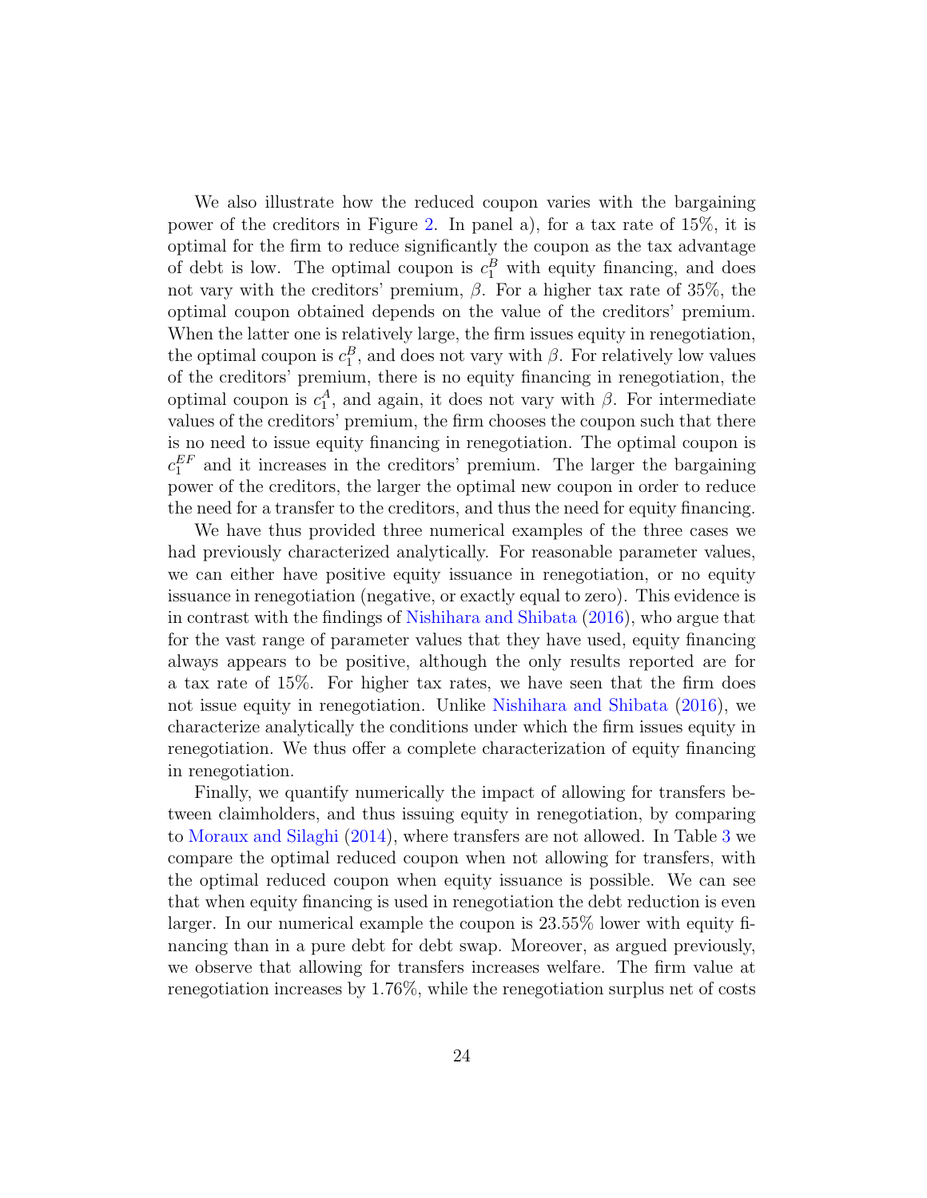We also illustrate how the reduced coupon varies with the bargaining power of the creditors in Figure 2. In panel a), for a tax rate of 15%, it is optimal for the firm to reduce significantly the coupon as the tax advantage of debt is low. The optimal coupon is $c_1^B$ with equity financing, and does not vary with the creditors' premium, $\beta$. For a higher tax rate of 35%, the optimal coupon obtained depends on the value of the creditors' premium. When the latter one is relatively large, the firm issues equity in renegotiation, the optimal coupon is $c_1^B$, and does not vary with $\beta$. For relatively low values of the creditors' premium, there is no equity financing in renegotiation, the optimal coupon is $c_1^A$, and again, it does not vary with $\beta$. For intermediate values of the creditors' premium, the firm chooses the coupon such that there is no need to issue equity financing in renegotiation. The optimal coupon is $c_1^{EF}$ and it increases in the creditors' premium. The larger the bargaining power of the creditors, the larger the optimal new coupon in order to reduce the need for a transfer to the creditors, and thus the need for equity financing.

We have thus provided three numerical examples of the three cases we had previously characterized analytically. For reasonable parameter values, we can either have positive equity issuance in renegotiation, or no equity issuance in renegotiation (negative, or exactly equal to zero). This evidence is in contrast with the findings of Nishihara and Shibata (2016), who argue that for the vast range of parameter values that they have used, equity financing always appears to be positive, although the only results reported are for a tax rate of 15%. For higher tax rates, we have seen that the firm does not issue equity in renegotiation. Unlike Nishihara and Shibata (2016), we characterize analytically the conditions under which the firm issues equity in renegotiation. We thus offer a complete characterization of equity financing in renegotiation.

Finally, we quantify numerically the impact of allowing for transfers between claimholders, and thus issuing equity in renegotiation, by comparing to Moraux and Silaghi (2014), where transfers are not allowed. In Table 3 we compare the optimal reduced coupon when not allowing for transfers, with the optimal reduced coupon when equity issuance is possible. We can see that when equity financing is used in renegotiation the debt reduction is even larger. In our numerical example the coupon is 23.55% lower with equity financing than in a pure debt for debt swap. Moreover, as argued previously, we observe that allowing for transfers increases welfare. The firm value at renegotiation increases by 1.76%, while the renegotiation surplus net of costs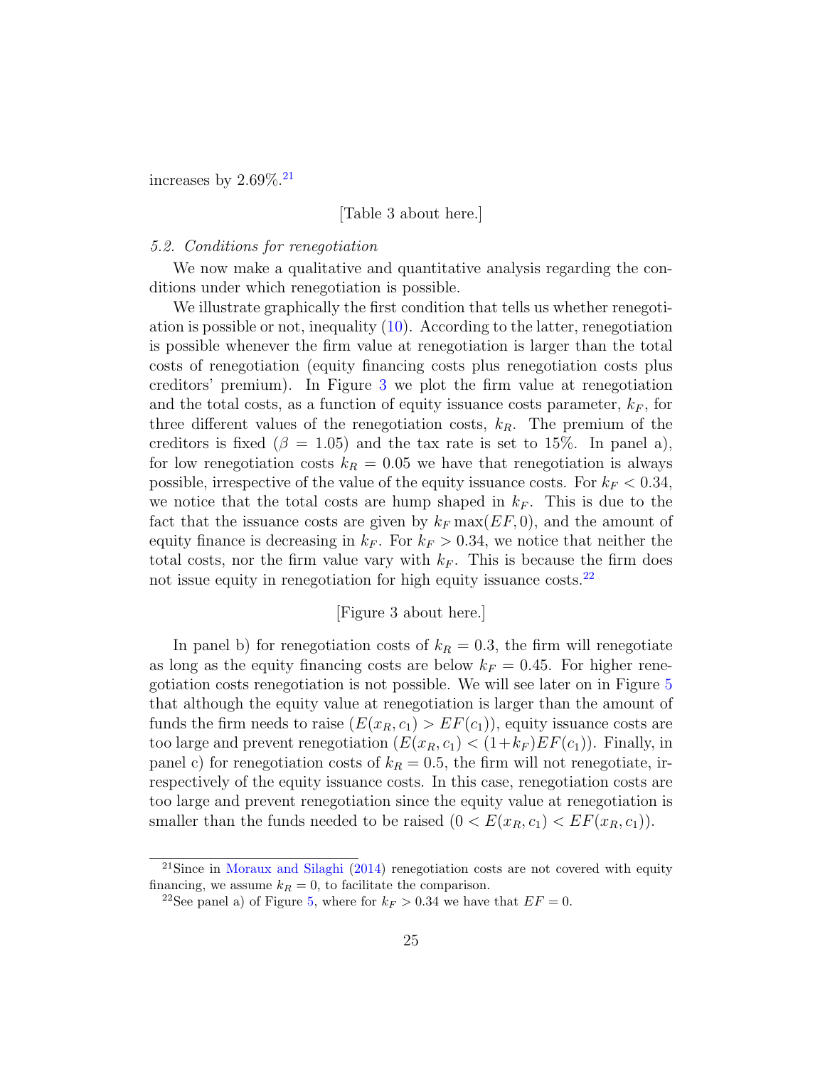increases by 2.69%.[21]

[Table 3 about here.]

### *5.2. Conditions for renegotiation*

We now make a qualitative and quantitative analysis regarding the conditions under which renegotiation is possible.

We illustrate graphically the first condition that tells us whether renegotiation is possible or not, inequality (10). According to the latter, renegotiation is possible whenever the firm value at renegotiation is larger than the total costs of renegotiation (equity financing costs plus renegotiation costs plus creditors' premium). In Figure 3 we plot the firm value at renegotiation and the total costs, as a function of equity issuance costs parameter, $k_F$, for three different values of the renegotiation costs, $k_R$. The premium of the creditors is fixed ($\beta = 1.05$) and the tax rate is set to 15%. In panel a), for low renegotiation costs $k_R = 0.05$ we have that renegotiation is always possible, irrespective of the value of the equity issuance costs. For $k_F < 0.34$, we notice that the total costs are hump shaped in $k_F$. This is due to the fact that the issuance costs are given by $k_F \max(EF, 0)$, and the amount of equity finance is decreasing in $k_F$. For $k_F > 0.34$, we notice that neither the total costs, nor the firm value vary with $k_F$. This is because the firm does not issue equity in renegotiation for high equity issuance costs.[22]

[Figure 3 about here.]

In panel b) for renegotiation costs of $k_R = 0.3$, the firm will renegotiate as long as the equity financing costs are below $k_F = 0.45$. For higher renegotiation costs renegotiation is not possible. We will see later on in Figure 5 that although the equity value at renegotiation is larger than the amount of funds the firm needs to raise ($E(x_R, c_1) > EF(c_1)$), equity issuance costs are too large and prevent renegotiation ($E(x_R, c_1) < (1+k_F)EF(c_1)$). Finally, in panel c) for renegotiation costs of $k_R = 0.5$, the firm will not renegotiate, irrespectively of the equity issuance costs. In this case, renegotiation costs are too large and prevent renegotiation since the equity value at renegotiation is smaller than the funds needed to be raised ($0 < E(x_R, c_1) < EF(x_R, c_1)$).

---

[21] Since in Moraux and Silaghi (2014) renegotiation costs are not covered with equity financing, we assume $k_R = 0$, to facilitate the comparison.

[22] See panel a) of Figure 5, where for $k_F > 0.34$ we have that $EF = 0$.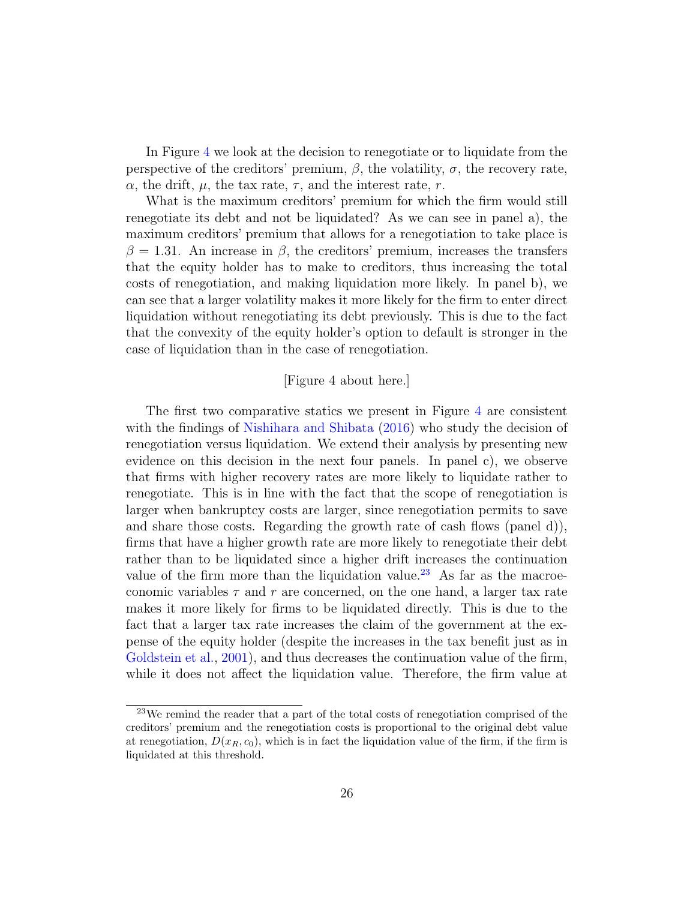In Figure 4 we look at the decision to renegotiate or to liquidate from the perspective of the creditors' premium, $\beta$, the volatility, $\sigma$, the recovery rate, $\alpha$, the drift, $\mu$, the tax rate, $\tau$, and the interest rate, $r$.

What is the maximum creditors' premium for which the firm would still renegotiate its debt and not be liquidated? As we can see in panel a), the maximum creditors' premium that allows for a renegotiation to take place is $\beta = 1.31$. An increase in $\beta$, the creditors' premium, increases the transfers that the equity holder has to make to creditors, thus increasing the total costs of renegotiation, and making liquidation more likely. In panel b), we can see that a larger volatility makes it more likely for the firm to enter direct liquidation without renegotiating its debt previously. This is due to the fact that the convexity of the equity holder's option to default is stronger in the case of liquidation than in the case of renegotiation.

[Figure 4 about here.]

The first two comparative statics we present in Figure 4 are consistent with the findings of Nishihara and Shibata (2016) who study the decision of renegotiation versus liquidation. We extend their analysis by presenting new evidence on this decision in the next four panels. In panel c), we observe that firms with higher recovery rates are more likely to liquidate rather to renegotiate. This is in line with the fact that the scope of renegotiation is larger when bankruptcy costs are larger, since renegotiation permits to save and share those costs. Regarding the growth rate of cash flows (panel d)), firms that have a higher growth rate are more likely to renegotiate their debt rather than to be liquidated since a higher drift increases the continuation value of the firm more than the liquidation value.[23] As far as the macroeconomic variables $\tau$ and $r$ are concerned, on the one hand, a larger tax rate makes it more likely for firms to be liquidated directly. This is due to the fact that a larger tax rate increases the claim of the government at the expense of the equity holder (despite the increases in the tax benefit just as in Goldstein et al., 2001), and thus decreases the continuation value of the firm, while it does not affect the liquidation value. Therefore, the firm value at

[23] We remind the reader that a part of the total costs of renegotiation comprised of the creditors' premium and the renegotiation costs is proportional to the original debt value at renegotiation, $D(x_R, c_0)$, which is in fact the liquidation value of the firm, if the firm is liquidated at this threshold.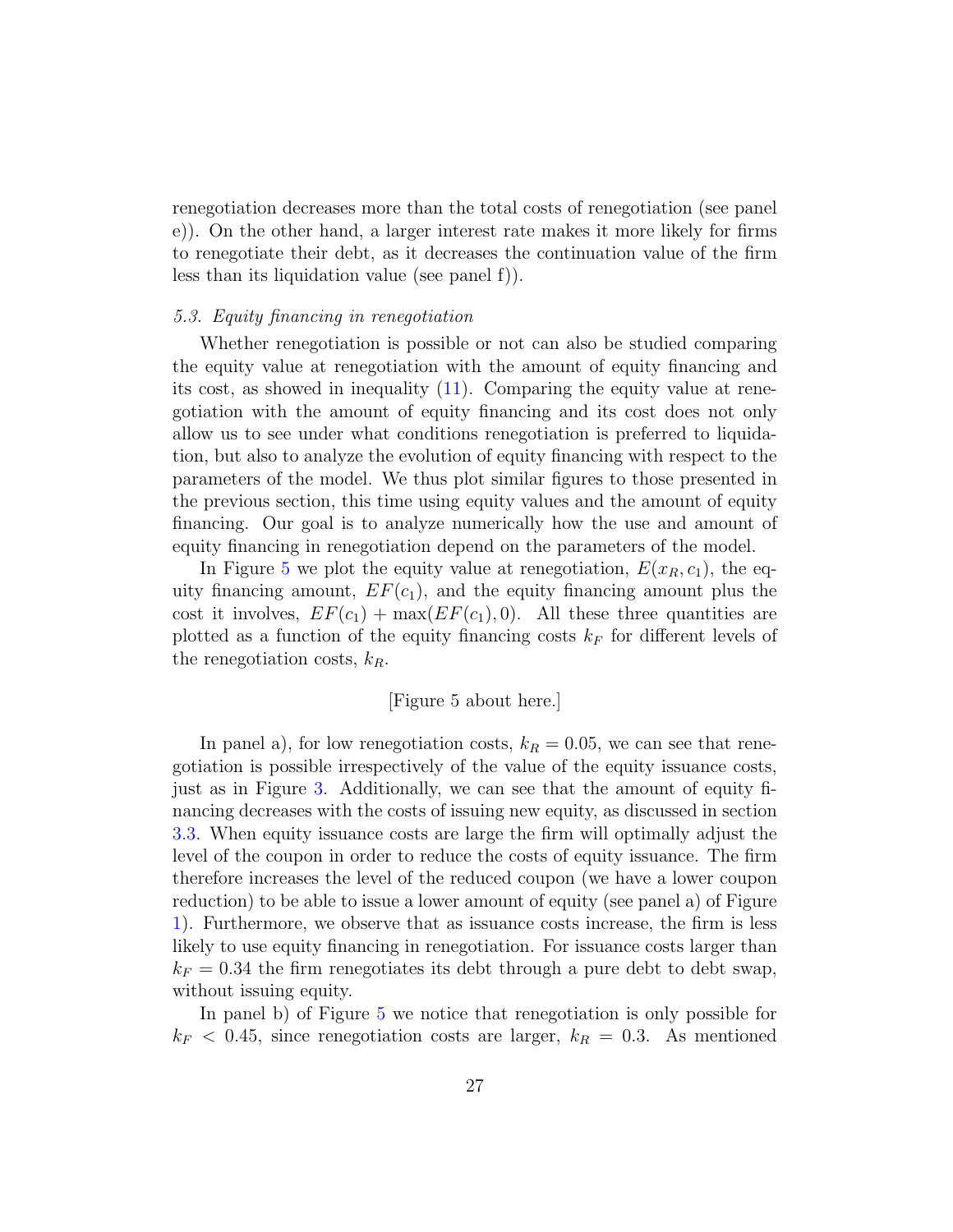renegotiation decreases more than the total costs of renegotiation (see panel e)). On the other hand, a larger interest rate makes it more likely for firms to renegotiate their debt, as it decreases the continuation value of the firm less than its liquidation value (see panel f)).

### *5.3. Equity financing in renegotiation*

Whether renegotiation is possible or not can also be studied comparing the equity value at renegotiation with the amount of equity financing and its cost, as showed in inequality (11). Comparing the equity value at renegotiation with the amount of equity financing and its cost does not only allow us to see under what conditions renegotiation is preferred to liquidation, but also to analyze the evolution of equity financing with respect to the parameters of the model. We thus plot similar figures to those presented in the previous section, this time using equity values and the amount of equity financing. Our goal is to analyze numerically how the use and amount of equity financing in renegotiation depend on the parameters of the model.

In Figure 5 we plot the equity value at renegotiation, $E(x_R, c_1)$, the equity financing amount, $EF(c_1)$, and the equity financing amount plus the cost it involves, $EF(c_1) + \max(EF(c_1), 0)$. All these three quantities are plotted as a function of the equity financing costs $k_F$ for different levels of the renegotiation costs, $k_R$.

[Figure 5 about here.]

In panel a), for low renegotiation costs, $k_R = 0.05$, we can see that renegotiation is possible irrespectively of the value of the equity issuance costs, just as in Figure 3. Additionally, we can see that the amount of equity financing decreases with the costs of issuing new equity, as discussed in section 3.3. When equity issuance costs are large the firm will optimally adjust the level of the coupon in order to reduce the costs of equity issuance. The firm therefore increases the level of the reduced coupon (we have a lower coupon reduction) to be able to issue a lower amount of equity (see panel a) of Figure 1). Furthermore, we observe that as issuance costs increase, the firm is less likely to use equity financing in renegotiation. For issuance costs larger than $k_F = 0.34$ the firm renegotiates its debt through a pure debt to debt swap, without issuing equity.

In panel b) of Figure 5 we notice that renegotiation is only possible for $k_F < 0.45$, since renegotiation costs are larger, $k_R = 0.3$. As mentioned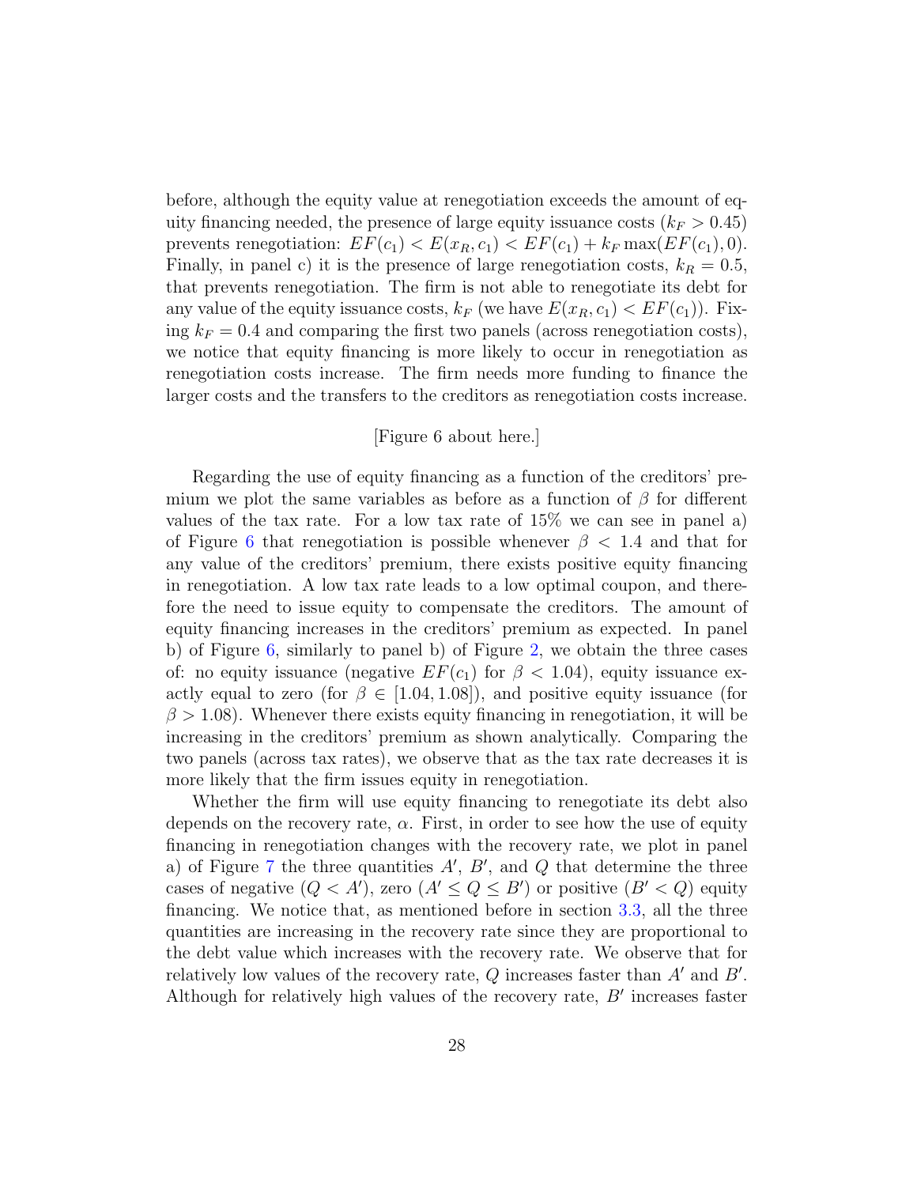before, although the equity value at renegotiation exceeds the amount of equity financing needed, the presence of large equity issuance costs ($k_F > 0.45$) prevents renegotiation: $EF(c_1) < E(x_R, c_1) < EF(c_1) + k_F \max(EF(c_1), 0)$. Finally, in panel c) it is the presence of large renegotiation costs, $k_R = 0.5$, that prevents renegotiation. The firm is not able to renegotiate its debt for any value of the equity issuance costs, $k_F$ (we have $E(x_R, c_1) < EF(c_1)$). Fixing $k_F = 0.4$ and comparing the first two panels (across renegotiation costs), we notice that equity financing is more likely to occur in renegotiation as renegotiation costs increase. The firm needs more funding to finance the larger costs and the transfers to the creditors as renegotiation costs increase.

[Figure 6 about here.]

Regarding the use of equity financing as a function of the creditors' premium we plot the same variables as before as a function of $\beta$ for different values of the tax rate. For a low tax rate of 15% we can see in panel a) of Figure 6 that renegotiation is possible whenever $\beta < 1.4$ and that for any value of the creditors' premium, there exists positive equity financing in renegotiation. A low tax rate leads to a low optimal coupon, and therefore the need to issue equity to compensate the creditors. The amount of equity financing increases in the creditors' premium as expected. In panel b) of Figure 6, similarly to panel b) of Figure 2, we obtain the three cases of: no equity issuance (negative $EF(c_1)$ for $\beta < 1.04$), equity issuance exactly equal to zero (for $\beta \in [1.04, 1.08]$), and positive equity issuance (for $\beta > 1.08$). Whenever there exists equity financing in renegotiation, it will be increasing in the creditors' premium as shown analytically. Comparing the two panels (across tax rates), we observe that as the tax rate decreases it is more likely that the firm issues equity in renegotiation.

Whether the firm will use equity financing to renegotiate its debt also depends on the recovery rate, $\alpha$. First, in order to see how the use of equity financing in renegotiation changes with the recovery rate, we plot in panel a) of Figure 7 the three quantities $A'$, $B'$, and $Q$ that determine the three cases of negative ($Q < A'$), zero ($A' \leq Q \leq B'$) or positive ($B' < Q$) equity financing. We notice that, as mentioned before in section 3.3, all the three quantities are increasing in the recovery rate since they are proportional to the debt value which increases with the recovery rate. We observe that for relatively low values of the recovery rate, $Q$ increases faster than $A'$ and $B'$. Although for relatively high values of the recovery rate, $B'$ increases faster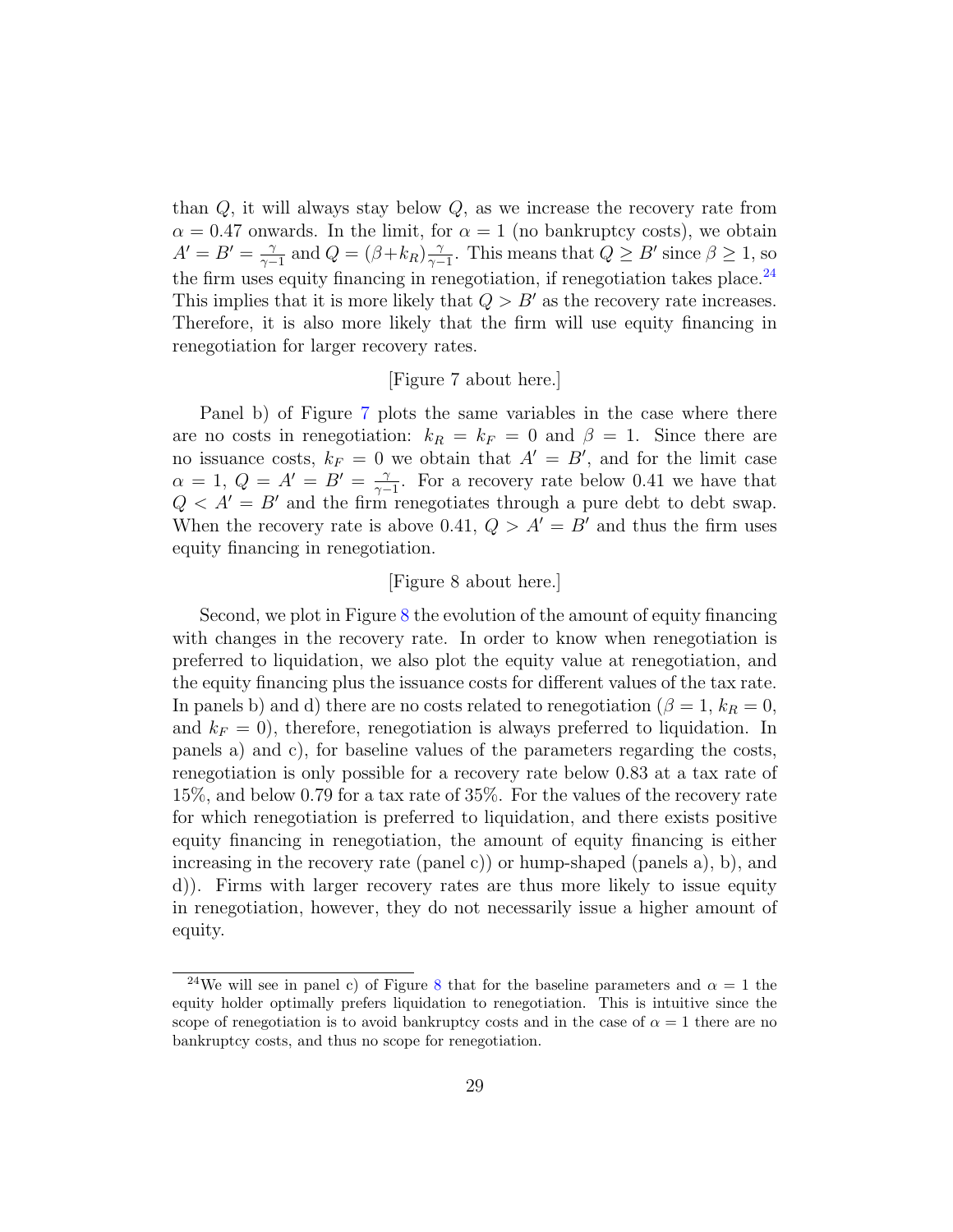than $Q$, it will always stay below $Q$, as we increase the recovery rate from $\alpha = 0.47$ onwards. In the limit, for $\alpha = 1$ (no bankruptcy costs), we obtain $A' = B' = \frac{\gamma}{\gamma-1}$ and $Q = (\beta + k_R)\frac{\gamma}{\gamma-1}$. This means that $Q \geq B'$ since $\beta \geq 1$, so the firm uses equity financing in renegotiation, if renegotiation takes place.[24] This implies that it is more likely that $Q > B'$ as the recovery rate increases. Therefore, it is also more likely that the firm will use equity financing in renegotiation for larger recovery rates.

[Figure 7 about here.]

Panel b) of Figure 7 plots the same variables in the case where there are no costs in renegotiation: $k_R = k_F = 0$ and $\beta = 1$. Since there are no issuance costs, $k_F = 0$ we obtain that $A' = B'$, and for the limit case $\alpha = 1$, $Q = A' = B' = \frac{\gamma}{\gamma-1}$. For a recovery rate below 0.41 we have that $Q < A' = B'$ and the firm renegotiates through a pure debt to debt swap. When the recovery rate is above 0.41, $Q > A' = B'$ and thus the firm uses equity financing in renegotiation.

[Figure 8 about here.]

Second, we plot in Figure 8 the evolution of the amount of equity financing with changes in the recovery rate. In order to know when renegotiation is preferred to liquidation, we also plot the equity value at renegotiation, and the equity financing plus the issuance costs for different values of the tax rate. In panels b) and d) there are no costs related to renegotiation ($\beta = 1$, $k_R = 0$, and $k_F = 0$), therefore, renegotiation is always preferred to liquidation. In panels a) and c), for baseline values of the parameters regarding the costs, renegotiation is only possible for a recovery rate below 0.83 at a tax rate of 15%, and below 0.79 for a tax rate of 35%. For the values of the recovery rate for which renegotiation is preferred to liquidation, and there exists positive equity financing in renegotiation, the amount of equity financing is either increasing in the recovery rate (panel c)) or hump-shaped (panels a), b), and d)). Firms with larger recovery rates are thus more likely to issue equity in renegotiation, however, they do not necessarily issue a higher amount of equity.

[24] We will see in panel c) of Figure 8 that for the baseline parameters and $\alpha = 1$ the equity holder optimally prefers liquidation to renegotiation. This is intuitive since the scope of renegotiation is to avoid bankruptcy costs and in the case of $\alpha = 1$ there are no bankruptcy costs, and thus no scope for renegotiation.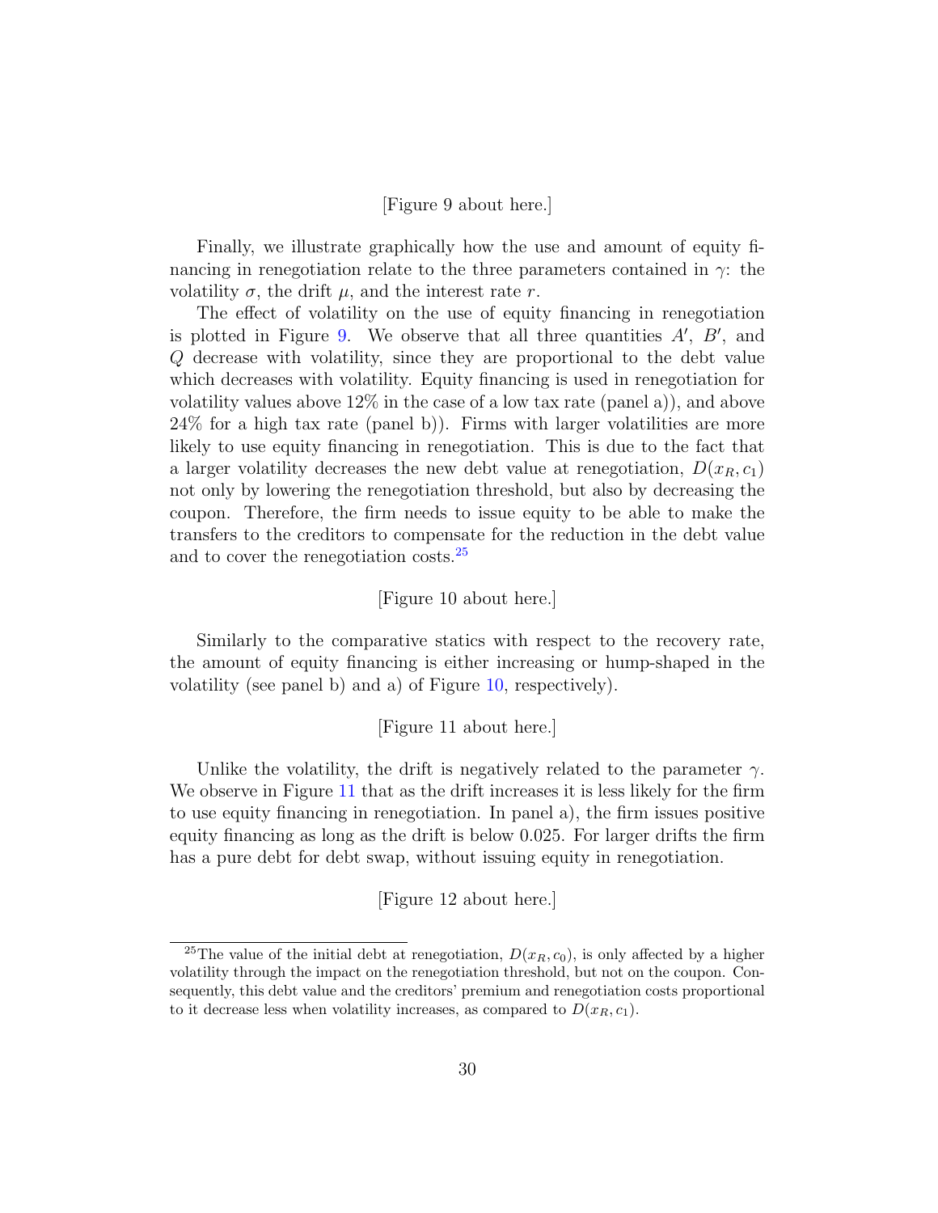[Figure 9 about here.]

Finally, we illustrate graphically how the use and amount of equity financing in renegotiation relate to the three parameters contained in $\gamma$: the volatility $\sigma$, the drift $\mu$, and the interest rate $r$.

The effect of volatility on the use of equity financing in renegotiation is plotted in Figure 9. We observe that all three quantities $A'$, $B'$, and $Q$ decrease with volatility, since they are proportional to the debt value which decreases with volatility. Equity financing is used in renegotiation for volatility values above 12% in the case of a low tax rate (panel a)), and above 24% for a high tax rate (panel b)). Firms with larger volatilities are more likely to use equity financing in renegotiation. This is due to the fact that a larger volatility decreases the new debt value at renegotiation, $D(x_R, c_1)$ not only by lowering the renegotiation threshold, but also by decreasing the coupon. Therefore, the firm needs to issue equity to be able to make the transfers to the creditors to compensate for the reduction in the debt value and to cover the renegotiation costs.[25]

[Figure 10 about here.]

Similarly to the comparative statics with respect to the recovery rate, the amount of equity financing is either increasing or hump-shaped in the volatility (see panel b) and a) of Figure 10, respectively).

[Figure 11 about here.]

Unlike the volatility, the drift is negatively related to the parameter $\gamma$. We observe in Figure 11 that as the drift increases it is less likely for the firm to use equity financing in renegotiation. In panel a), the firm issues positive equity financing as long as the drift is below 0.025. For larger drifts the firm has a pure debt for debt swap, without issuing equity in renegotiation.

[Figure 12 about here.]

[25]The value of the initial debt at renegotiation, $D(x_R, c_0)$, is only affected by a higher volatility through the impact on the renegotiation threshold, but not on the coupon. Consequently, this debt value and the creditors' premium and renegotiation costs proportional to it decrease less when volatility increases, as compared to $D(x_R, c_1)$.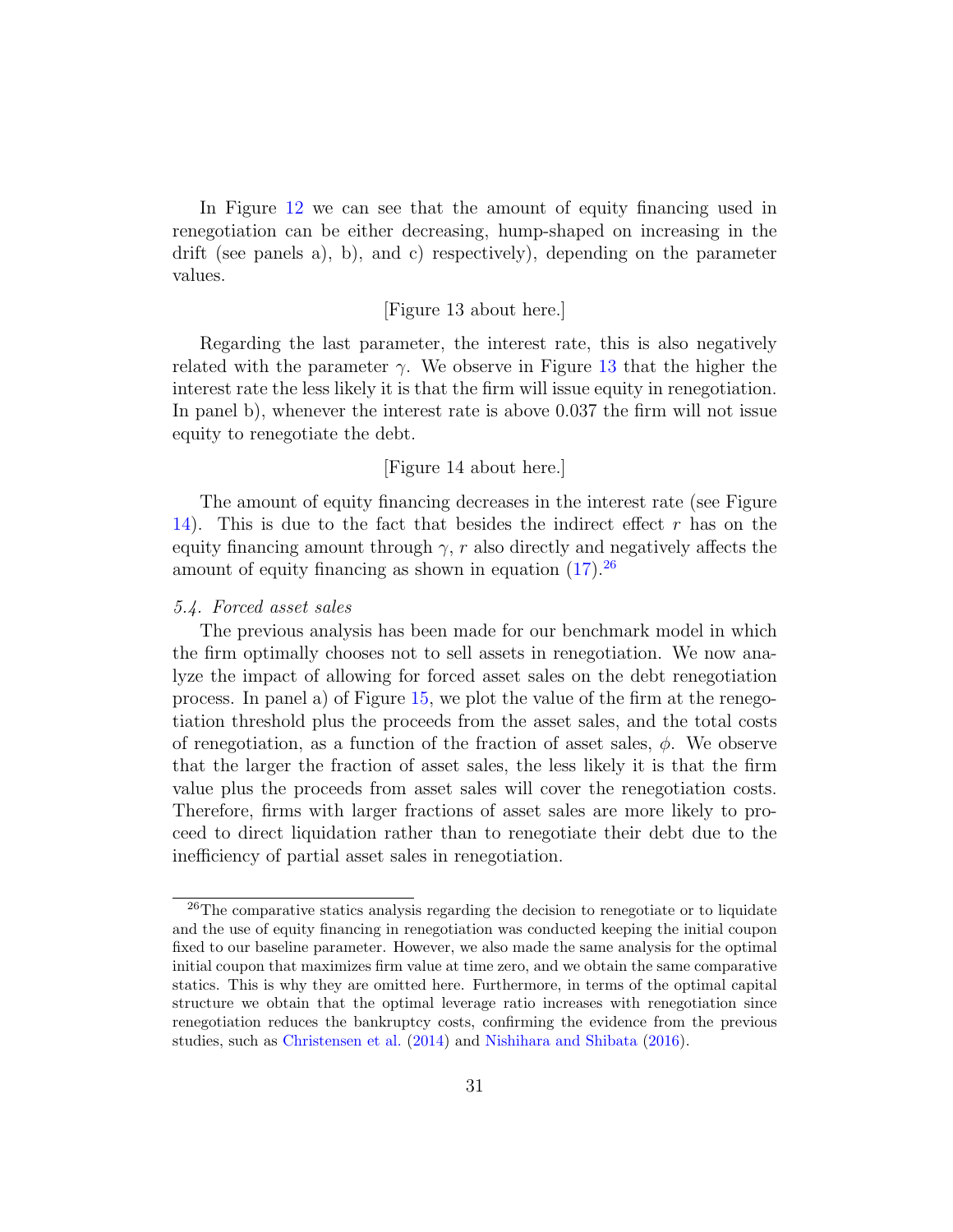In Figure 12 we can see that the amount of equity financing used in renegotiation can be either decreasing, hump-shaped on increasing in the drift (see panels a), b), and c) respectively), depending on the parameter values.

[Figure 13 about here.]

Regarding the last parameter, the interest rate, this is also negatively related with the parameter $\gamma$. We observe in Figure 13 that the higher the interest rate the less likely it is that the firm will issue equity in renegotiation. In panel b), whenever the interest rate is above 0.037 the firm will not issue equity to renegotiate the debt.

[Figure 14 about here.]

The amount of equity financing decreases in the interest rate (see Figure 14). This is due to the fact that besides the indirect effect $r$ has on the equity financing amount through $\gamma$, $r$ also directly and negatively affects the amount of equity financing as shown in equation (17).[26]

### *5.4. Forced asset sales*

The previous analysis has been made for our benchmark model in which the firm optimally chooses not to sell assets in renegotiation. We now analyze the impact of allowing for forced asset sales on the debt renegotiation process. In panel a) of Figure 15, we plot the value of the firm at the renegotiation threshold plus the proceeds from the asset sales, and the total costs of renegotiation, as a function of the fraction of asset sales, $\phi$. We observe that the larger the fraction of asset sales, the less likely it is that the firm value plus the proceeds from asset sales will cover the renegotiation costs. Therefore, firms with larger fractions of asset sales are more likely to proceed to direct liquidation rather than to renegotiate their debt due to the inefficiency of partial asset sales in renegotiation.

[26] The comparative statics analysis regarding the decision to renegotiate or to liquidate and the use of equity financing in renegotiation was conducted keeping the initial coupon fixed to our baseline parameter. However, we also made the same analysis for the optimal initial coupon that maximizes firm value at time zero, and we obtain the same comparative statics. This is why they are omitted here. Furthermore, in terms of the optimal capital structure we obtain that the optimal leverage ratio increases with renegotiation since renegotiation reduces the bankruptcy costs, confirming the evidence from the previous studies, such as Christensen et al. (2014) and Nishihara and Shibata (2016).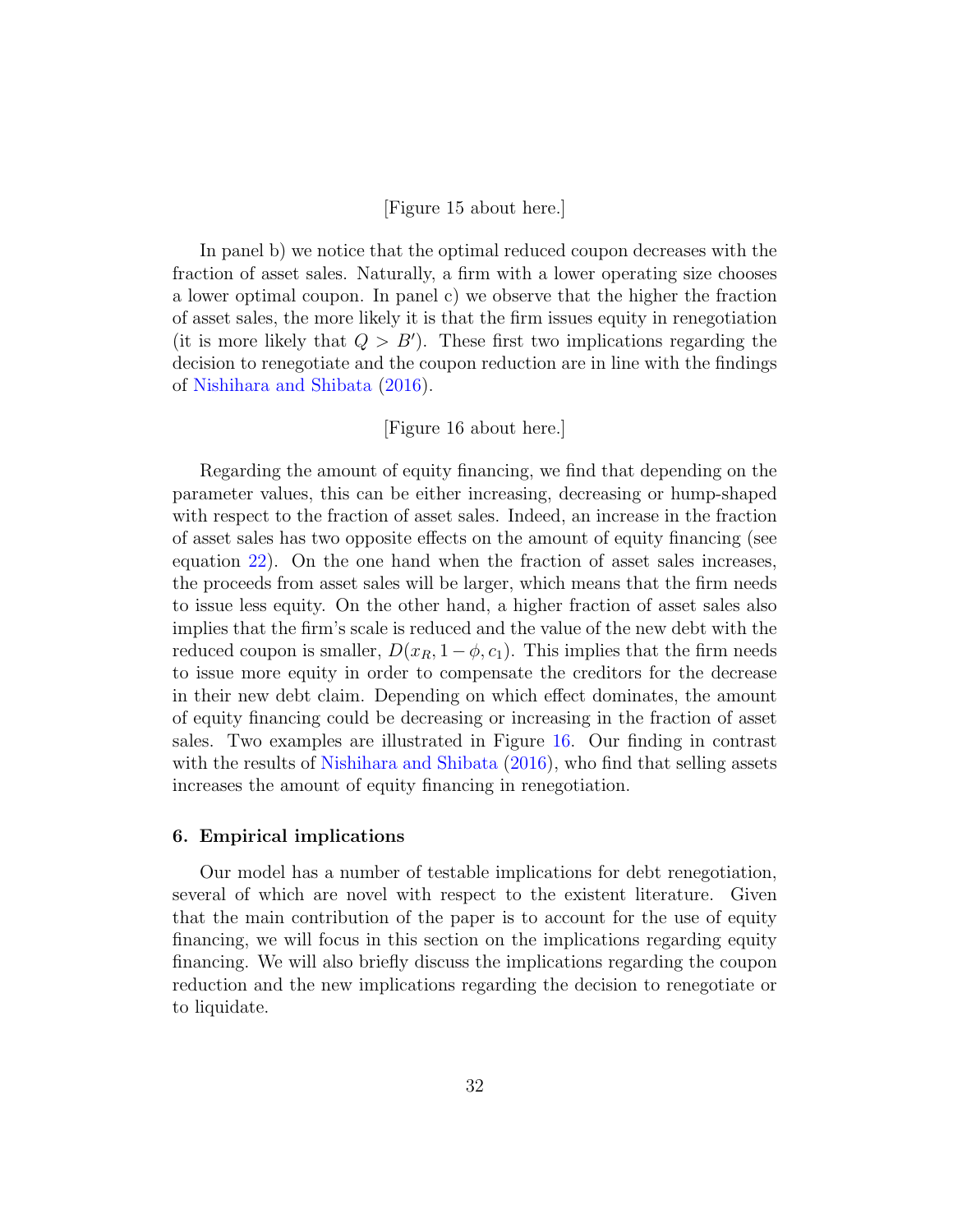[Figure 15 about here.]

In panel b) we notice that the optimal reduced coupon decreases with the fraction of asset sales. Naturally, a firm with a lower operating size chooses a lower optimal coupon. In panel c) we observe that the higher the fraction of asset sales, the more likely it is that the firm issues equity in renegotiation (it is more likely that $Q > B'$). These first two implications regarding the decision to renegotiate and the coupon reduction are in line with the findings of Nishihara and Shibata (2016).

[Figure 16 about here.]

Regarding the amount of equity financing, we find that depending on the parameter values, this can be either increasing, decreasing or hump-shaped with respect to the fraction of asset sales. Indeed, an increase in the fraction of asset sales has two opposite effects on the amount of equity financing (see equation 22). On the one hand when the fraction of asset sales increases, the proceeds from asset sales will be larger, which means that the firm needs to issue less equity. On the other hand, a higher fraction of asset sales also implies that the firm's scale is reduced and the value of the new debt with the reduced coupon is smaller, $D(x_R, 1 - \phi, c_1)$. This implies that the firm needs to issue more equity in order to compensate the creditors for the decrease in their new debt claim. Depending on which effect dominates, the amount of equity financing could be decreasing or increasing in the fraction of asset sales. Two examples are illustrated in Figure 16. Our finding in contrast with the results of Nishihara and Shibata (2016), who find that selling assets increases the amount of equity financing in renegotiation.

## 6. Empirical implications

Our model has a number of testable implications for debt renegotiation, several of which are novel with respect to the existent literature. Given that the main contribution of the paper is to account for the use of equity financing, we will focus in this section on the implications regarding equity financing. We will also briefly discuss the implications regarding the coupon reduction and the new implications regarding the decision to renegotiate or to liquidate.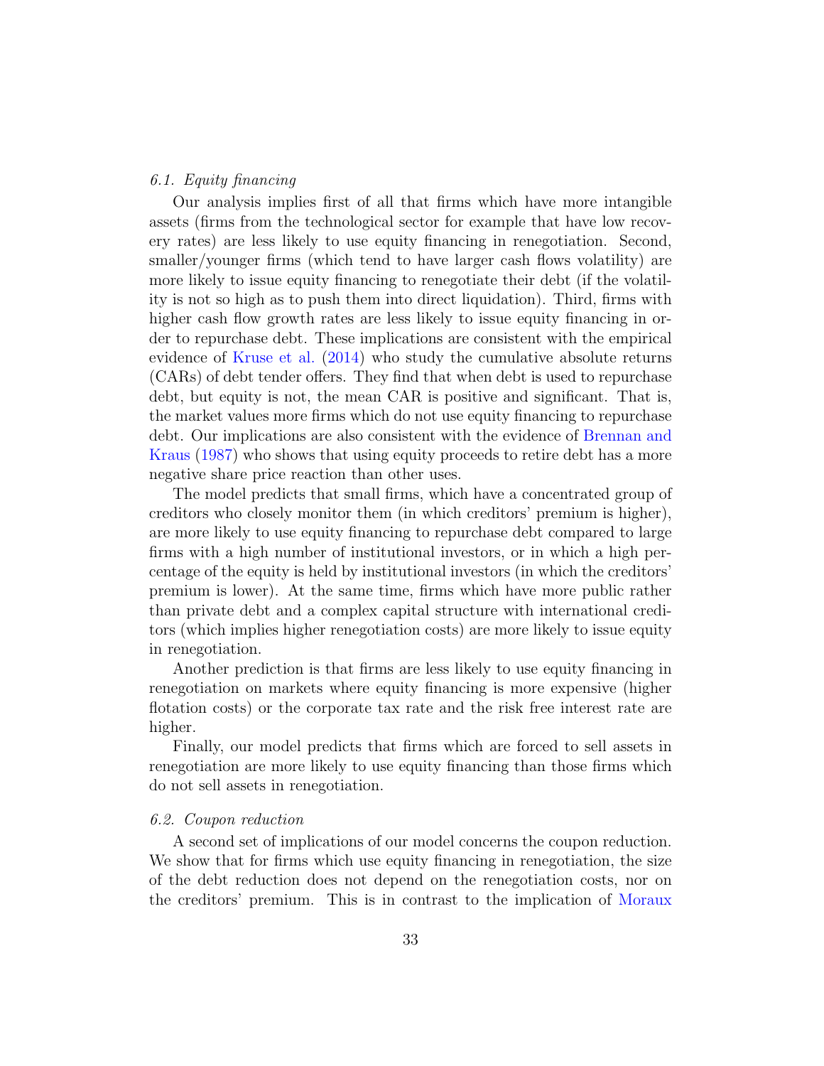### *6.1. Equity financing*

Our analysis implies first of all that firms which have more intangible assets (firms from the technological sector for example that have low recovery rates) are less likely to use equity financing in renegotiation. Second, smaller/younger firms (which tend to have larger cash flows volatility) are more likely to issue equity financing to renegotiate their debt (if the volatility is not so high as to push them into direct liquidation). Third, firms with higher cash flow growth rates are less likely to issue equity financing in order to repurchase debt. These implications are consistent with the empirical evidence of Kruse et al. (2014) who study the cumulative absolute returns (CARs) of debt tender offers. They find that when debt is used to repurchase debt, but equity is not, the mean CAR is positive and significant. That is, the market values more firms which do not use equity financing to repurchase debt. Our implications are also consistent with the evidence of Brennan and Kraus (1987) who shows that using equity proceeds to retire debt has a more negative share price reaction than other uses.

The model predicts that small firms, which have a concentrated group of creditors who closely monitor them (in which creditors' premium is higher), are more likely to use equity financing to repurchase debt compared to large firms with a high number of institutional investors, or in which a high percentage of the equity is held by institutional investors (in which the creditors' premium is lower). At the same time, firms which have more public rather than private debt and a complex capital structure with international creditors (which implies higher renegotiation costs) are more likely to issue equity in renegotiation.

Another prediction is that firms are less likely to use equity financing in renegotiation on markets where equity financing is more expensive (higher flotation costs) or the corporate tax rate and the risk free interest rate are higher.

Finally, our model predicts that firms which are forced to sell assets in renegotiation are more likely to use equity financing than those firms which do not sell assets in renegotiation.

### *6.2. Coupon reduction*

A second set of implications of our model concerns the coupon reduction. We show that for firms which use equity financing in renegotiation, the size of the debt reduction does not depend on the renegotiation costs, nor on the creditors' premium. This is in contrast to the implication of Moraux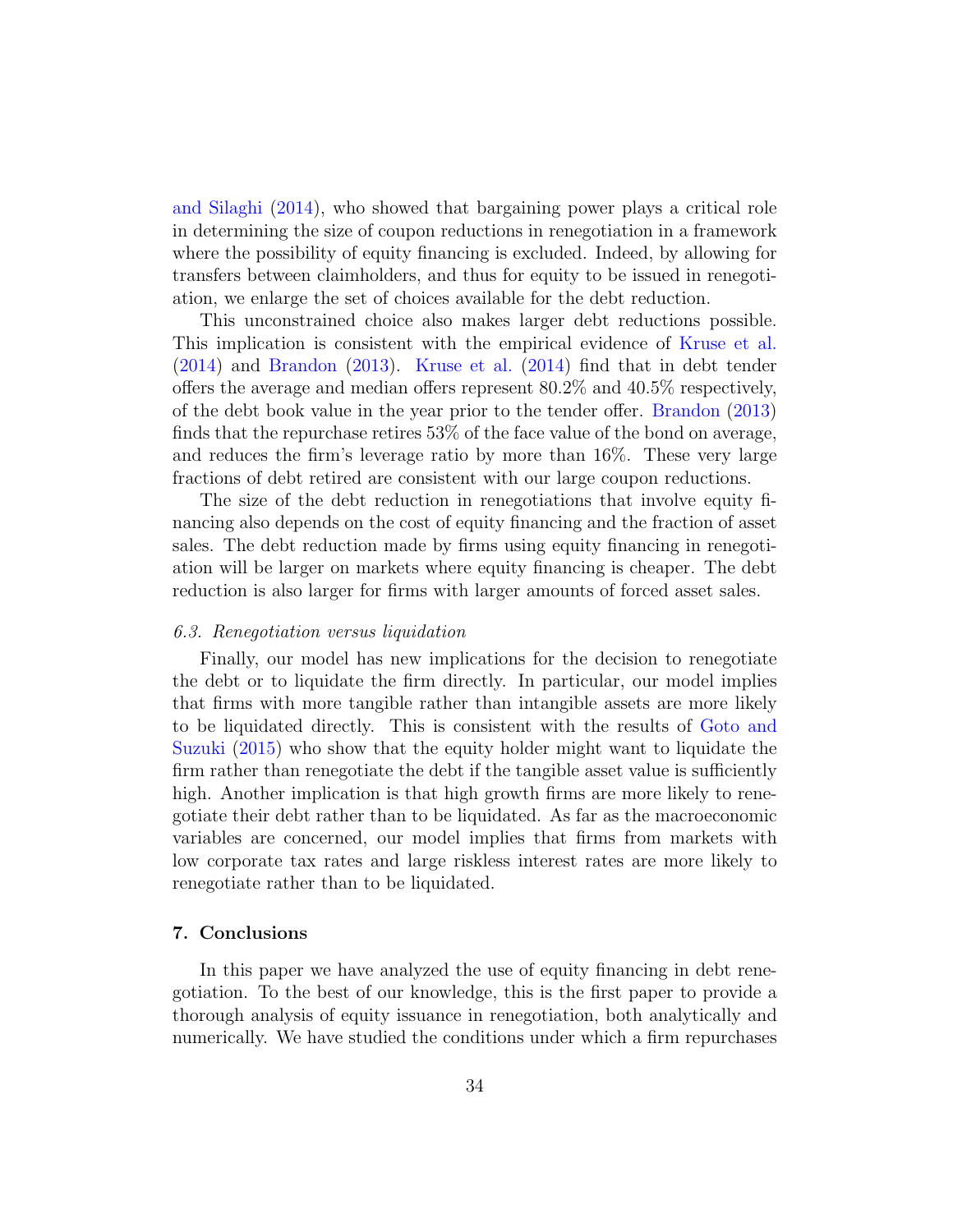and Silaghi (2014), who showed that bargaining power plays a critical role in determining the size of coupon reductions in renegotiation in a framework where the possibility of equity financing is excluded. Indeed, by allowing for transfers between claimholders, and thus for equity to be issued in renegotiation, we enlarge the set of choices available for the debt reduction.

This unconstrained choice also makes larger debt reductions possible. This implication is consistent with the empirical evidence of Kruse et al. (2014) and Brandon (2013). Kruse et al. (2014) find that in debt tender offers the average and median offers represent 80.2% and 40.5% respectively, of the debt book value in the year prior to the tender offer. Brandon (2013) finds that the repurchase retires 53% of the face value of the bond on average, and reduces the firm's leverage ratio by more than 16%. These very large fractions of debt retired are consistent with our large coupon reductions.

The size of the debt reduction in renegotiations that involve equity financing also depends on the cost of equity financing and the fraction of asset sales. The debt reduction made by firms using equity financing in renegotiation will be larger on markets where equity financing is cheaper. The debt reduction is also larger for firms with larger amounts of forced asset sales.

### 6.3. Renegotiation versus liquidation

Finally, our model has new implications for the decision to renegotiate the debt or to liquidate the firm directly. In particular, our model implies that firms with more tangible rather than intangible assets are more likely to be liquidated directly. This is consistent with the results of Goto and Suzuki (2015) who show that the equity holder might want to liquidate the firm rather than renegotiate the debt if the tangible asset value is sufficiently high. Another implication is that high growth firms are more likely to renegotiate their debt rather than to be liquidated. As far as the macroeconomic variables are concerned, our model implies that firms from markets with low corporate tax rates and large riskless interest rates are more likely to renegotiate rather than to be liquidated.

## 7. Conclusions

In this paper we have analyzed the use of equity financing in debt renegotiation. To the best of our knowledge, this is the first paper to provide a thorough analysis of equity issuance in renegotiation, both analytically and numerically. We have studied the conditions under which a firm repurchases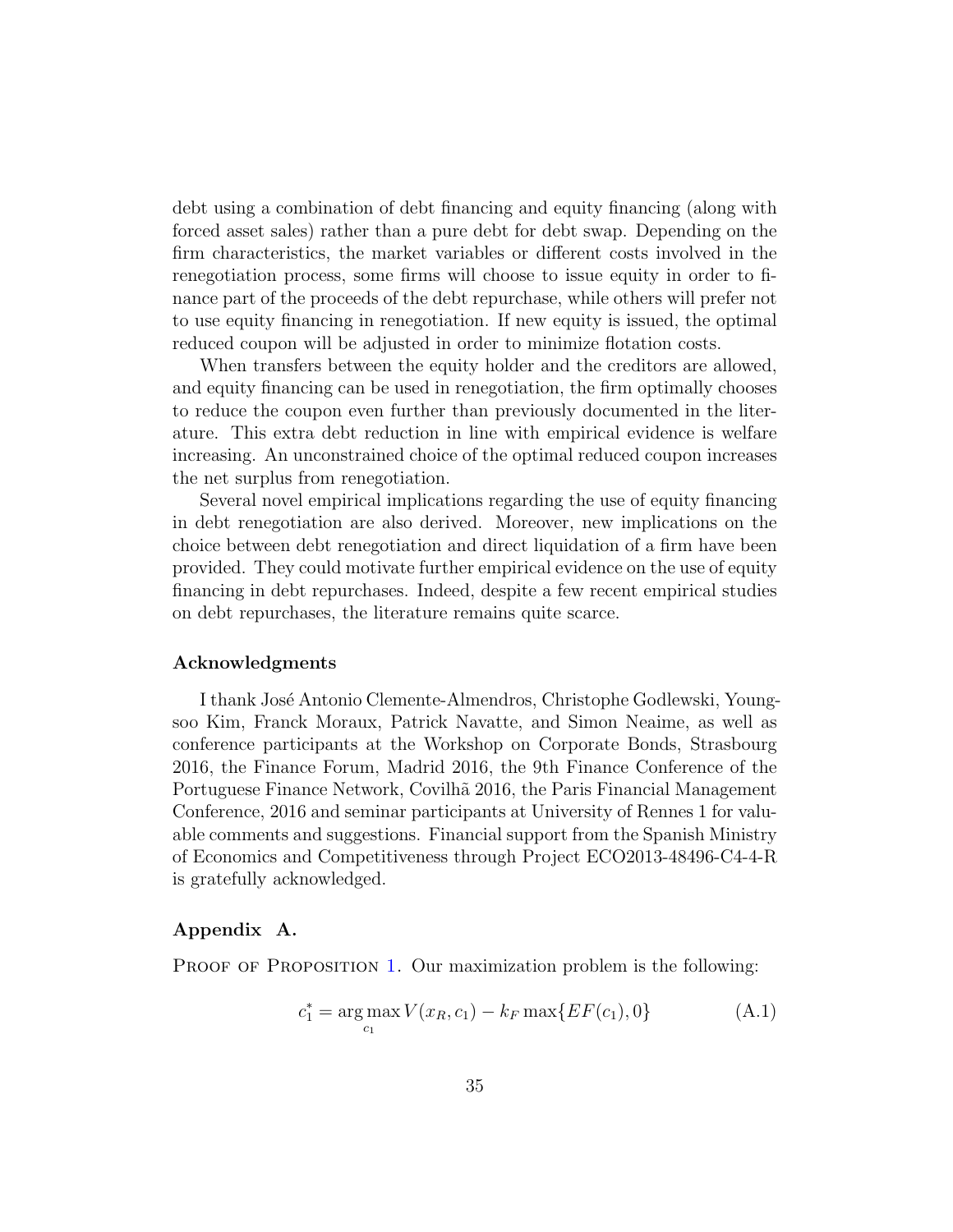debt using a combination of debt financing and equity financing (along with forced asset sales) rather than a pure debt for debt swap. Depending on the firm characteristics, the market variables or different costs involved in the renegotiation process, some firms will choose to issue equity in order to finance part of the proceeds of the debt repurchase, while others will prefer not to use equity financing in renegotiation. If new equity is issued, the optimal reduced coupon will be adjusted in order to minimize flotation costs.

When transfers between the equity holder and the creditors are allowed, and equity financing can be used in renegotiation, the firm optimally chooses to reduce the coupon even further than previously documented in the literature. This extra debt reduction in line with empirical evidence is welfare increasing. An unconstrained choice of the optimal reduced coupon increases the net surplus from renegotiation.

Several novel empirical implications regarding the use of equity financing in debt renegotiation are also derived. Moreover, new implications on the choice between debt renegotiation and direct liquidation of a firm have been provided. They could motivate further empirical evidence on the use of equity financing in debt repurchases. Indeed, despite a few recent empirical studies on debt repurchases, the literature remains quite scarce.

**Acknowledgments**

I thank José Antonio Clemente-Almendros, Christophe Godlewski, Youngsoo Kim, Franck Moraux, Patrick Navatte, and Simon Neaime, as well as conference participants at the Workshop on Corporate Bonds, Strasbourg 2016, the Finance Forum, Madrid 2016, the 9th Finance Conference of the Portuguese Finance Network, Covilhã 2016, the Paris Financial Management Conference, 2016 and seminar participants at University of Rennes 1 for valuable comments and suggestions. Financial support from the Spanish Ministry of Economics and Competitiveness through Project ECO2013-48496-C4-4-R is gratefully acknowledged.

**Appendix A.**

PROOF OF PROPOSITION 1. Our maximization problem is the following:

$$c_1^* = \arg\max_{c_1} V(x_R, c_1) - k_F \max\{EF(c_1), 0\} \tag{A.1}$$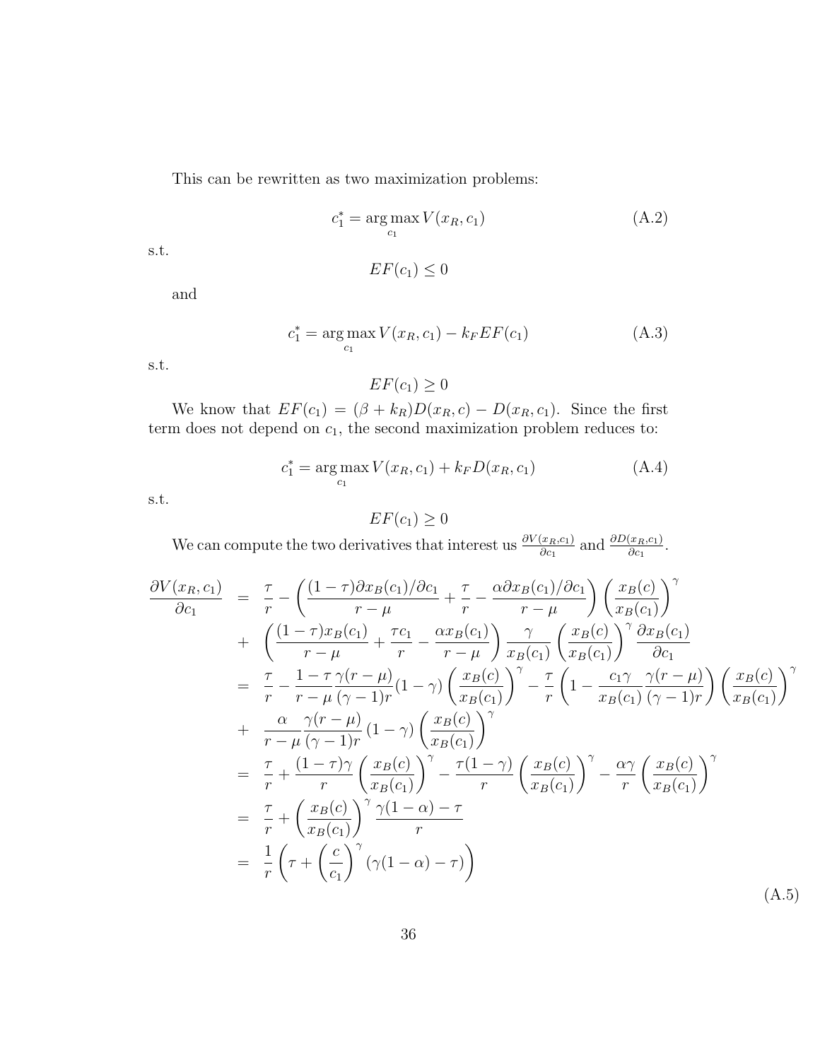This can be rewritten as two maximization problems:

$$c_1^* = \arg\max_{c_1} V(x_R, c_1) \tag{A.2}$$

s.t.

$$EF(c_1) \leq 0$$

and

$$c_1^* = \arg\max_{c_1} V(x_R, c_1) - k_F EF(c_1) \tag{A.3}$$

s.t.

$$EF(c_1) \geq 0$$

We know that $EF(c_1) = (\beta + k_R)D(x_R, c) - D(x_R, c_1)$. Since the first term does not depend on $c_1$, the second maximization problem reduces to:

$$c_1^* = \arg\max_{c_1} V(x_R, c_1) + k_F D(x_R, c_1) \tag{A.4}$$

s.t.

$$EF(c_1) \geq 0$$

We can compute the two derivatives that interest us $\frac{\partial V(x_R, c_1)}{\partial c_1}$ and $\frac{\partial D(x_R, c_1)}{\partial c_1}$.

$$\begin{aligned}
\frac{\partial V(x_R, c_1)}{\partial c_1} &= \frac{\tau}{r} - \left( \frac{(1-\tau)\partial x_B(c_1)/\partial c_1}{r-\mu} + \frac{\tau}{r} - \frac{\alpha \partial x_B(c_1)/\partial c_1}{r-\mu} \right) \left( \frac{x_B(c)}{x_B(c_1)} \right)^\gamma \\
&+ \left( \frac{(1-\tau)x_B(c_1)}{r-\mu} + \frac{\tau c_1}{r} - \frac{\alpha x_B(c_1)}{r-\mu} \right) \frac{\gamma}{x_B(c_1)} \left( \frac{x_B(c)}{x_B(c_1)} \right)^\gamma \frac{\partial x_B(c_1)}{\partial c_1} \\
&= \frac{\tau}{r} - \frac{1-\tau}{r-\mu} \frac{\gamma(r-\mu)}{(\gamma-1)r}(1-\gamma) \left( \frac{x_B(c)}{x_B(c_1)} \right)^\gamma - \frac{\tau}{r} \left( 1 - \frac{c_1 \gamma}{x_B(c_1)} \frac{\gamma(r-\mu)}{(\gamma-1)r} \right) \left( \frac{x_B(c)}{x_B(c_1)} \right)^\gamma \\
&+ \frac{\alpha}{r-\mu} \frac{\gamma(r-\mu)}{(\gamma-1)r} (1-\gamma) \left( \frac{x_B(c)}{x_B(c_1)} \right)^\gamma \\
&= \frac{\tau}{r} + \frac{(1-\tau)\gamma}{r} \left( \frac{x_B(c)}{x_B(c_1)} \right)^\gamma - \frac{\tau(1-\gamma)}{r} \left( \frac{x_B(c)}{x_B(c_1)} \right)^\gamma - \frac{\alpha\gamma}{r} \left( \frac{x_B(c)}{x_B(c_1)} \right)^\gamma \\
&= \frac{\tau}{r} + \left( \frac{x_B(c)}{x_B(c_1)} \right)^\gamma \frac{\gamma(1-\alpha) - \tau}{r} \\
&= \frac{1}{r} \left( \tau + \left( \frac{c}{c_1} \right)^\gamma (\gamma(1-\alpha) - \tau) \right)
\end{aligned} \tag{A.5}$$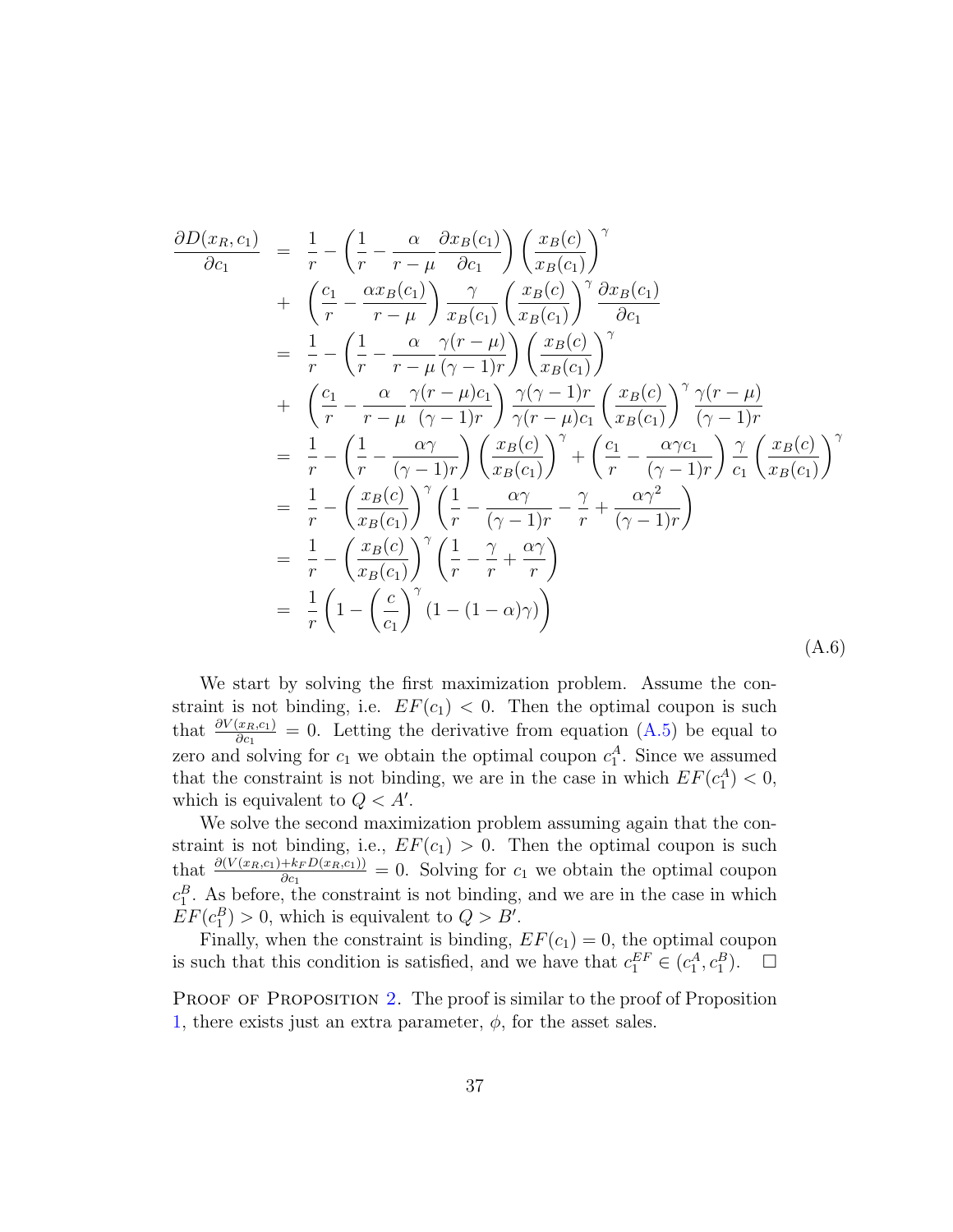$$
\begin{aligned}
\frac{\partial D(x_R, c_1)}{\partial c_1} &= \frac{1}{r} - \left(\frac{1}{r} - \frac{\alpha}{r-\mu}\frac{\partial x_B(c_1)}{\partial c_1}\right)\left(\frac{x_B(c)}{x_B(c_1)}\right)^{\gamma} \\
&+ \left(\frac{c_1}{r} - \frac{\alpha x_B(c_1)}{r-\mu}\right)\frac{\gamma}{x_B(c_1)}\left(\frac{x_B(c)}{x_B(c_1)}\right)^{\gamma}\frac{\partial x_B(c_1)}{\partial c_1} \\
&= \frac{1}{r} - \left(\frac{1}{r} - \frac{\alpha}{r-\mu}\frac{\gamma(r-\mu)}{(\gamma-1)r}\right)\left(\frac{x_B(c)}{x_B(c_1)}\right)^{\gamma} \\
&+ \left(\frac{c_1}{r} - \frac{\alpha}{r-\mu}\frac{\gamma(r-\mu)c_1}{(\gamma-1)r}\right)\frac{\gamma(\gamma-1)r}{\gamma(r-\mu)c_1}\left(\frac{x_B(c)}{x_B(c_1)}\right)^{\gamma}\frac{\gamma(r-\mu)}{(\gamma-1)r} \\
&= \frac{1}{r} - \left(\frac{1}{r} - \frac{\alpha\gamma}{(\gamma-1)r}\right)\left(\frac{x_B(c)}{x_B(c_1)}\right)^{\gamma} + \left(\frac{c_1}{r} - \frac{\alpha\gamma c_1}{(\gamma-1)r}\right)\frac{\gamma}{c_1}\left(\frac{x_B(c)}{x_B(c_1)}\right)^{\gamma} \\
&= \frac{1}{r} - \left(\frac{x_B(c)}{x_B(c_1)}\right)^{\gamma}\left(\frac{1}{r} - \frac{\alpha\gamma}{(\gamma-1)r} - \frac{\gamma}{r} + \frac{\alpha\gamma^2}{(\gamma-1)r}\right) \\
&= \frac{1}{r} - \left(\frac{x_B(c)}{x_B(c_1)}\right)^{\gamma}\left(\frac{1}{r} - \frac{\gamma}{r} + \frac{\alpha\gamma}{r}\right) \\
&= \frac{1}{r}\left(1 - \left(\frac{c}{c_1}\right)^{\gamma}(1-(1-\alpha)\gamma)\right)
\end{aligned} \tag{A.6}
$$

We start by solving the first maximization problem. Assume the constraint is not binding, i.e. $EF(c_1) < 0$. Then the optimal coupon is such that $\frac{\partial V(x_R, c_1)}{\partial c_1} = 0$. Letting the derivative from equation (A.5) be equal to zero and solving for $c_1$ we obtain the optimal coupon $c_1^A$. Since we assumed that the constraint is not binding, we are in the case in which $EF(c_1^A) < 0$, which is equivalent to $Q < A'$.

We solve the second maximization problem assuming again that the constraint is not binding, i.e., $EF(c_1) > 0$. Then the optimal coupon is such that $\frac{\partial (V(x_R, c_1) + k_F D(x_R, c_1))}{\partial c_1} = 0$. Solving for $c_1$ we obtain the optimal coupon $c_1^B$. As before, the constraint is not binding, and we are in the case in which $EF(c_1^B) > 0$, which is equivalent to $Q > B'$.

Finally, when the constraint is binding, $EF(c_1) = 0$, the optimal coupon is such that this condition is satisfied, and we have that $c_1^{EF} \in (c_1^A, c_1^B)$. $\square$

Proof of Proposition 2. The proof is similar to the proof of Proposition 1, there exists just an extra parameter, $\phi$, for the asset sales.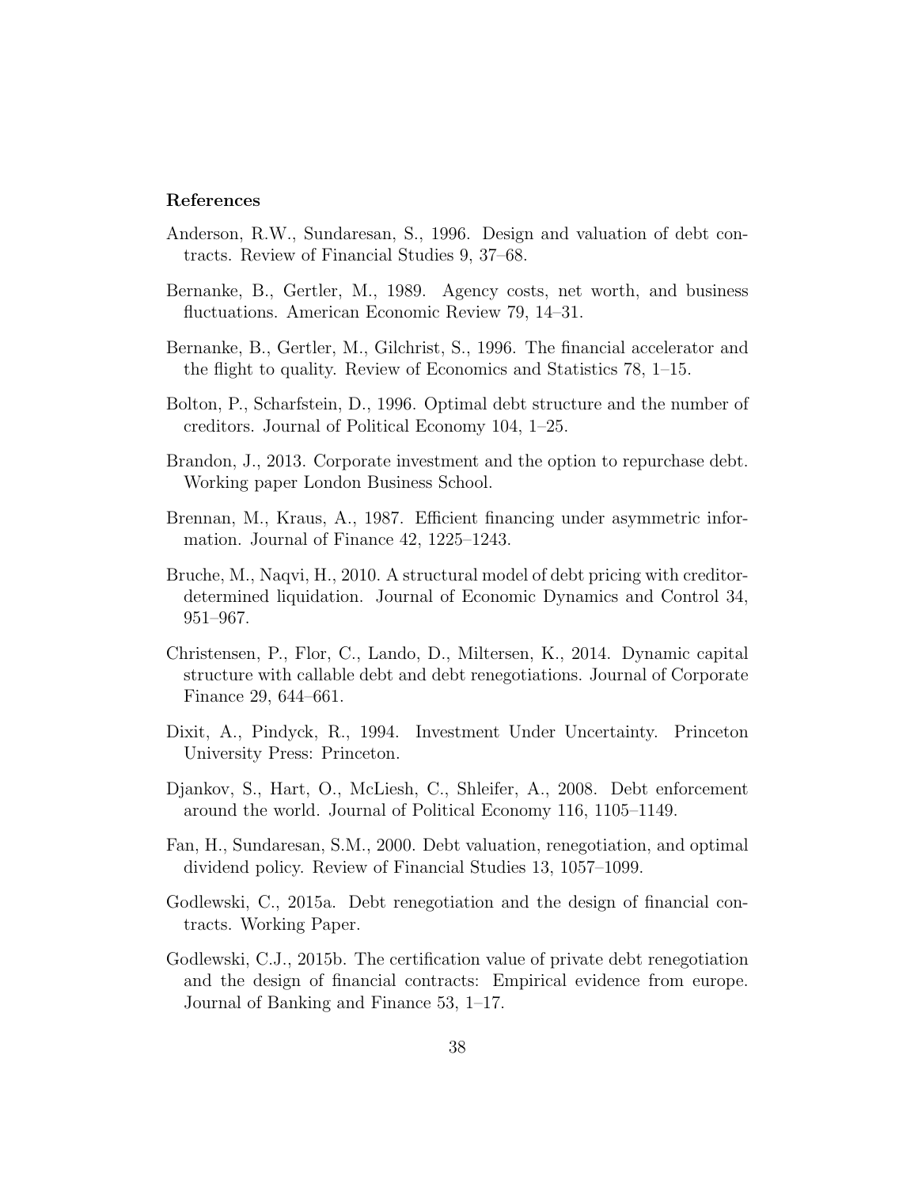## References

Anderson, R.W., Sundaresan, S., 1996. Design and valuation of debt contracts. Review of Financial Studies 9, 37–68.

Bernanke, B., Gertler, M., 1989. Agency costs, net worth, and business fluctuations. American Economic Review 79, 14–31.

Bernanke, B., Gertler, M., Gilchrist, S., 1996. The financial accelerator and the flight to quality. Review of Economics and Statistics 78, 1–15.

Bolton, P., Scharfstein, D., 1996. Optimal debt structure and the number of creditors. Journal of Political Economy 104, 1–25.

Brandon, J., 2013. Corporate investment and the option to repurchase debt. Working paper London Business School.

Brennan, M., Kraus, A., 1987. Efficient financing under asymmetric information. Journal of Finance 42, 1225–1243.

Bruche, M., Naqvi, H., 2010. A structural model of debt pricing with creditor-determined liquidation. Journal of Economic Dynamics and Control 34, 951–967.

Christensen, P., Flor, C., Lando, D., Miltersen, K., 2014. Dynamic capital structure with callable debt and debt renegotiations. Journal of Corporate Finance 29, 644–661.

Dixit, A., Pindyck, R., 1994. Investment Under Uncertainty. Princeton University Press: Princeton.

Djankov, S., Hart, O., McLiesh, C., Shleifer, A., 2008. Debt enforcement around the world. Journal of Political Economy 116, 1105–1149.

Fan, H., Sundaresan, S.M., 2000. Debt valuation, renegotiation, and optimal dividend policy. Review of Financial Studies 13, 1057–1099.

Godlewski, C., 2015a. Debt renegotiation and the design of financial contracts. Working Paper.

Godlewski, C.J., 2015b. The certification value of private debt renegotiation and the design of financial contracts: Empirical evidence from europe. Journal of Banking and Finance 53, 1–17.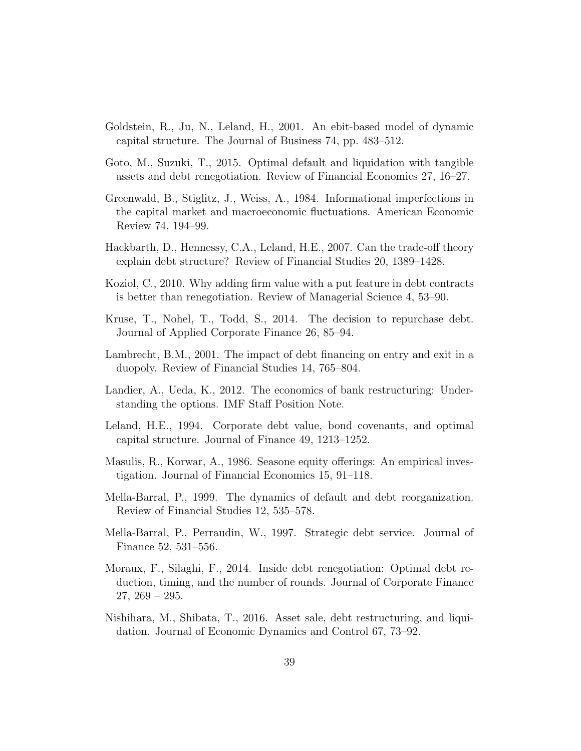Goldstein, R., Ju, N., Leland, H., 2001. An ebit-based model of dynamic capital structure. The Journal of Business 74, pp. 483–512.

Goto, M., Suzuki, T., 2015. Optimal default and liquidation with tangible assets and debt renegotiation. Review of Financial Economics 27, 16–27.

Greenwald, B., Stiglitz, J., Weiss, A., 1984. Informational imperfections in the capital market and macroeconomic fluctuations. American Economic Review 74, 194–99.

Hackbarth, D., Hennessy, C.A., Leland, H.E., 2007. Can the trade-off theory explain debt structure? Review of Financial Studies 20, 1389–1428.

Koziol, C., 2010. Why adding firm value with a put feature in debt contracts is better than renegotiation. Review of Managerial Science 4, 53–90.

Kruse, T., Nohel, T., Todd, S., 2014. The decision to repurchase debt. Journal of Applied Corporate Finance 26, 85–94.

Lambrecht, B.M., 2001. The impact of debt financing on entry and exit in a duopoly. Review of Financial Studies 14, 765–804.

Landier, A., Ueda, K., 2012. The economics of bank restructuring: Understanding the options. IMF Staff Position Note.

Leland, H.E., 1994. Corporate debt value, bond covenants, and optimal capital structure. Journal of Finance 49, 1213–1252.

Masulis, R., Korwar, A., 1986. Seasone equity offerings: An empirical investigation. Journal of Financial Economics 15, 91–118.

Mella-Barral, P., 1999. The dynamics of default and debt reorganization. Review of Financial Studies 12, 535–578.

Mella-Barral, P., Perraudin, W., 1997. Strategic debt service. Journal of Finance 52, 531–556.

Moraux, F., Silaghi, F., 2014. Inside debt renegotiation: Optimal debt reduction, timing, and the number of rounds. Journal of Corporate Finance 27, 269 – 295.

Nishihara, M., Shibata, T., 2016. Asset sale, debt restructuring, and liquidation. Journal of Economic Dynamics and Control 67, 73–92.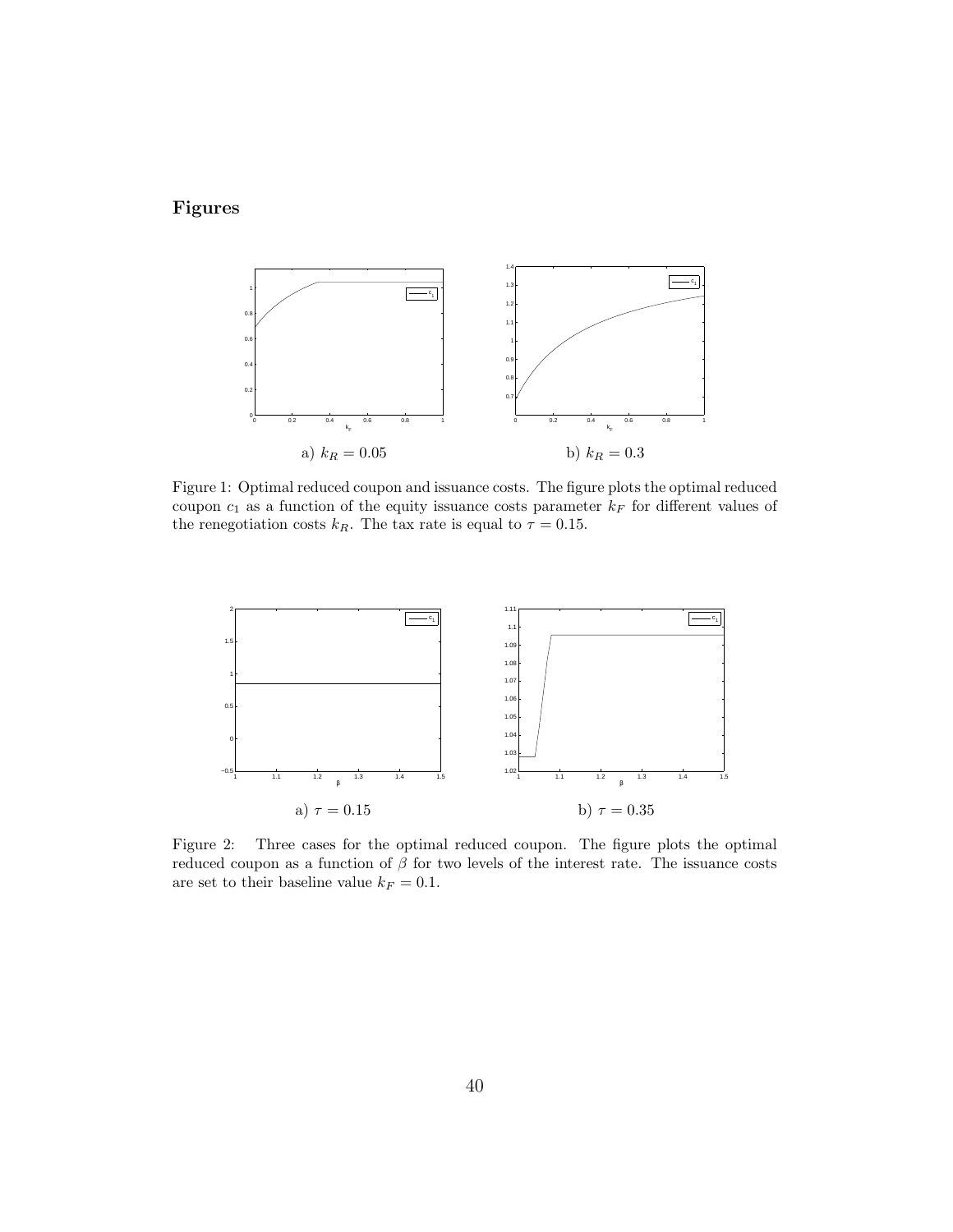## Figures

a) $k_R = 0.05$

b) $k_R = 0.3$

Figure 1: Optimal reduced coupon and issuance costs. The figure plots the optimal reduced coupon $c_1$ as a function of the equity issuance costs parameter $k_F$ for different values of the renegotiation costs $k_R$. The tax rate is equal to $\tau = 0.15$.

a) $\tau = 0.15$

b) $\tau = 0.35$

Figure 2: Three cases for the optimal reduced coupon. The figure plots the optimal reduced coupon as a function of $\beta$ for two levels of the interest rate. The issuance costs are set to their baseline value $k_F = 0.1$.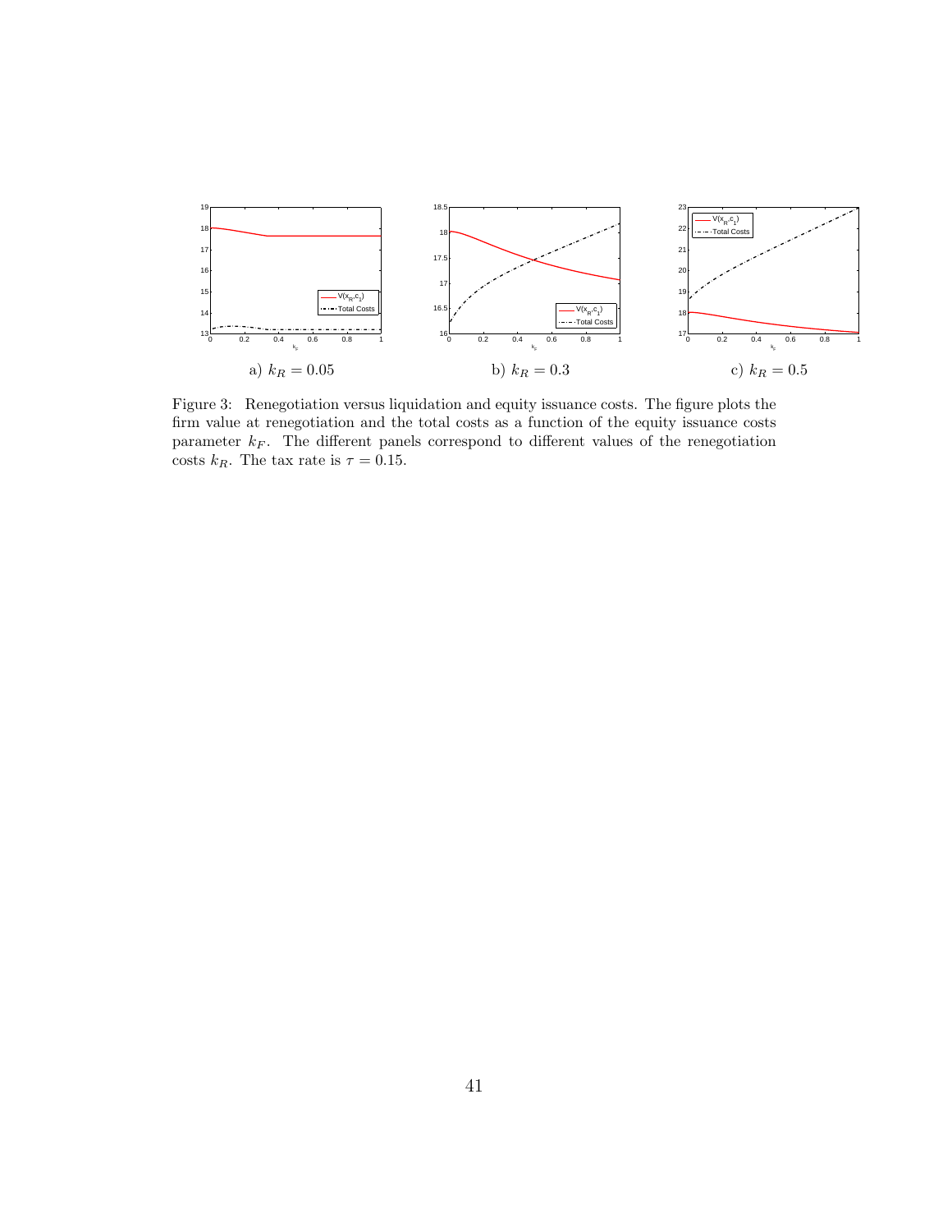a) $k_R = 0.05$

b) $k_R = 0.3$

c) $k_R = 0.5$

Figure 3: Renegotiation versus liquidation and equity issuance costs. The figure plots the firm value at renegotiation and the total costs as a function of the equity issuance costs parameter $k_F$. The different panels correspond to different values of the renegotiation costs $k_R$. The tax rate is $\tau = 0.15$.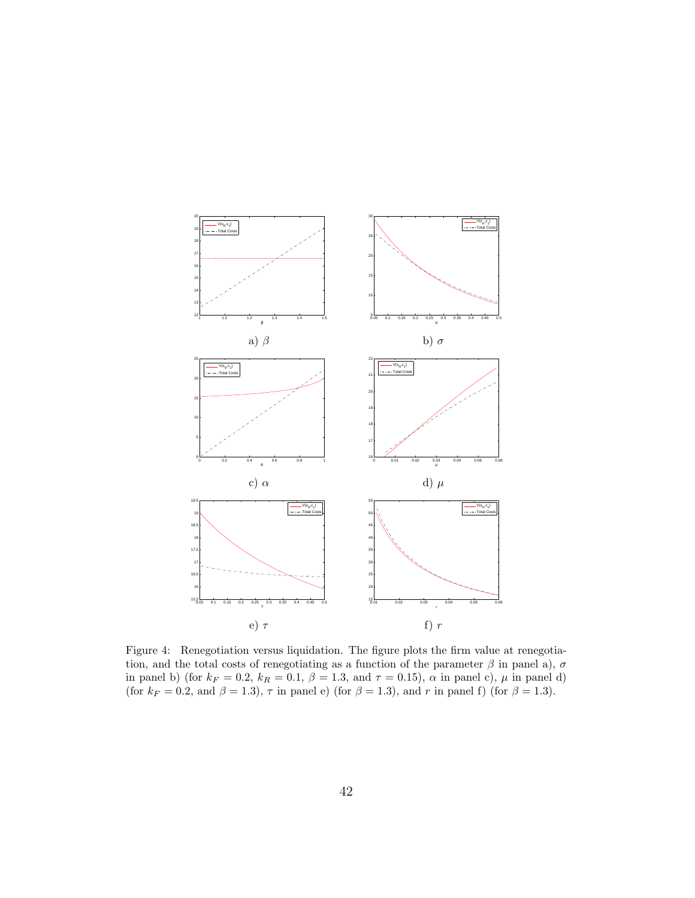a) $\beta$

b) $\sigma$

c) $\alpha$

d) $\mu$

e) $\tau$

f) $r$

Figure 4: Renegotiation versus liquidation. The figure plots the firm value at renegotiation, and the total costs of renegotiating as a function of the parameter $\beta$ in panel a), $\sigma$ in panel b) (for $k_F = 0.2$, $k_R = 0.1$, $\beta = 1.3$, and $\tau = 0.15$), $\alpha$ in panel c), $\mu$ in panel d) (for $k_F = 0.2$, and $\beta = 1.3$), $\tau$ in panel e) (for $\beta = 1.3$), and $r$ in panel f) (for $\beta = 1.3$).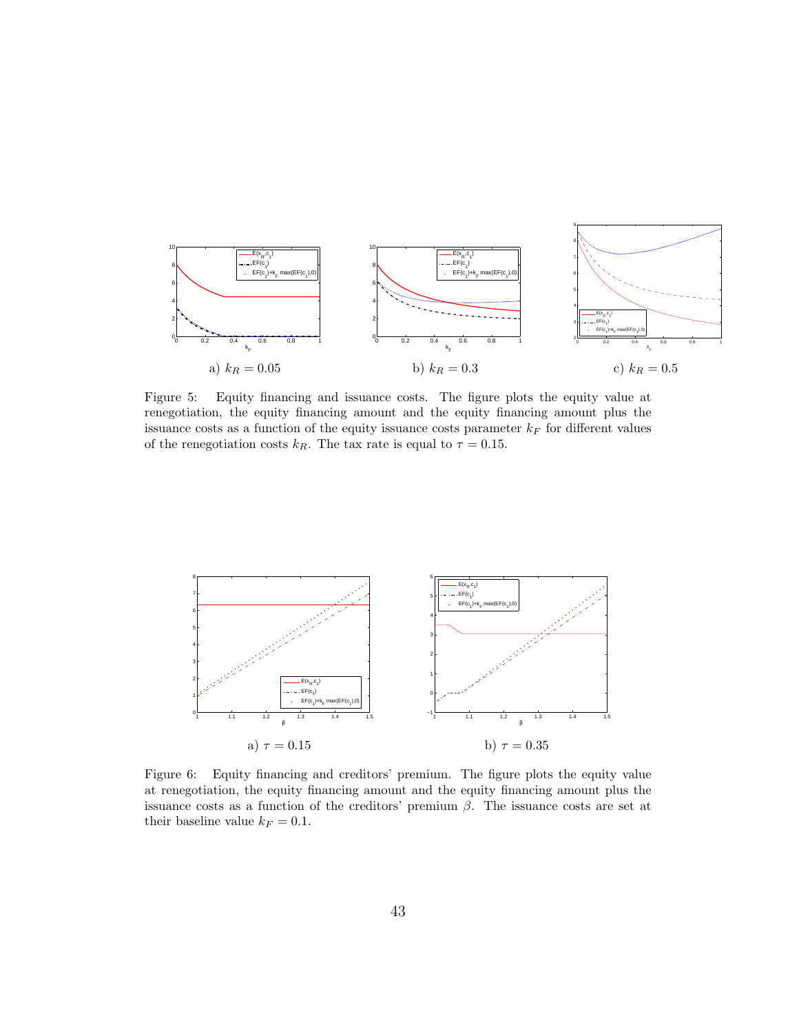a) $k_R = 0.05$ b) $k_R = 0.3$ c) $k_R = 0.5$

Figure 5: Equity financing and issuance costs. The figure plots the equity value at renegotiation, the equity financing amount and the equity financing amount plus the issuance costs as a function of the equity issuance costs parameter $k_F$ for different values of the renegotiation costs $k_R$. The tax rate is equal to $\tau = 0.15$.

a) $\tau = 0.15$ b) $\tau = 0.35$

Figure 6: Equity financing and creditors' premium. The figure plots the equity value at renegotiation, the equity financing amount and the equity financing amount plus the issuance costs as a function of the creditors' premium $\beta$. The issuance costs are set at their baseline value $k_F = 0.1$.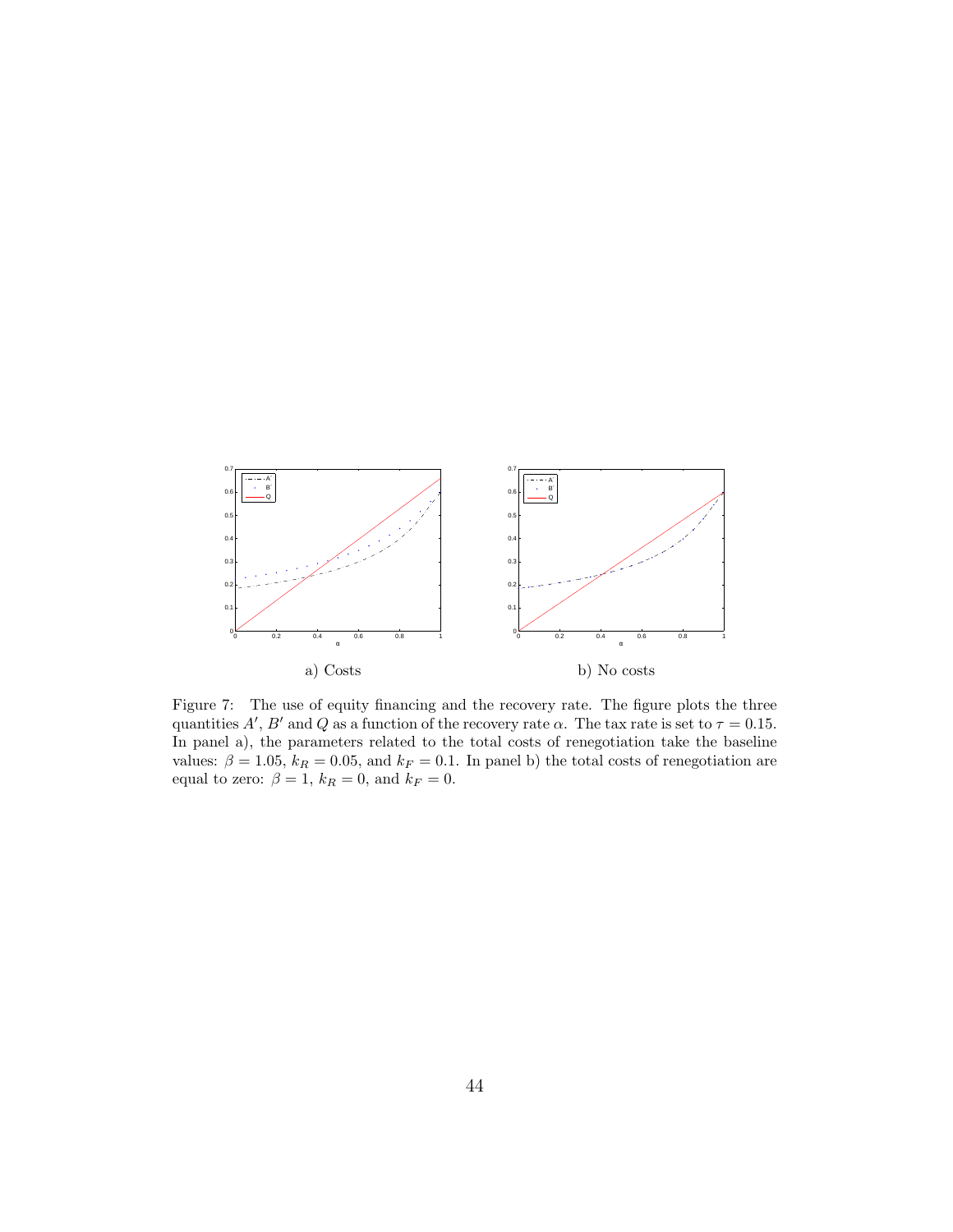a) Costs

b) No costs

Figure 7: The use of equity financing and the recovery rate. The figure plots the three quantities $A'$, $B'$ and $Q$ as a function of the recovery rate $\alpha$. The tax rate is set to $\tau = 0.15$. In panel a), the parameters related to the total costs of renegotiation take the baseline values: $\beta = 1.05$, $k_R = 0.05$, and $k_F = 0.1$. In panel b) the total costs of renegotiation are equal to zero: $\beta = 1$, $k_R = 0$, and $k_F = 0$.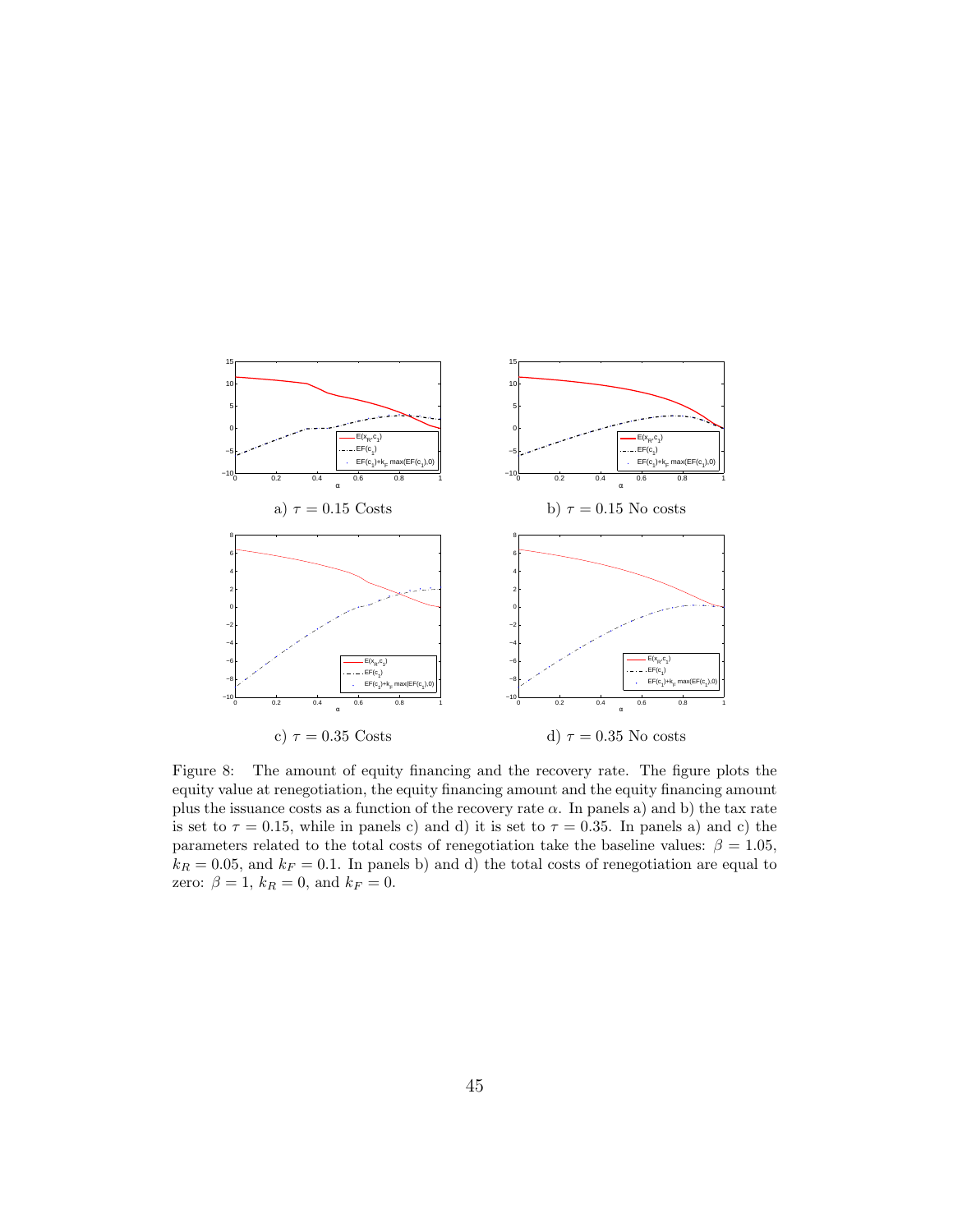a) $\tau = 0.15$ Costs

b) $\tau = 0.15$ No costs

c) $\tau = 0.35$ Costs

d) $\tau = 0.35$ No costs

Figure 8: The amount of equity financing and the recovery rate. The figure plots the equity value at renegotiation, the equity financing amount and the equity financing amount plus the issuance costs as a function of the recovery rate $\alpha$. In panels a) and b) the tax rate is set to $\tau = 0.15$, while in panels c) and d) it is set to $\tau = 0.35$. In panels a) and c) the parameters related to the total costs of renegotiation take the baseline values: $\beta = 1.05$, $k_R = 0.05$, and $k_F = 0.1$. In panels b) and d) the total costs of renegotiation are equal to zero: $\beta = 1$, $k_R = 0$, and $k_F = 0$.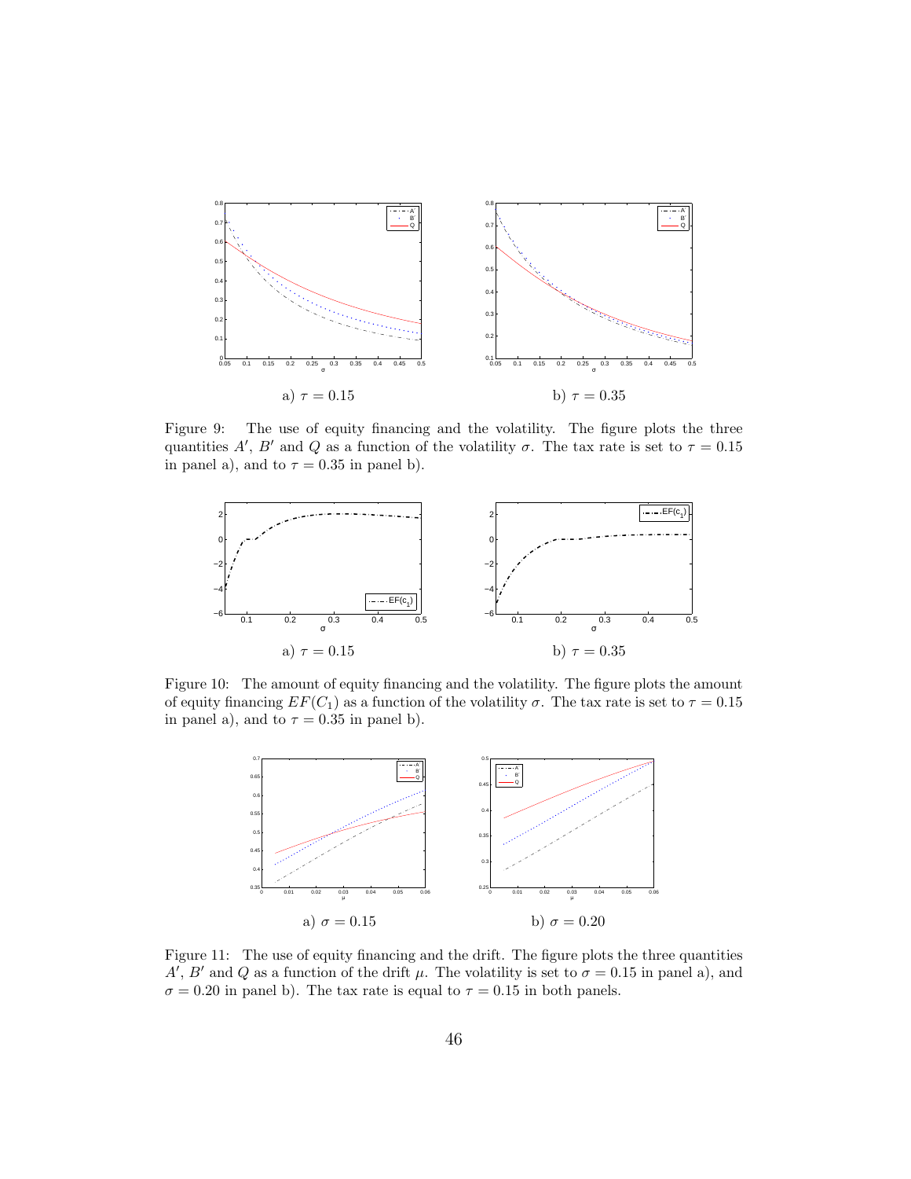a) $\tau = 0.15$

b) $\tau = 0.35$

Figure 9: The use of equity financing and the volatility. The figure plots the three quantities $A'$, $B'$ and $Q$ as a function of the volatility $\sigma$. The tax rate is set to $\tau = 0.15$ in panel a), and to $\tau = 0.35$ in panel b).

a) $\tau = 0.15$

b) $\tau = 0.35$

Figure 10: The amount of equity financing and the volatility. The figure plots the amount of equity financing $EF(C_1)$ as a function of the volatility $\sigma$. The tax rate is set to $\tau = 0.15$ in panel a), and to $\tau = 0.35$ in panel b).

a) $\sigma = 0.15$

b) $\sigma = 0.20$

Figure 11: The use of equity financing and the drift. The figure plots the three quantities $A'$, $B'$ and $Q$ as a function of the drift $\mu$. The volatility is set to $\sigma = 0.15$ in panel a), and $\sigma = 0.20$ in panel b). The tax rate is equal to $\tau = 0.15$ in both panels.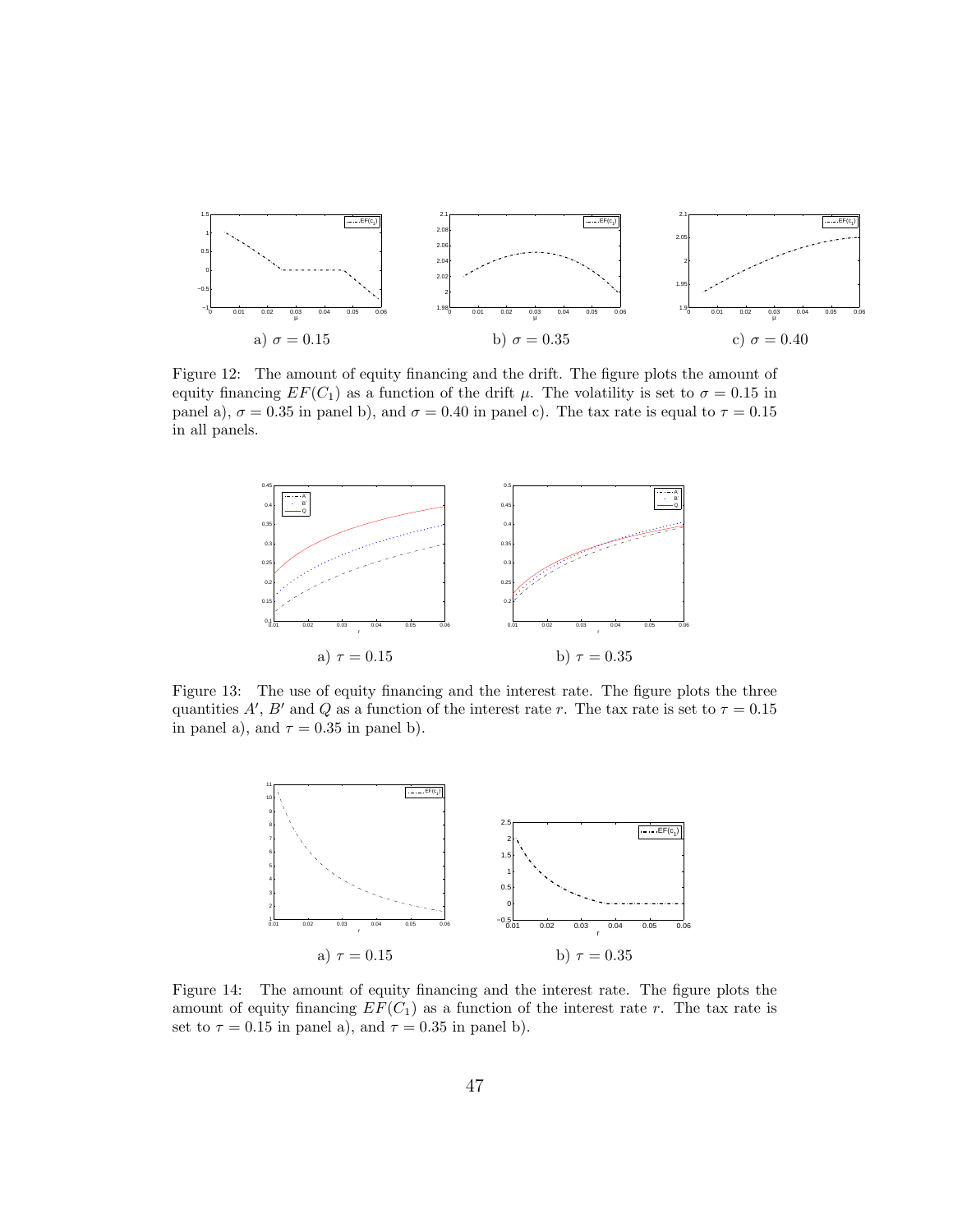a) $\sigma = 0.15$

b) $\sigma = 0.35$

c) $\sigma = 0.40$

Figure 12: The amount of equity financing and the drift. The figure plots the amount of equity financing $EF(C_1)$ as a function of the drift $\mu$. The volatility is set to $\sigma = 0.15$ in panel a), $\sigma = 0.35$ in panel b), and $\sigma = 0.40$ in panel c). The tax rate is equal to $\tau = 0.15$ in all panels.

a) $\tau = 0.15$

b) $\tau = 0.35$

Figure 13: The use of equity financing and the interest rate. The figure plots the three quantities $A'$, $B'$ and $Q$ as a function of the interest rate $r$. The tax rate is set to $\tau = 0.15$ in panel a), and $\tau = 0.35$ in panel b).

a) $\tau = 0.15$

b) $\tau = 0.35$

Figure 14: The amount of equity financing and the interest rate. The figure plots the amount of equity financing $EF(C_1)$ as a function of the interest rate $r$. The tax rate is set to $\tau = 0.15$ in panel a), and $\tau = 0.35$ in panel b).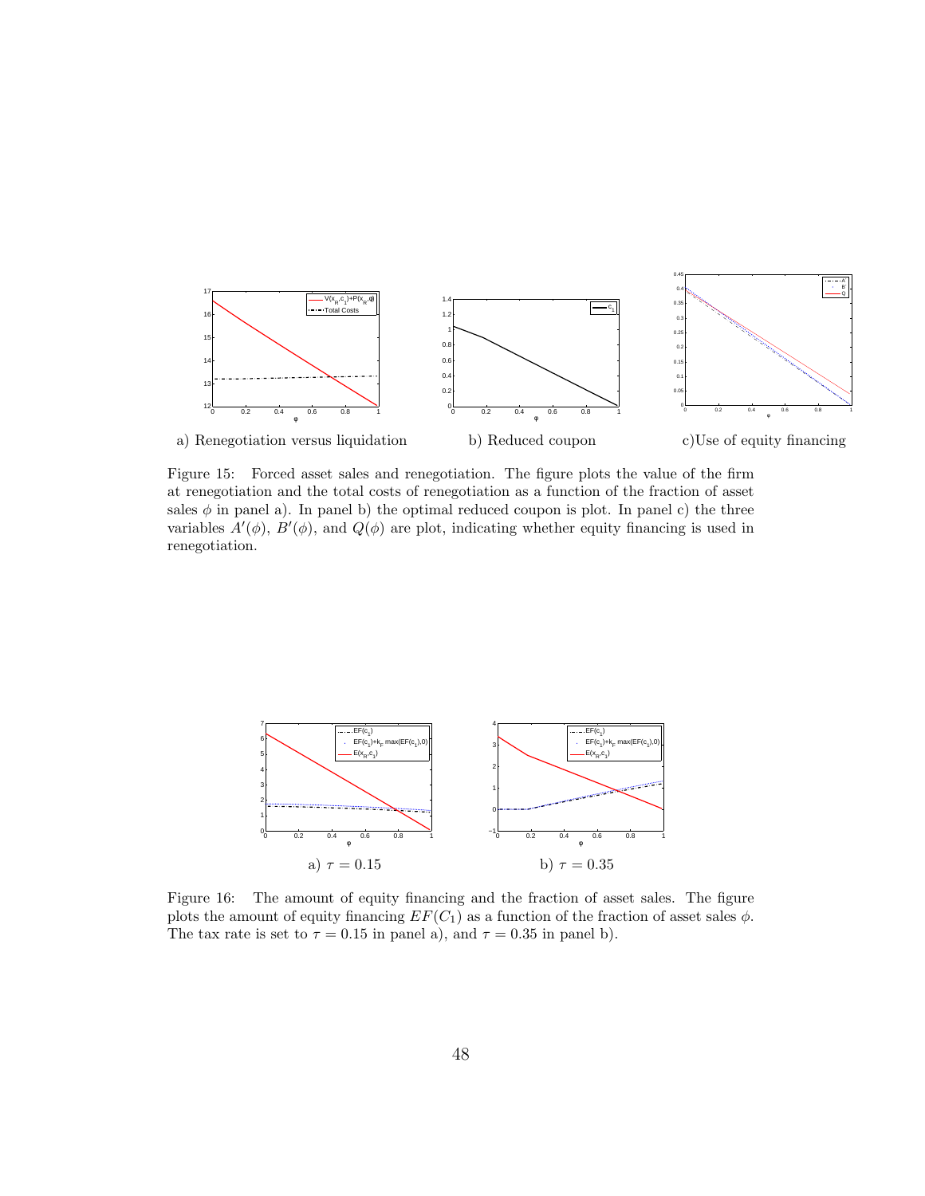a) Renegotiation versus liquidation

b) Reduced coupon

c)Use of equity financing

Figure 15: Forced asset sales and renegotiation. The figure plots the value of the firm at renegotiation and the total costs of renegotiation as a function of the fraction of asset sales $\phi$ in panel a). In panel b) the optimal reduced coupon is plot. In panel c) the three variables $A'(\phi)$, $B'(\phi)$, and $Q(\phi)$ are plot, indicating whether equity financing is used in renegotiation.

a) $\tau = 0.15$

b) $\tau = 0.35$

Figure 16: The amount of equity financing and the fraction of asset sales. The figure plots the amount of equity financing $EF(C_1)$ as a function of the fraction of asset sales $\phi$. The tax rate is set to $\tau = 0.15$ in panel a), and $\tau = 0.35$ in panel b).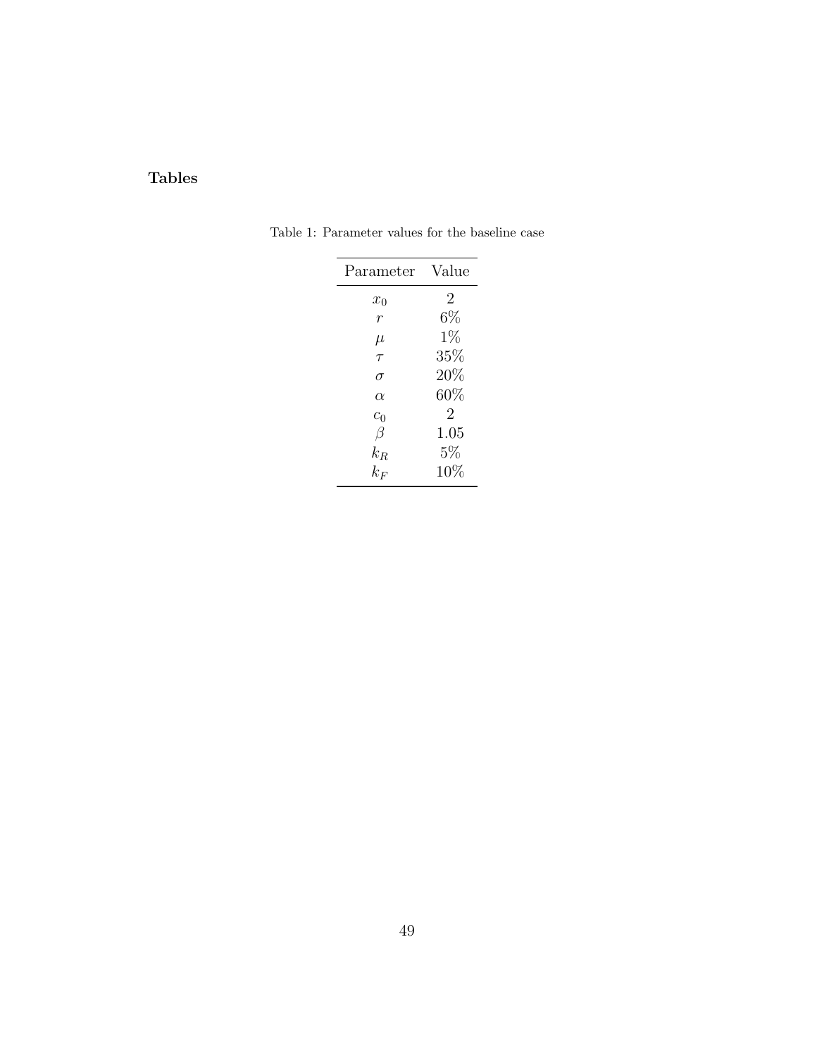# Tables

Table 1: Parameter values for the baseline case

| Parameter | Value |
| --- | --- |
| $x_0$ | 2 |
| $r$ | 6% |
| $\mu$ | 1% |
| $\tau$ | 35% |
| $\sigma$ | 20% |
| $\alpha$ | 60% |
| $c_0$ | 2 |
| $\beta$ | 1.05 |
| $k_R$ | 5% |
| $k_F$ | 10% |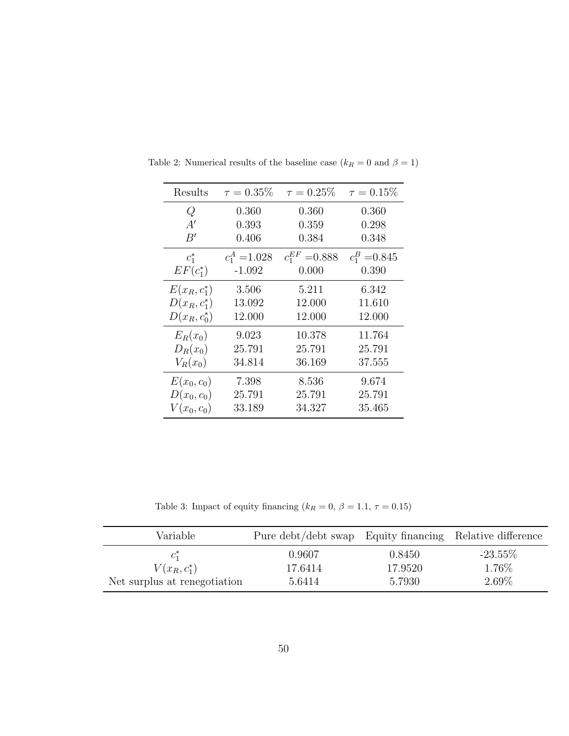Table 2: Numerical results of the baseline case ($k_R = 0$ and $\beta = 1$)

| Results | $\tau = 0.35\%$ | $\tau = 0.25\%$ | $\tau = 0.15\%$ |
|---|---|---|---|
| $Q$ | 0.360 | 0.360 | 0.360 |
| $A'$ | 0.393 | 0.359 | 0.298 |
| $B'$ | 0.406 | 0.384 | 0.348 |
| $c_1^*$ | $c_1^A$ =1.028 | $c_1^{EF}$ =0.888 | $c_1^B$ =0.845 |
| $EF(c_1^*)$ | -1.092 | 0.000 | 0.390 |
| $E(x_R, c_1^*)$ | 3.506 | 5.211 | 6.342 |
| $D(x_R, c_1^*)$ | 13.092 | 12.000 | 11.610 |
| $D(x_R, c_0^*)$ | 12.000 | 12.000 | 12.000 |
| $E_R(x_0)$ | 9.023 | 10.378 | 11.764 |
| $D_R(x_0)$ | 25.791 | 25.791 | 25.791 |
| $V_R(x_0)$ | 34.814 | 36.169 | 37.555 |
| $E(x_0, c_0)$ | 7.398 | 8.536 | 9.674 |
| $D(x_0, c_0)$ | 25.791 | 25.791 | 25.791 |
| $V(x_0, c_0)$ | 33.189 | 34.327 | 35.465 |

Table 3: Impact of equity financing ($k_R = 0$, $\beta = 1.1$, $\tau = 0.15$)

| Variable | Pure debt/debt swap | Equity financing | Relative difference |
|---|---|---|---|
| $c_1^*$ | 0.9607 | 0.8450 | -23.55% |
| $V(x_R, c_1^*)$ | 17.6414 | 17.9520 | 1.76% |
| Net surplus at renegotiation | 5.6414 | 5.7930 | 2.69% |